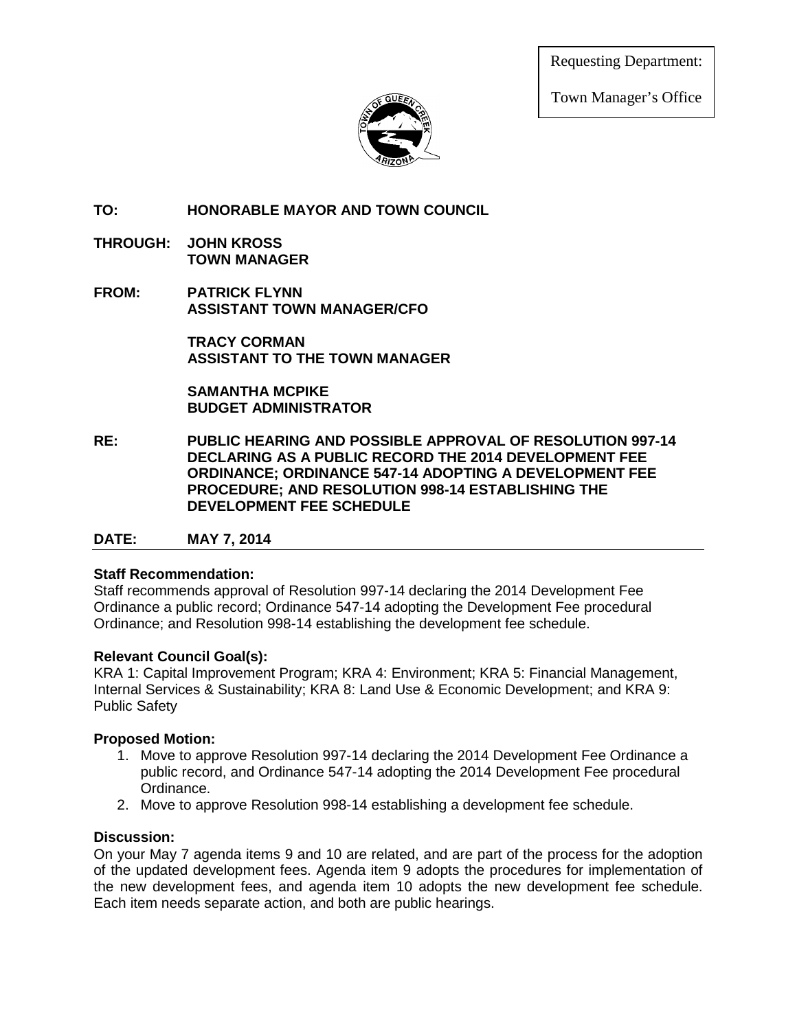Requesting Department:

Town Manager's Office

**TO:** HONORABLE MAYOR AND TOWN COUNCIL

**THROUGH:** JOHN KROSS
TOWN MANAGER

**FROM:** PATRICK FLYNN
ASSISTANT TOWN MANAGER/CFO

TRACY CORMAN
ASSISTANT TO THE TOWN MANAGER

SAMANTHA MCPIKE
BUDGET ADMINISTRATOR

**RE:** PUBLIC HEARING AND POSSIBLE APPROVAL OF RESOLUTION 997-14 DECLARING AS A PUBLIC RECORD THE 2014 DEVELOPMENT FEE ORDINANCE; ORDINANCE 547-14 ADOPTING A DEVELOPMENT FEE PROCEDURE; AND RESOLUTION 998-14 ESTABLISHING THE DEVELOPMENT FEE SCHEDULE

**DATE:** MAY 7, 2014

---

**Staff Recommendation:**
Staff recommends approval of Resolution 997-14 declaring the 2014 Development Fee Ordinance a public record; Ordinance 547-14 adopting the Development Fee procedural Ordinance; and Resolution 998-14 establishing the development fee schedule.

**Relevant Council Goal(s):**
KRA 1: Capital Improvement Program; KRA 4: Environment; KRA 5: Financial Management, Internal Services & Sustainability; KRA 8: Land Use & Economic Development; and KRA 9: Public Safety

**Proposed Motion:**

1. Move to approve Resolution 997-14 declaring the 2014 Development Fee Ordinance a public record, and Ordinance 547-14 adopting the 2014 Development Fee procedural Ordinance.
2. Move to approve Resolution 998-14 establishing a development fee schedule.

**Discussion:**
On your May 7 agenda items 9 and 10 are related, and are part of the process for the adoption of the updated development fees. Agenda item 9 adopts the procedures for implementation of the new development fees, and agenda item 10 adopts the new development fee schedule. Each item needs separate action, and both are public hearings.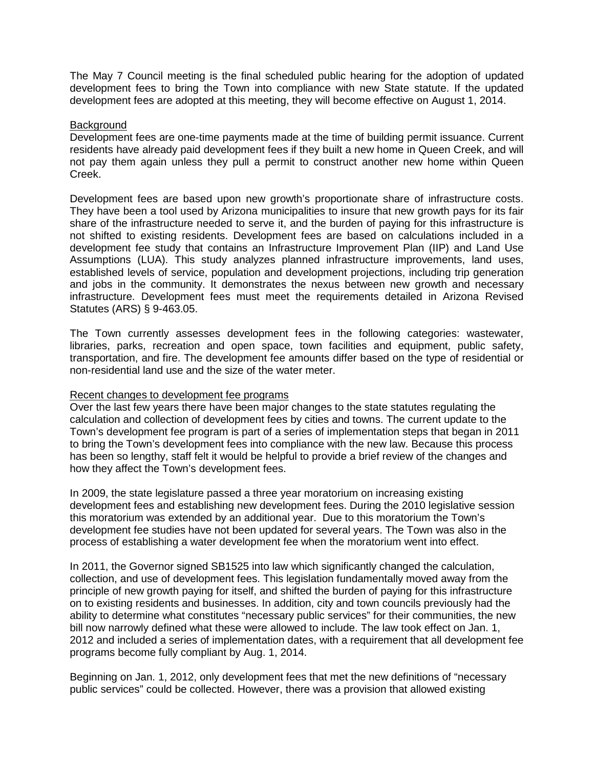The May 7 Council meeting is the final scheduled public hearing for the adoption of updated development fees to bring the Town into compliance with new State statute. If the updated development fees are adopted at this meeting, they will become effective on August 1, 2014.

<u>Background</u>

Development fees are one-time payments made at the time of building permit issuance. Current residents have already paid development fees if they built a new home in Queen Creek, and will not pay them again unless they pull a permit to construct another new home within Queen Creek.

Development fees are based upon new growth's proportionate share of infrastructure costs. They have been a tool used by Arizona municipalities to insure that new growth pays for its fair share of the infrastructure needed to serve it, and the burden of paying for this infrastructure is not shifted to existing residents. Development fees are based on calculations included in a development fee study that contains an Infrastructure Improvement Plan (IIP) and Land Use Assumptions (LUA). This study analyzes planned infrastructure improvements, land uses, established levels of service, population and development projections, including trip generation and jobs in the community. It demonstrates the nexus between new growth and necessary infrastructure. Development fees must meet the requirements detailed in Arizona Revised Statutes (ARS) § 9-463.05.

The Town currently assesses development fees in the following categories: wastewater, libraries, parks, recreation and open space, town facilities and equipment, public safety, transportation, and fire. The development fee amounts differ based on the type of residential or non-residential land use and the size of the water meter.

<u>Recent changes to development fee programs</u>

Over the last few years there have been major changes to the state statutes regulating the calculation and collection of development fees by cities and towns. The current update to the Town's development fee program is part of a series of implementation steps that began in 2011 to bring the Town's development fees into compliance with the new law. Because this process has been so lengthy, staff felt it would be helpful to provide a brief review of the changes and how they affect the Town's development fees.

In 2009, the state legislature passed a three year moratorium on increasing existing development fees and establishing new development fees. During the 2010 legislative session this moratorium was extended by an additional year. Due to this moratorium the Town's development fee studies have not been updated for several years. The Town was also in the process of establishing a water development fee when the moratorium went into effect.

In 2011, the Governor signed SB1525 into law which significantly changed the calculation, collection, and use of development fees. This legislation fundamentally moved away from the principle of new growth paying for itself, and shifted the burden of paying for this infrastructure on to existing residents and businesses. In addition, city and town councils previously had the ability to determine what constitutes "necessary public services" for their communities, the new bill now narrowly defined what these were allowed to include. The law took effect on Jan. 1, 2012 and included a series of implementation dates, with a requirement that all development fee programs become fully compliant by Aug. 1, 2014.

Beginning on Jan. 1, 2012, only development fees that met the new definitions of "necessary public services" could be collected. However, there was a provision that allowed existing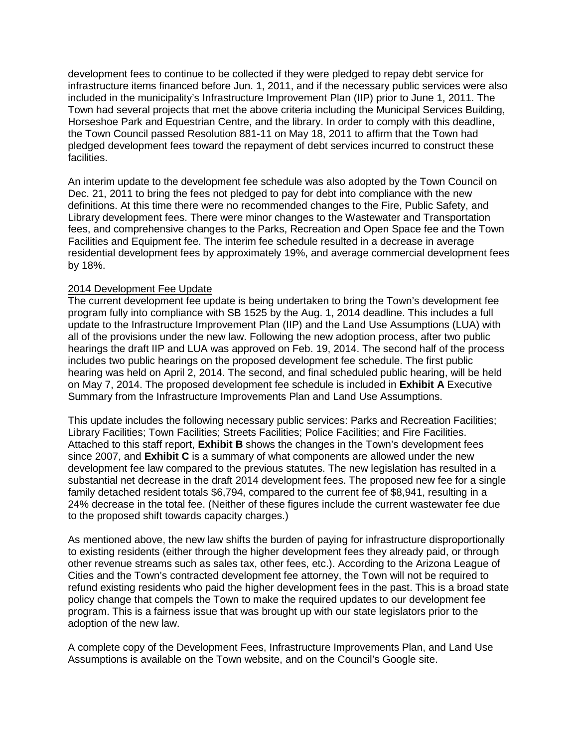development fees to continue to be collected if they were pledged to repay debt service for infrastructure items financed before Jun. 1, 2011, and if the necessary public services were also included in the municipality's Infrastructure Improvement Plan (IIP) prior to June 1, 2011. The Town had several projects that met the above criteria including the Municipal Services Building, Horseshoe Park and Equestrian Centre, and the library. In order to comply with this deadline, the Town Council passed Resolution 881-11 on May 18, 2011 to affirm that the Town had pledged development fees toward the repayment of debt services incurred to construct these facilities.

An interim update to the development fee schedule was also adopted by the Town Council on Dec. 21, 2011 to bring the fees not pledged to pay for debt into compliance with the new definitions. At this time there were no recommended changes to the Fire, Public Safety, and Library development fees. There were minor changes to the Wastewater and Transportation fees, and comprehensive changes to the Parks, Recreation and Open Space fee and the Town Facilities and Equipment fee. The interim fee schedule resulted in a decrease in average residential development fees by approximately 19%, and average commercial development fees by 18%.

2014 Development Fee Update

The current development fee update is being undertaken to bring the Town's development fee program fully into compliance with SB 1525 by the Aug. 1, 2014 deadline. This includes a full update to the Infrastructure Improvement Plan (IIP) and the Land Use Assumptions (LUA) with all of the provisions under the new law. Following the new adoption process, after two public hearings the draft IIP and LUA was approved on Feb. 19, 2014. The second half of the process includes two public hearings on the proposed development fee schedule. The first public hearing was held on April 2, 2014. The second, and final scheduled public hearing, will be held on May 7, 2014. The proposed development fee schedule is included in **Exhibit A** Executive Summary from the Infrastructure Improvements Plan and Land Use Assumptions.

This update includes the following necessary public services: Parks and Recreation Facilities; Library Facilities; Town Facilities; Streets Facilities; Police Facilities; and Fire Facilities. Attached to this staff report, **Exhibit B** shows the changes in the Town's development fees since 2007, and **Exhibit C** is a summary of what components are allowed under the new development fee law compared to the previous statutes. The new legislation has resulted in a substantial net decrease in the draft 2014 development fees. The proposed new fee for a single family detached resident totals $6,794, compared to the current fee of $8,941, resulting in a 24% decrease in the total fee. (Neither of these figures include the current wastewater fee due to the proposed shift towards capacity charges.)

As mentioned above, the new law shifts the burden of paying for infrastructure disproportionally to existing residents (either through the higher development fees they already paid, or through other revenue streams such as sales tax, other fees, etc.). According to the Arizona League of Cities and the Town's contracted development fee attorney, the Town will not be required to refund existing residents who paid the higher development fees in the past. This is a broad state policy change that compels the Town to make the required updates to our development fee program. This is a fairness issue that was brought up with our state legislators prior to the adoption of the new law.

A complete copy of the Development Fees, Infrastructure Improvements Plan, and Land Use Assumptions is available on the Town website, and on the Council's Google site.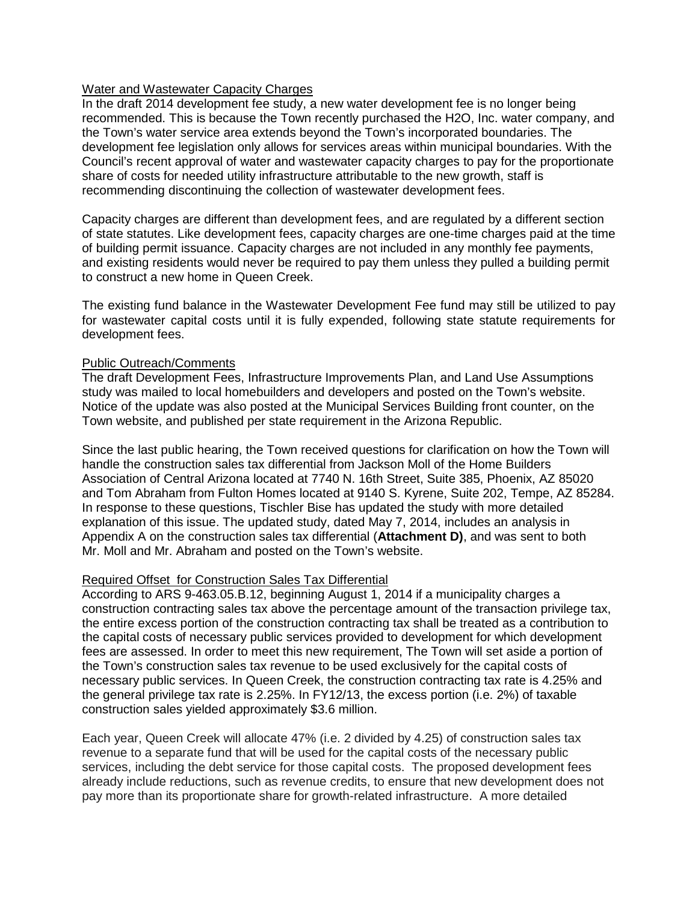Water and Wastewater Capacity Charges

In the draft 2014 development fee study, a new water development fee is no longer being recommended. This is because the Town recently purchased the H2O, Inc. water company, and the Town's water service area extends beyond the Town's incorporated boundaries. The development fee legislation only allows for services areas within municipal boundaries. With the Council's recent approval of water and wastewater capacity charges to pay for the proportionate share of costs for needed utility infrastructure attributable to the new growth, staff is recommending discontinuing the collection of wastewater development fees.

Capacity charges are different than development fees, and are regulated by a different section of state statutes. Like development fees, capacity charges are one-time charges paid at the time of building permit issuance. Capacity charges are not included in any monthly fee payments, and existing residents would never be required to pay them unless they pulled a building permit to construct a new home in Queen Creek.

The existing fund balance in the Wastewater Development Fee fund may still be utilized to pay for wastewater capital costs until it is fully expended, following state statute requirements for development fees.

Public Outreach/Comments

The draft Development Fees, Infrastructure Improvements Plan, and Land Use Assumptions study was mailed to local homebuilders and developers and posted on the Town's website. Notice of the update was also posted at the Municipal Services Building front counter, on the Town website, and published per state requirement in the Arizona Republic.

Since the last public hearing, the Town received questions for clarification on how the Town will handle the construction sales tax differential from Jackson Moll of the Home Builders Association of Central Arizona located at 7740 N. 16th Street, Suite 385, Phoenix, AZ 85020 and Tom Abraham from Fulton Homes located at 9140 S. Kyrene, Suite 202, Tempe, AZ 85284. In response to these questions, Tischler Bise has updated the study with more detailed explanation of this issue. The updated study, dated May 7, 2014, includes an analysis in Appendix A on the construction sales tax differential (**Attachment D)**, and was sent to both Mr. Moll and Mr. Abraham and posted on the Town's website.

Required Offset for Construction Sales Tax Differential

According to ARS 9-463.05.B.12, beginning August 1, 2014 if a municipality charges a construction contracting sales tax above the percentage amount of the transaction privilege tax, the entire excess portion of the construction contracting tax shall be treated as a contribution to the capital costs of necessary public services provided to development for which development fees are assessed. In order to meet this new requirement, The Town will set aside a portion of the Town's construction sales tax revenue to be used exclusively for the capital costs of necessary public services. In Queen Creek, the construction contracting tax rate is 4.25% and the general privilege tax rate is 2.25%. In FY12/13, the excess portion (i.e. 2%) of taxable construction sales yielded approximately $3.6 million.

Each year, Queen Creek will allocate 47% (i.e. 2 divided by 4.25) of construction sales tax revenue to a separate fund that will be used for the capital costs of the necessary public services, including the debt service for those capital costs. The proposed development fees already include reductions, such as revenue credits, to ensure that new development does not pay more than its proportionate share for growth-related infrastructure. A more detailed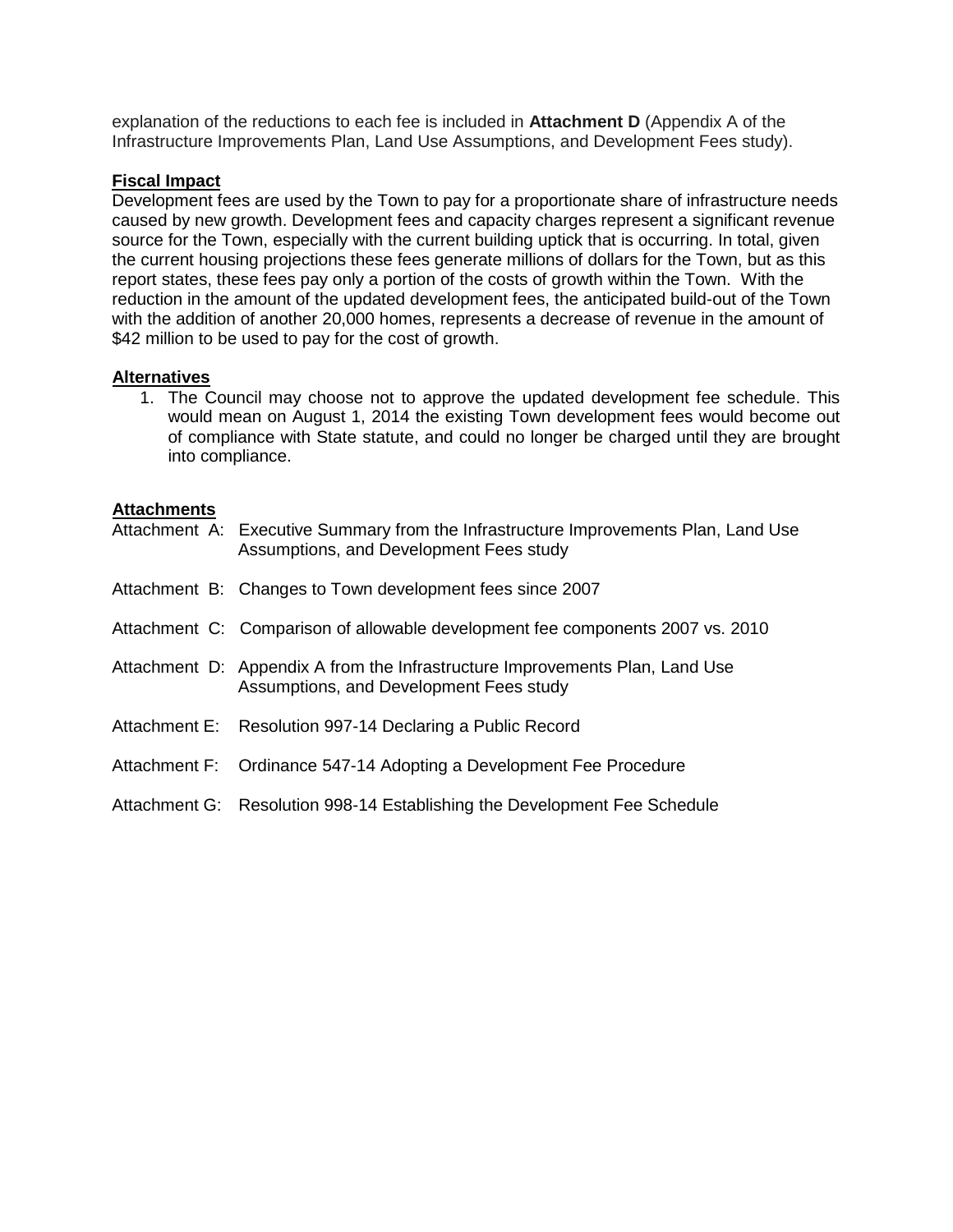explanation of the reductions to each fee is included in **Attachment D** (Appendix A of the Infrastructure Improvements Plan, Land Use Assumptions, and Development Fees study).

**Fiscal Impact**

Development fees are used by the Town to pay for a proportionate share of infrastructure needs caused by new growth. Development fees and capacity charges represent a significant revenue source for the Town, especially with the current building uptick that is occurring. In total, given the current housing projections these fees generate millions of dollars for the Town, but as this report states, these fees pay only a portion of the costs of growth within the Town. With the reduction in the amount of the updated development fees, the anticipated build-out of the Town with the addition of another 20,000 homes, represents a decrease of revenue in the amount of $42 million to be used to pay for the cost of growth.

**Alternatives**

1. The Council may choose not to approve the updated development fee schedule. This would mean on August 1, 2014 the existing Town development fees would become out of compliance with State statute, and could no longer be charged until they are brought into compliance.

**Attachments**

Attachment A: Executive Summary from the Infrastructure Improvements Plan, Land Use Assumptions, and Development Fees study

Attachment B: Changes to Town development fees since 2007

Attachment C: Comparison of allowable development fee components 2007 vs. 2010

Attachment D: Appendix A from the Infrastructure Improvements Plan, Land Use Assumptions, and Development Fees study

Attachment E: Resolution 997-14 Declaring a Public Record

Attachment F: Ordinance 547-14 Adopting a Development Fee Procedure

Attachment G: Resolution 998-14 Establishing the Development Fee Schedule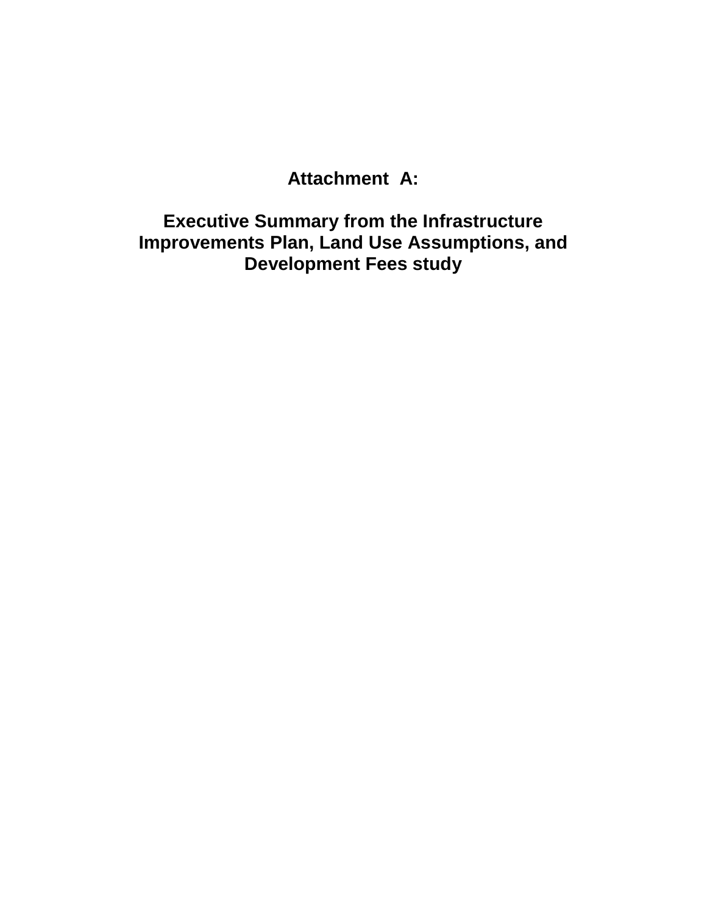# Attachment A:

# Executive Summary from the Infrastructure Improvements Plan, Land Use Assumptions, and Development Fees study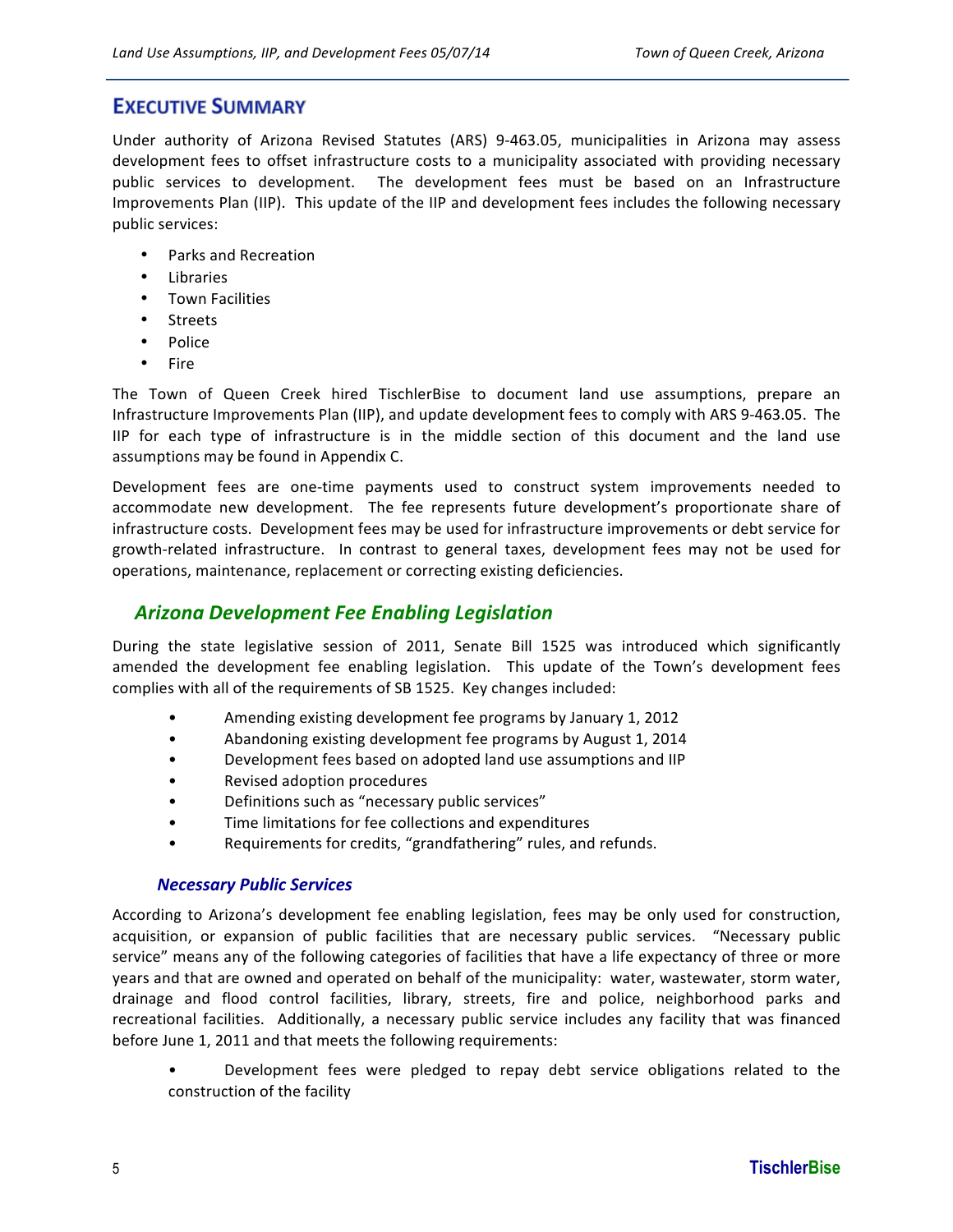## EXECUTIVE SUMMARY

Under authority of Arizona Revised Statutes (ARS) 9-463.05, municipalities in Arizona may assess development fees to offset infrastructure costs to a municipality associated with providing necessary public services to development. The development fees must be based on an Infrastructure Improvements Plan (IIP). This update of the IIP and development fees includes the following necessary public services:

- Parks and Recreation
- Libraries
- Town Facilities
- Streets
- Police
- Fire

The Town of Queen Creek hired TischlerBise to document land use assumptions, prepare an Infrastructure Improvements Plan (IIP), and update development fees to comply with ARS 9-463.05. The IIP for each type of infrastructure is in the middle section of this document and the land use assumptions may be found in Appendix C.

Development fees are one-time payments used to construct system improvements needed to accommodate new development. The fee represents future development's proportionate share of infrastructure costs. Development fees may be used for infrastructure improvements or debt service for growth-related infrastructure. In contrast to general taxes, development fees may not be used for operations, maintenance, replacement or correcting existing deficiencies.

### *Arizona Development Fee Enabling Legislation*

During the state legislative session of 2011, Senate Bill 1525 was introduced which significantly amended the development fee enabling legislation. This update of the Town's development fees complies with all of the requirements of SB 1525. Key changes included:

- Amending existing development fee programs by January 1, 2012
- Abandoning existing development fee programs by August 1, 2014
- Development fees based on adopted land use assumptions and IIP
- Revised adoption procedures
- Definitions such as "necessary public services"
- Time limitations for fee collections and expenditures
- Requirements for credits, "grandfathering" rules, and refunds.

#### *Necessary Public Services*

According to Arizona's development fee enabling legislation, fees may be only used for construction, acquisition, or expansion of public facilities that are necessary public services. "Necessary public service" means any of the following categories of facilities that have a life expectancy of three or more years and that are owned and operated on behalf of the municipality: water, wastewater, storm water, drainage and flood control facilities, library, streets, fire and police, neighborhood parks and recreational facilities. Additionally, a necessary public service includes any facility that was financed before June 1, 2011 and that meets the following requirements:

- Development fees were pledged to repay debt service obligations related to the construction of the facility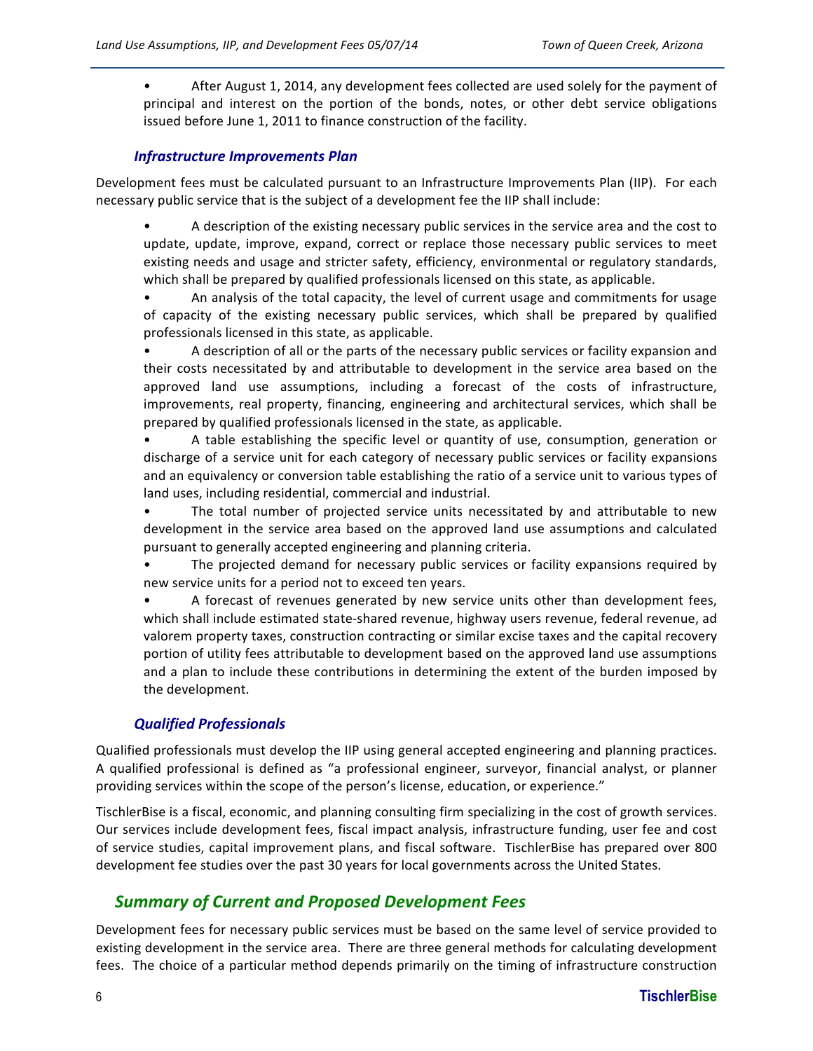- After August 1, 2014, any development fees collected are used solely for the payment of principal and interest on the portion of the bonds, notes, or other debt service obligations issued before June 1, 2011 to finance construction of the facility.

### *Infrastructure Improvements Plan*

Development fees must be calculated pursuant to an Infrastructure Improvements Plan (IIP). For each necessary public service that is the subject of a development fee the IIP shall include:

- A description of the existing necessary public services in the service area and the cost to update, update, improve, expand, correct or replace those necessary public services to meet existing needs and usage and stricter safety, efficiency, environmental or regulatory standards, which shall be prepared by qualified professionals licensed on this state, as applicable.
- An analysis of the total capacity, the level of current usage and commitments for usage of capacity of the existing necessary public services, which shall be prepared by qualified professionals licensed in this state, as applicable.
- A description of all or the parts of the necessary public services or facility expansion and their costs necessitated by and attributable to development in the service area based on the approved land use assumptions, including a forecast of the costs of infrastructure, improvements, real property, financing, engineering and architectural services, which shall be prepared by qualified professionals licensed in the state, as applicable.
- A table establishing the specific level or quantity of use, consumption, generation or discharge of a service unit for each category of necessary public services or facility expansions and an equivalency or conversion table establishing the ratio of a service unit to various types of land uses, including residential, commercial and industrial.
- The total number of projected service units necessitated by and attributable to new development in the service area based on the approved land use assumptions and calculated pursuant to generally accepted engineering and planning criteria.
- The projected demand for necessary public services or facility expansions required by new service units for a period not to exceed ten years.
- A forecast of revenues generated by new service units other than development fees, which shall include estimated state-shared revenue, highway users revenue, federal revenue, ad valorem property taxes, construction contracting or similar excise taxes and the capital recovery portion of utility fees attributable to development based on the approved land use assumptions and a plan to include these contributions in determining the extent of the burden imposed by the development.

### *Qualified Professionals*

Qualified professionals must develop the IIP using general accepted engineering and planning practices. A qualified professional is defined as "a professional engineer, surveyor, financial analyst, or planner providing services within the scope of the person's license, education, or experience."

TischlerBise is a fiscal, economic, and planning consulting firm specializing in the cost of growth services. Our services include development fees, fiscal impact analysis, infrastructure funding, user fee and cost of service studies, capital improvement plans, and fiscal software. TischlerBise has prepared over 800 development fee studies over the past 30 years for local governments across the United States.

## *Summary of Current and Proposed Development Fees*

Development fees for necessary public services must be based on the same level of service provided to existing development in the service area. There are three general methods for calculating development fees. The choice of a particular method depends primarily on the timing of infrastructure construction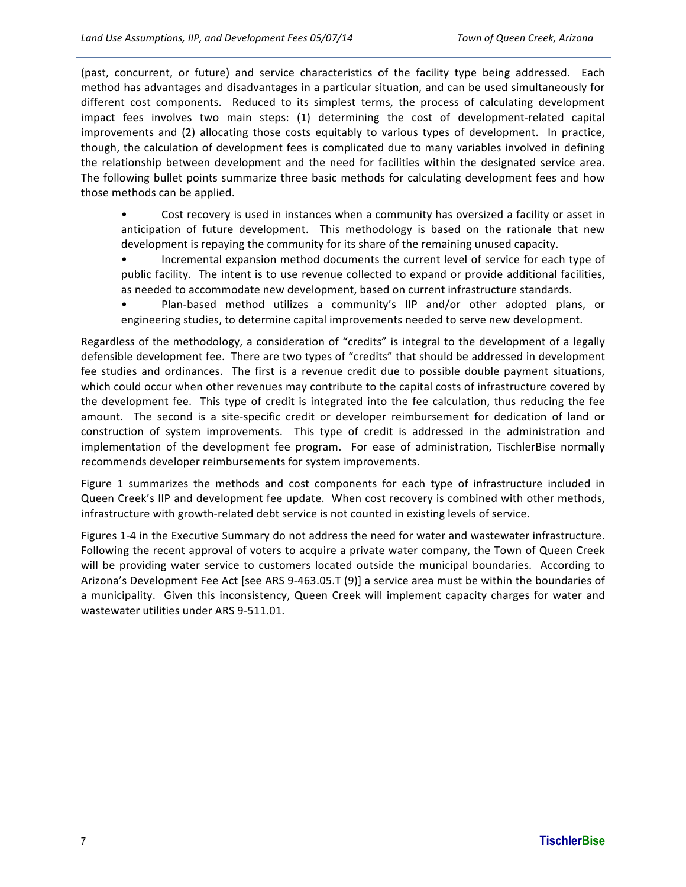(past, concurrent, or future) and service characteristics of the facility type being addressed. Each method has advantages and disadvantages in a particular situation, and can be used simultaneously for different cost components. Reduced to its simplest terms, the process of calculating development impact fees involves two main steps: (1) determining the cost of development-related capital improvements and (2) allocating those costs equitably to various types of development. In practice, though, the calculation of development fees is complicated due to many variables involved in defining the relationship between development and the need for facilities within the designated service area. The following bullet points summarize three basic methods for calculating development fees and how those methods can be applied.

- Cost recovery is used in instances when a community has oversized a facility or asset in anticipation of future development. This methodology is based on the rationale that new development is repaying the community for its share of the remaining unused capacity.
- Incremental expansion method documents the current level of service for each type of public facility. The intent is to use revenue collected to expand or provide additional facilities, as needed to accommodate new development, based on current infrastructure standards.
- Plan-based method utilizes a community's IIP and/or other adopted plans, or engineering studies, to determine capital improvements needed to serve new development.

Regardless of the methodology, a consideration of "credits" is integral to the development of a legally defensible development fee. There are two types of "credits" that should be addressed in development fee studies and ordinances. The first is a revenue credit due to possible double payment situations, which could occur when other revenues may contribute to the capital costs of infrastructure covered by the development fee. This type of credit is integrated into the fee calculation, thus reducing the fee amount. The second is a site-specific credit or developer reimbursement for dedication of land or construction of system improvements. This type of credit is addressed in the administration and implementation of the development fee program. For ease of administration, TischlerBise normally recommends developer reimbursements for system improvements.

Figure 1 summarizes the methods and cost components for each type of infrastructure included in Queen Creek's IIP and development fee update. When cost recovery is combined with other methods, infrastructure with growth-related debt service is not counted in existing levels of service.

Figures 1-4 in the Executive Summary do not address the need for water and wastewater infrastructure. Following the recent approval of voters to acquire a private water company, the Town of Queen Creek will be providing water service to customers located outside the municipal boundaries. According to Arizona's Development Fee Act [see ARS 9-463.05.T (9)] a service area must be within the boundaries of a municipality. Given this inconsistency, Queen Creek will implement capacity charges for water and wastewater utilities under ARS 9-511.01.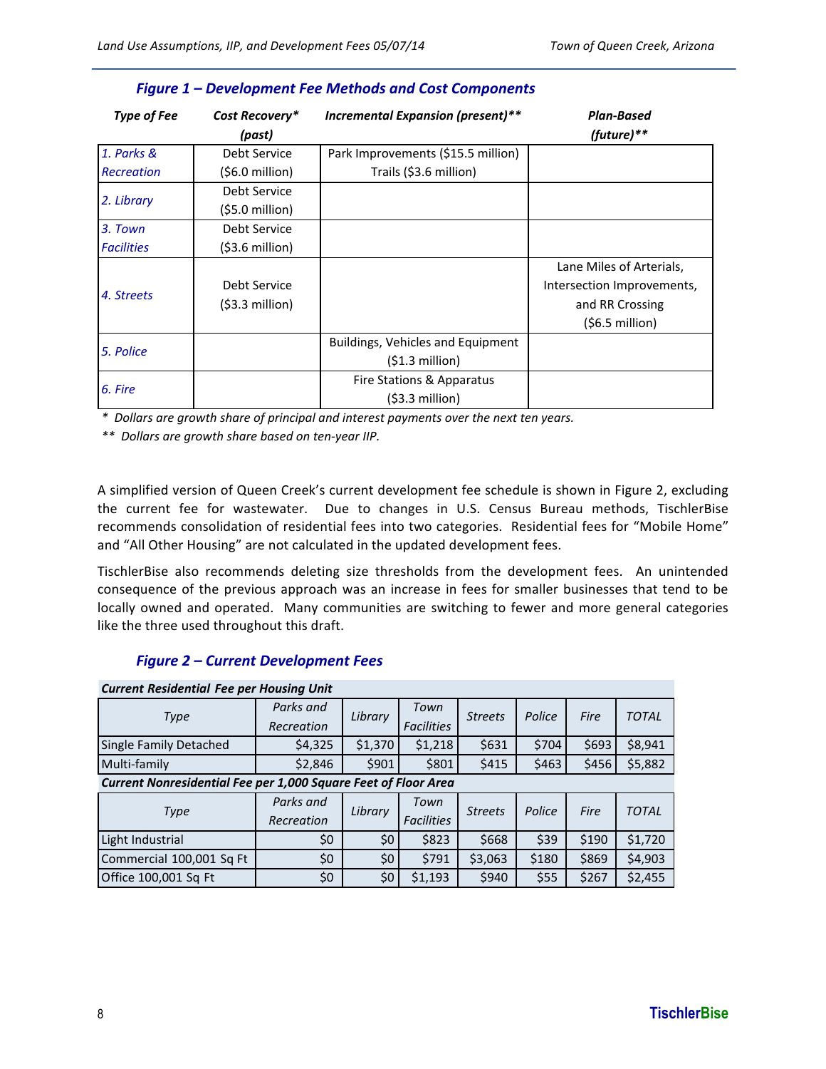### Figure 1 – Development Fee Methods and Cost Components

| Type of Fee | Cost Recovery* (past) | Incremental Expansion (present)** | Plan-Based (future)** |
|---|---|---|---|
| 1. Parks & Recreation | Debt Service ($6.0 million) | Park Improvements ($15.5 million) Trails ($3.6 million) | |
| 2. Library | Debt Service ($5.0 million) | | |
| 3. Town Facilities | Debt Service ($3.6 million) | | |
| 4. Streets | Debt Service ($3.3 million) | | Lane Miles of Arterials, Intersection Improvements, and RR Crossing ($6.5 million) |
| 5. Police | | Buildings, Vehicles and Equipment ($1.3 million) | |
| 6. Fire | | Fire Stations & Apparatus ($3.3 million) | |

\* Dollars are growth share of principal and interest payments over the next ten years.

\*\* Dollars are growth share based on ten-year IIP.

A simplified version of Queen Creek's current development fee schedule is shown in Figure 2, excluding the current fee for wastewater. Due to changes in U.S. Census Bureau methods, TischlerBise recommends consolidation of residential fees into two categories. Residential fees for "Mobile Home" and "All Other Housing" are not calculated in the updated development fees.

TischlerBise also recommends deleting size thresholds from the development fees. An unintended consequence of the previous approach was an increase in fees for smaller businesses that tend to be locally owned and operated. Many communities are switching to fewer and more general categories like the three used throughout this draft.

### Figure 2 – Current Development Fees

| *Current Residential Fee per Housing Unit* | | | | | | | |
|---|---|---|---|---|---|---|---|
| Type | Parks and Recreation | Library | Town Facilities | Streets | Police | Fire | TOTAL |
| Single Family Detached | $4,325 | $1,370 | $1,218 | $631 | $704 | $693 | $8,941 |
| Multi-family | $2,846 | $901 | $801 | $415 | $463 | $456 | $5,882 |
| *Current Nonresidential Fee per 1,000 Square Feet of Floor Area* | | | | | | | |
| Type | Parks and Recreation | Library | Town Facilities | Streets | Police | Fire | TOTAL |
| Light Industrial | $0 | $0 | $823 | $668 | $39 | $190 | $1,720 |
| Commercial 100,001 Sq Ft | $0 | $0 | $791 | $3,063 | $180 | $869 | $4,903 |
| Office 100,001 Sq Ft | $0 | $0 | $1,193 | $940 | $55 | $267 | $2,455 |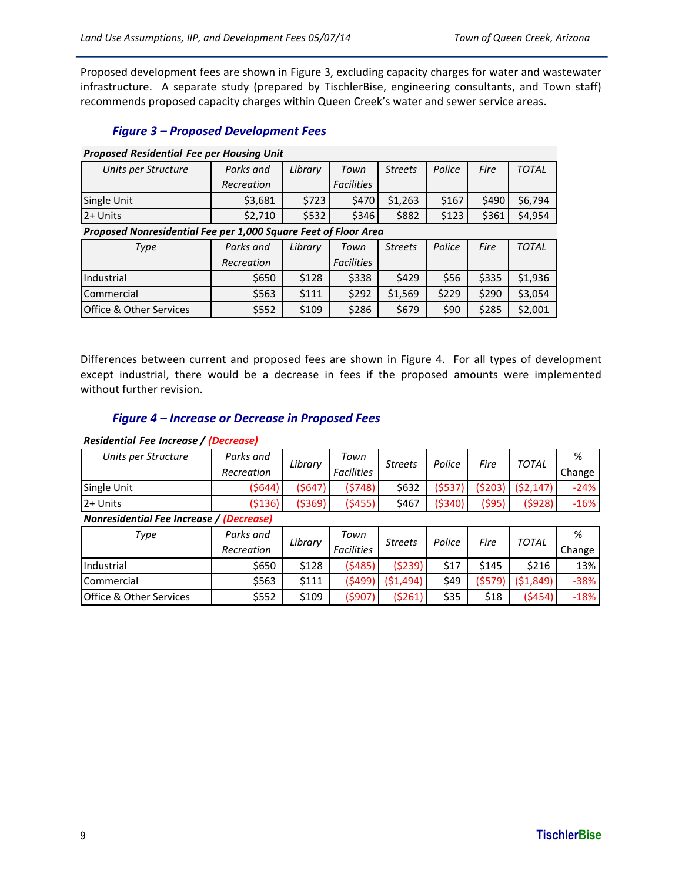Proposed development fees are shown in Figure 3, excluding capacity charges for water and wastewater infrastructure. A separate study (prepared by TischlerBise, engineering consultants, and Town staff) recommends proposed capacity charges within Queen Creek's water and sewer service areas.

### *Figure 3 – Proposed Development Fees*

***Proposed Residential Fee per Housing Unit***

| *Units per Structure* | *Parks and Recreation* | *Library* | *Town Facilities* | *Streets* | *Police* | *Fire* | *TOTAL* |
|---|---|---|---|---|---|---|---|
| Single Unit | $3,681 | $723 | $470 | $1,263 | $167 | $490 | $6,794 |
| 2+ Units | $2,710 | $532 | $346 | $882 | $123 | $361 | $4,954 |

***Proposed Nonresidential Fee per 1,000 Square Feet of Floor Area***

| *Type* | *Parks and Recreation* | *Library* | *Town Facilities* | *Streets* | *Police* | *Fire* | *TOTAL* |
|---|---|---|---|---|---|---|---|
| Industrial | $650 | $128 | $338 | $429 | $56 | $335 | $1,936 |
| Commercial | $563 | $111 | $292 | $1,569 | $229 | $290 | $3,054 |
| Office & Other Services | $552 | $109 | $286 | $679 | $90 | $285 | $2,001 |

Differences between current and proposed fees are shown in Figure 4. For all types of development except industrial, there would be a decrease in fees if the proposed amounts were implemented without further revision.

### *Figure 4 – Increase or Decrease in Proposed Fees*

***Residential Fee Increase / (Decrease)***

| *Units per Structure* | *Parks and Recreation* | *Library* | *Town Facilities* | *Streets* | *Police* | *Fire* | *TOTAL* | *% Change* |
|---|---|---|---|---|---|---|---|---|
| Single Unit | ($644) | ($647) | ($748) | $632 | ($537) | ($203) | ($2,147) | -24% |
| 2+ Units | ($136) | ($369) | ($455) | $467 | ($340) | ($95) | ($928) | -16% |

***Nonresidential Fee Increase / (Decrease)***

| *Type* | *Parks and Recreation* | *Library* | *Town Facilities* | *Streets* | *Police* | *Fire* | *TOTAL* | *% Change* |
|---|---|---|---|---|---|---|---|---|
| Industrial | $650 | $128 | ($485) | ($239) | $17 | $145 | $216 | 13% |
| Commercial | $563 | $111 | ($499) | ($1,494) | $49 | ($579) | ($1,849) | -38% |
| Office & Other Services | $552 | $109 | ($907) | ($261) | $35 | $18 | ($454) | -18% |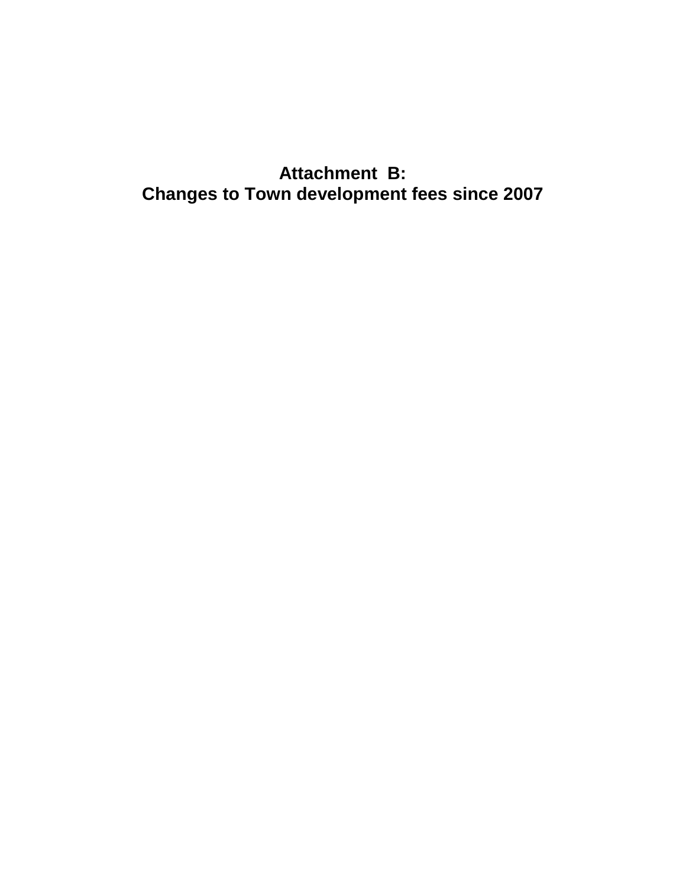# Attachment B:
# Changes to Town development fees since 2007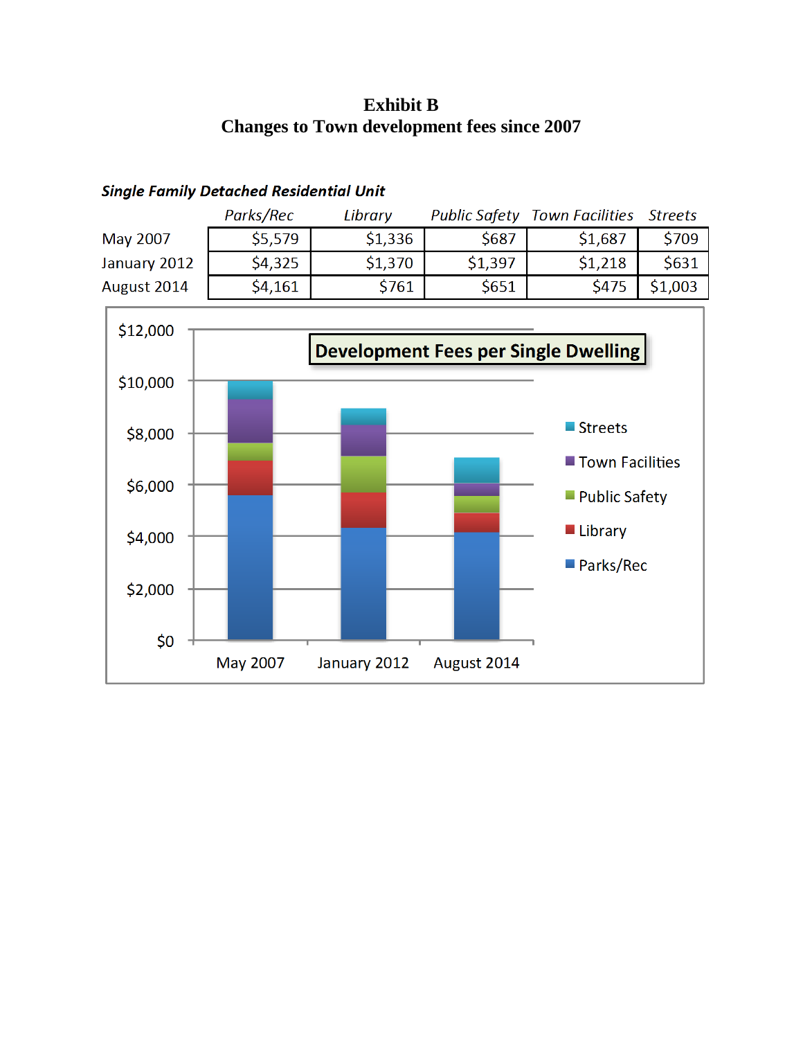**Exhibit B**
**Changes to Town development fees since 2007**

***Single Family Detached Residential Unit***

| | *Parks/Rec* | *Library* | *Public Safety* | *Town Facilities* | *Streets* |
|---|---|---|---|---|---|
| May 2007 | $5,579 | $1,336 | $687 | $1,687 | $709 |
| January 2012 | $4,325 | $1,370 | $1,397 | $1,218 | $631 |
| August 2014 | $4,161 | $761 | $651 | $475 | $1,003 |

**Development Fees per Single Dwelling**

| | Parks/Rec | Library | Public Safety | Town Facilities | Streets |
|---|---|---|---|---|---|
| May 2007 | $5,579 | $1,336 | $687 | $1,687 | $709 |
| January 2012 | $4,325 | $1,370 | $1,397 | $1,218 | $631 |
| August 2014 | $4,161 | $761 | $651 | $475 | $1,003 |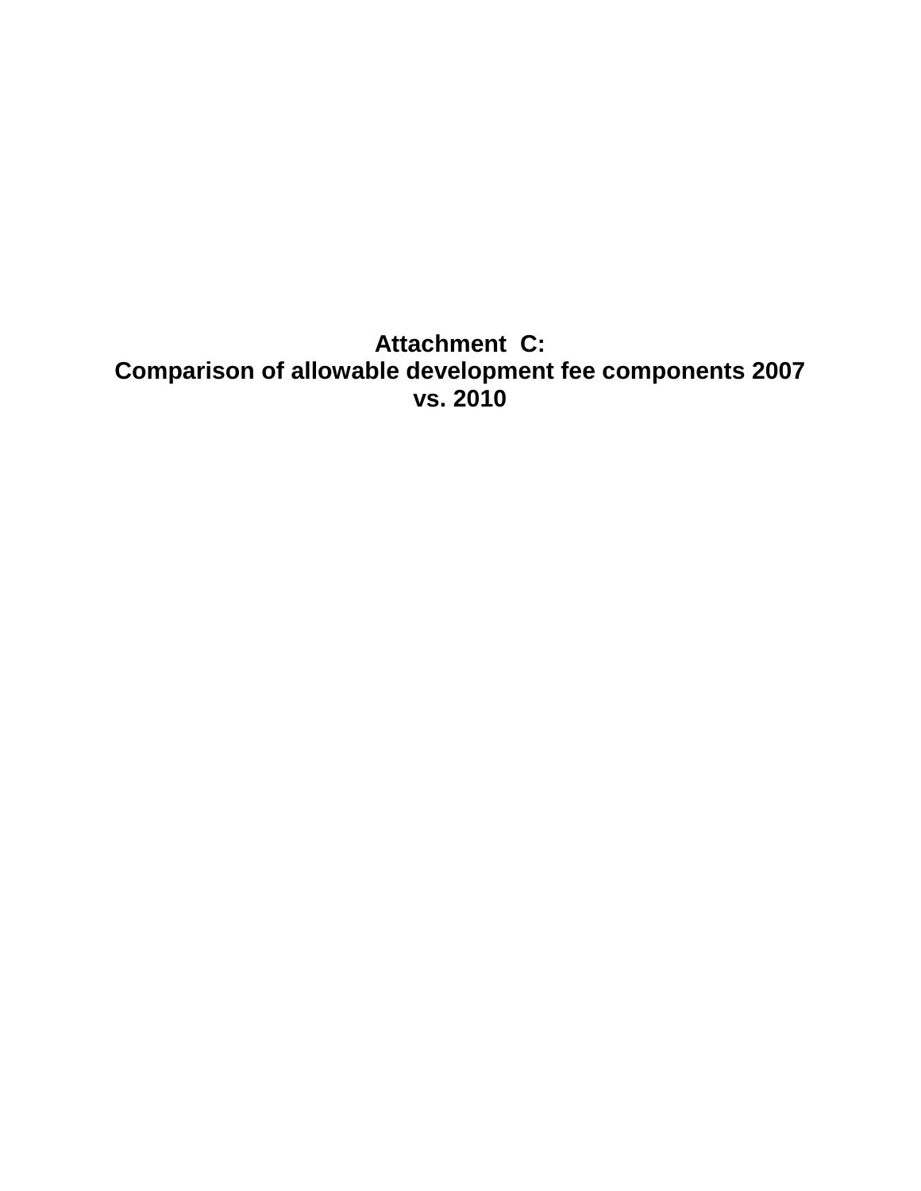# Attachment C:
# Comparison of allowable development fee components 2007 vs. 2010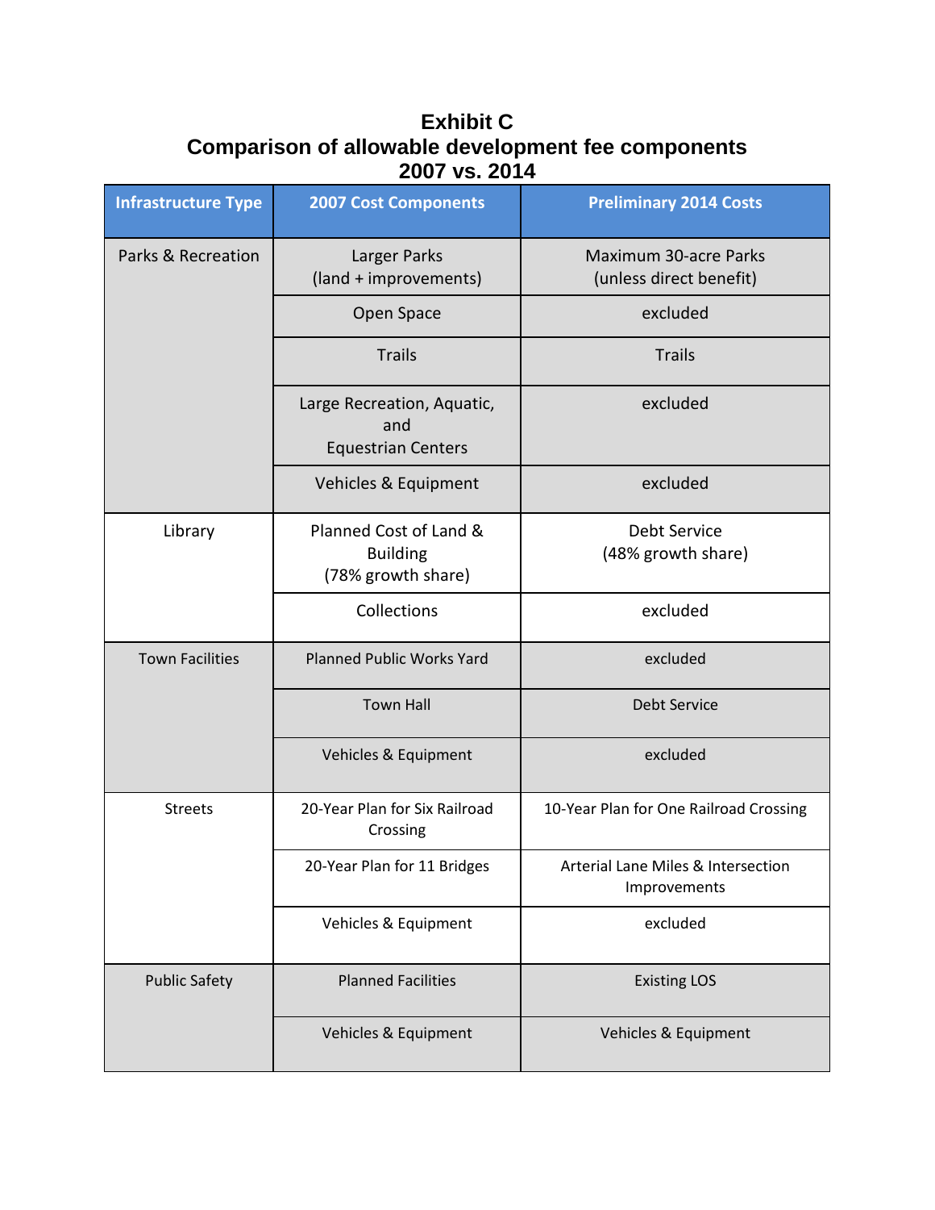# Exhibit C
## Comparison of allowable development fee components
## 2007 vs. 2014

| Infrastructure Type | 2007 Cost Components | Preliminary 2014 Costs |
|---|---|---|
| Parks & Recreation | Larger Parks (land + improvements) | Maximum 30-acre Parks (unless direct benefit) |
| | Open Space | excluded |
| | Trails | Trails |
| | Large Recreation, Aquatic, and Equestrian Centers | excluded |
| | Vehicles & Equipment | excluded |
| Library | Planned Cost of Land & Building (78% growth share) | Debt Service (48% growth share) |
| | Collections | excluded |
| Town Facilities | Planned Public Works Yard | excluded |
| | Town Hall | Debt Service |
| | Vehicles & Equipment | excluded |
| Streets | 20-Year Plan for Six Railroad Crossing | 10-Year Plan for One Railroad Crossing |
| | 20-Year Plan for 11 Bridges | Arterial Lane Miles & Intersection Improvements |
| | Vehicles & Equipment | excluded |
| Public Safety | Planned Facilities | Existing LOS |
| | Vehicles & Equipment | Vehicles & Equipment |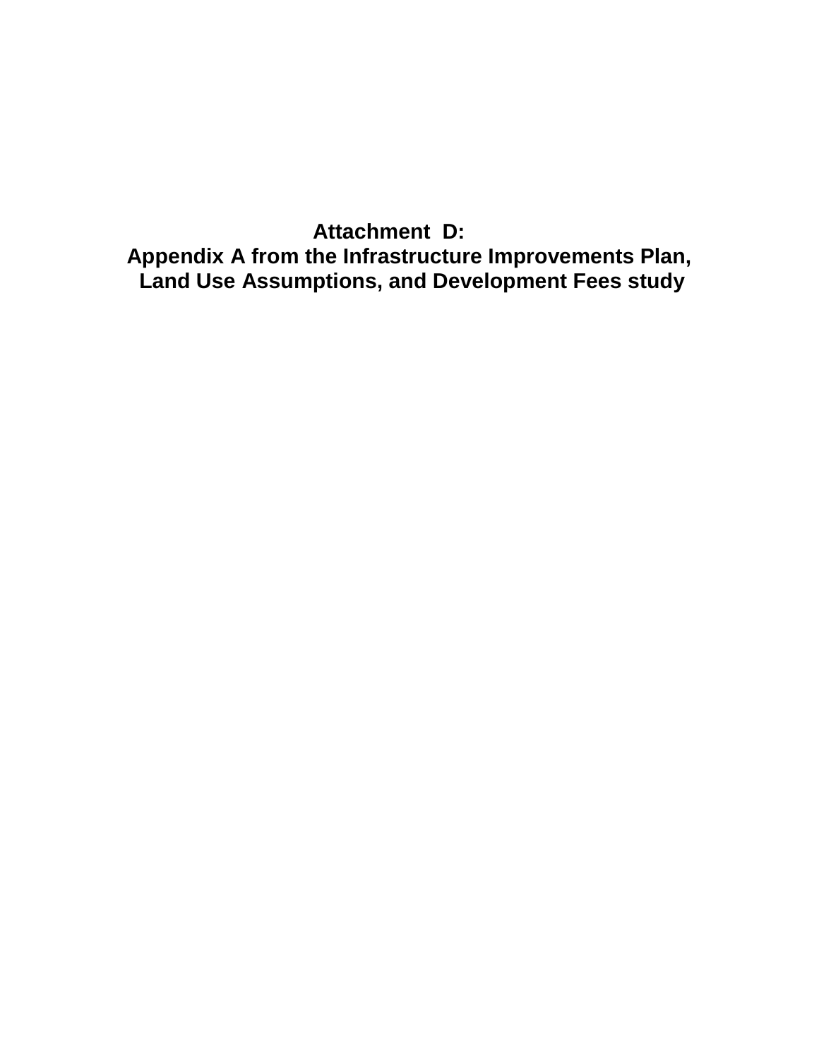# Attachment D:
# Appendix A from the Infrastructure Improvements Plan, Land Use Assumptions, and Development Fees study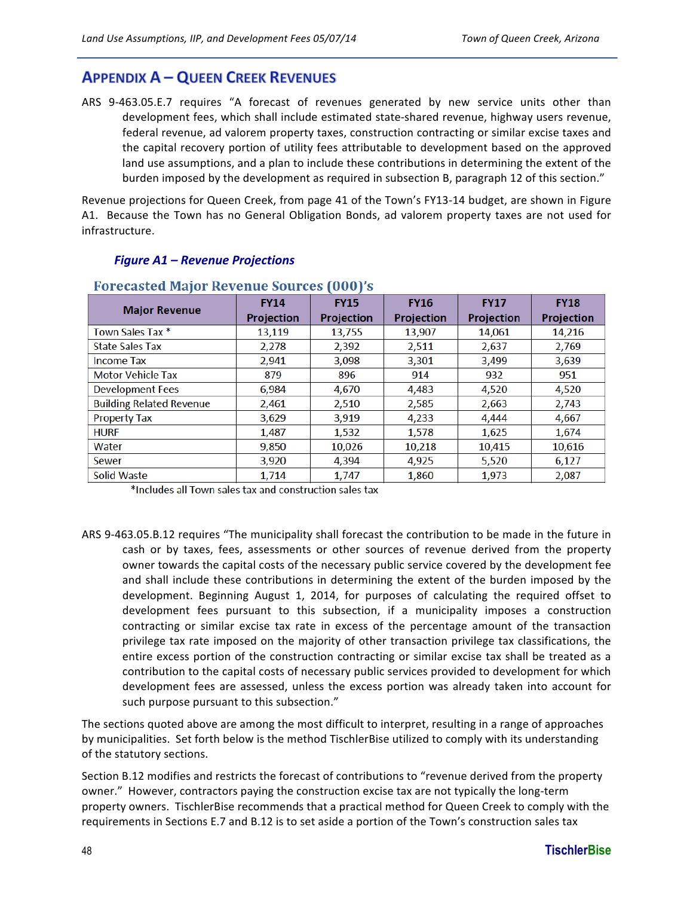## Appendix A – Queen Creek Revenues

ARS 9-463.05.E.7 requires "A forecast of revenues generated by new service units other than development fees, which shall include estimated state-shared revenue, highway users revenue, federal revenue, ad valorem property taxes, construction contracting or similar excise taxes and the capital recovery portion of utility fees attributable to development based on the approved land use assumptions, and a plan to include these contributions in determining the extent of the burden imposed by the development as required in subsection B, paragraph 12 of this section."

Revenue projections for Queen Creek, from page 41 of the Town's FY13-14 budget, are shown in Figure A1. Because the Town has no General Obligation Bonds, ad valorem property taxes are not used for infrastructure.

***Figure A1 – Revenue Projections***

**Forecasted Major Revenue Sources (000)'s**

| Major Revenue | FY14 Projection | FY15 Projection | FY16 Projection | FY17 Projection | FY18 Projection |
|---|---|---|---|---|---|
| Town Sales Tax * | 13,119 | 13,755 | 13,907 | 14,061 | 14,216 |
| State Sales Tax | 2,278 | 2,392 | 2,511 | 2,637 | 2,769 |
| Income Tax | 2,941 | 3,098 | 3,301 | 3,499 | 3,639 |
| Motor Vehicle Tax | 879 | 896 | 914 | 932 | 951 |
| Development Fees | 6,984 | 4,670 | 4,483 | 4,520 | 4,520 |
| Building Related Revenue | 2,461 | 2,510 | 2,585 | 2,663 | 2,743 |
| Property Tax | 3,629 | 3,919 | 4,233 | 4,444 | 4,667 |
| HURF | 1,487 | 1,532 | 1,578 | 1,625 | 1,674 |
| Water | 9,850 | 10,026 | 10,218 | 10,415 | 10,616 |
| Sewer | 3,920 | 4,394 | 4,925 | 5,520 | 6,127 |
| Solid Waste | 1,714 | 1,747 | 1,860 | 1,973 | 2,087 |

*Includes all Town sales tax and construction sales tax

ARS 9-463.05.B.12 requires "The municipality shall forecast the contribution to be made in the future in cash or by taxes, fees, assessments or other sources of revenue derived from the property owner towards the capital costs of the necessary public service covered by the development fee and shall include these contributions in determining the extent of the burden imposed by the development. Beginning August 1, 2014, for purposes of calculating the required offset to development fees pursuant to this subsection, if a municipality imposes a construction contracting or similar excise tax rate in excess of the percentage amount of the transaction privilege tax rate imposed on the majority of other transaction privilege tax classifications, the entire excess portion of the construction contracting or similar excise tax shall be treated as a contribution to the capital costs of necessary public services provided to development for which development fees are assessed, unless the excess portion was already taken into account for such purpose pursuant to this subsection."

The sections quoted above are among the most difficult to interpret, resulting in a range of approaches by municipalities. Set forth below is the method TischlerBise utilized to comply with its understanding of the statutory sections.

Section B.12 modifies and restricts the forecast of contributions to "revenue derived from the property owner." However, contractors paying the construction excise tax are not typically the long-term property owners. TischlerBise recommends that a practical method for Queen Creek to comply with the requirements in Sections E.7 and B.12 is to set aside a portion of the Town's construction sales tax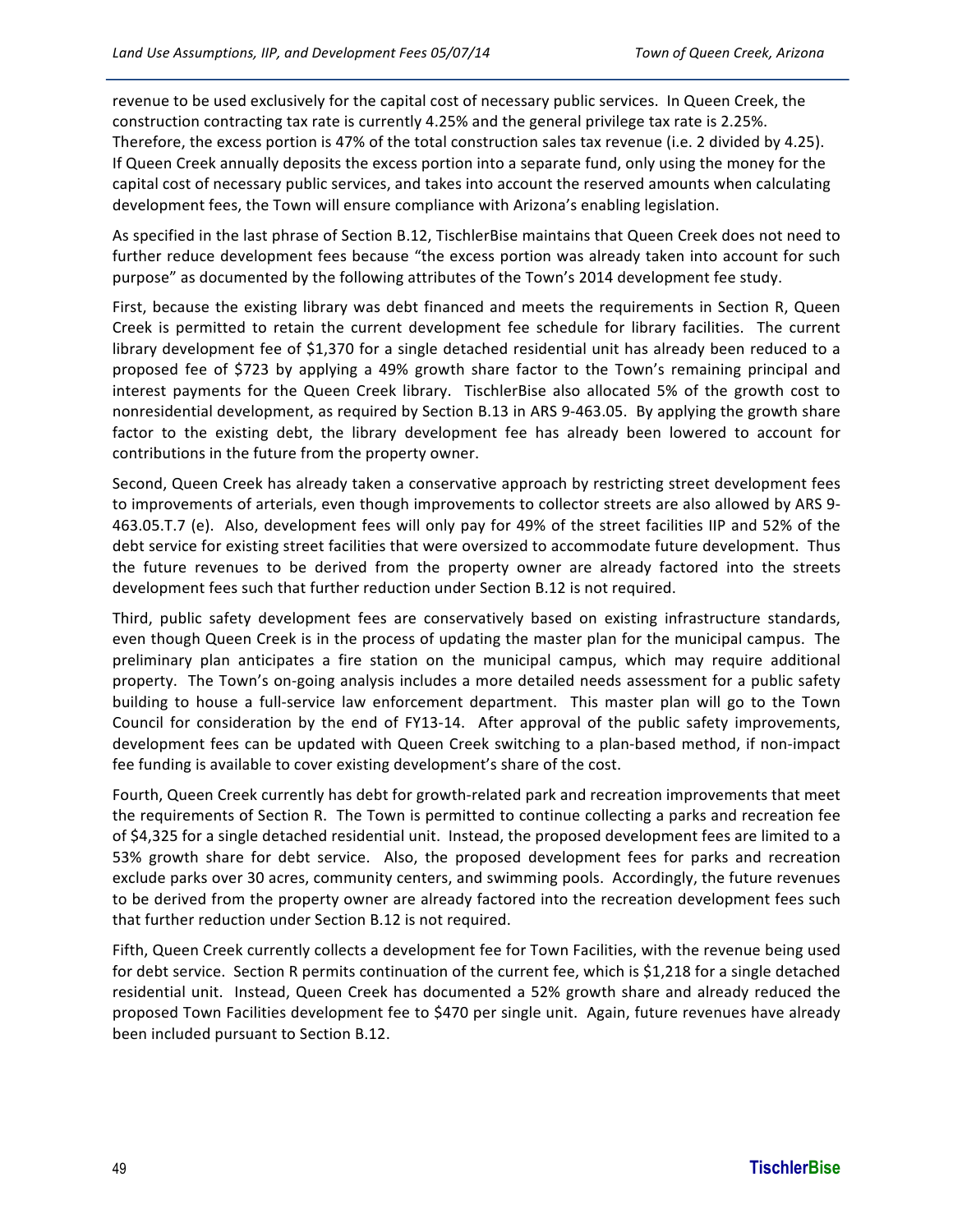revenue to be used exclusively for the capital cost of necessary public services. In Queen Creek, the construction contracting tax rate is currently 4.25% and the general privilege tax rate is 2.25%. Therefore, the excess portion is 47% of the total construction sales tax revenue (i.e. 2 divided by 4.25). If Queen Creek annually deposits the excess portion into a separate fund, only using the money for the capital cost of necessary public services, and takes into account the reserved amounts when calculating development fees, the Town will ensure compliance with Arizona's enabling legislation.

As specified in the last phrase of Section B.12, TischlerBise maintains that Queen Creek does not need to further reduce development fees because "the excess portion was already taken into account for such purpose" as documented by the following attributes of the Town's 2014 development fee study.

First, because the existing library was debt financed and meets the requirements in Section R, Queen Creek is permitted to retain the current development fee schedule for library facilities. The current library development fee of $1,370 for a single detached residential unit has already been reduced to a proposed fee of $723 by applying a 49% growth share factor to the Town's remaining principal and interest payments for the Queen Creek library. TischlerBise also allocated 5% of the growth cost to nonresidential development, as required by Section B.13 in ARS 9-463.05. By applying the growth share factor to the existing debt, the library development fee has already been lowered to account for contributions in the future from the property owner.

Second, Queen Creek has already taken a conservative approach by restricting street development fees to improvements of arterials, even though improvements to collector streets are also allowed by ARS 9-463.05.T.7 (e). Also, development fees will only pay for 49% of the street facilities IIP and 52% of the debt service for existing street facilities that were oversized to accommodate future development. Thus the future revenues to be derived from the property owner are already factored into the streets development fees such that further reduction under Section B.12 is not required.

Third, public safety development fees are conservatively based on existing infrastructure standards, even though Queen Creek is in the process of updating the master plan for the municipal campus. The preliminary plan anticipates a fire station on the municipal campus, which may require additional property. The Town's on-going analysis includes a more detailed needs assessment for a public safety building to house a full-service law enforcement department. This master plan will go to the Town Council for consideration by the end of FY13-14. After approval of the public safety improvements, development fees can be updated with Queen Creek switching to a plan-based method, if non-impact fee funding is available to cover existing development's share of the cost.

Fourth, Queen Creek currently has debt for growth-related park and recreation improvements that meet the requirements of Section R. The Town is permitted to continue collecting a parks and recreation fee of $4,325 for a single detached residential unit. Instead, the proposed development fees are limited to a 53% growth share for debt service. Also, the proposed development fees for parks and recreation exclude parks over 30 acres, community centers, and swimming pools. Accordingly, the future revenues to be derived from the property owner are already factored into the recreation development fees such that further reduction under Section B.12 is not required.

Fifth, Queen Creek currently collects a development fee for Town Facilities, with the revenue being used for debt service. Section R permits continuation of the current fee, which is $1,218 for a single detached residential unit. Instead, Queen Creek has documented a 52% growth share and already reduced the proposed Town Facilities development fee to $470 per single unit. Again, future revenues have already been included pursuant to Section B.12.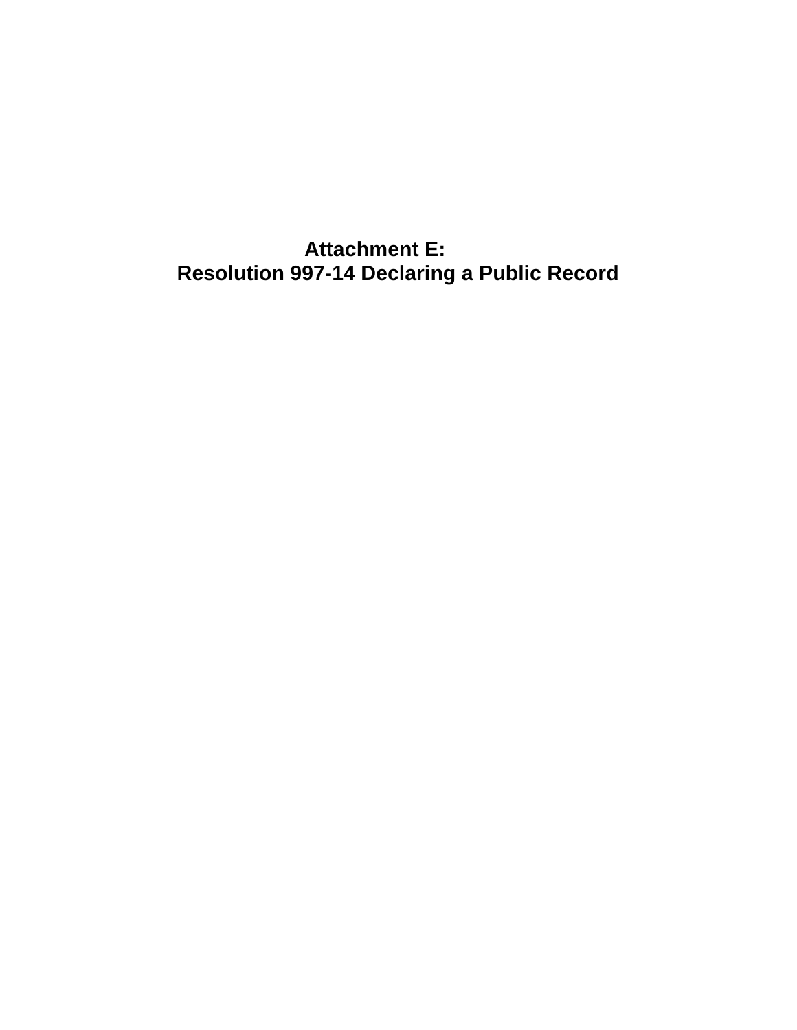# Attachment E:
# Resolution 997-14 Declaring a Public Record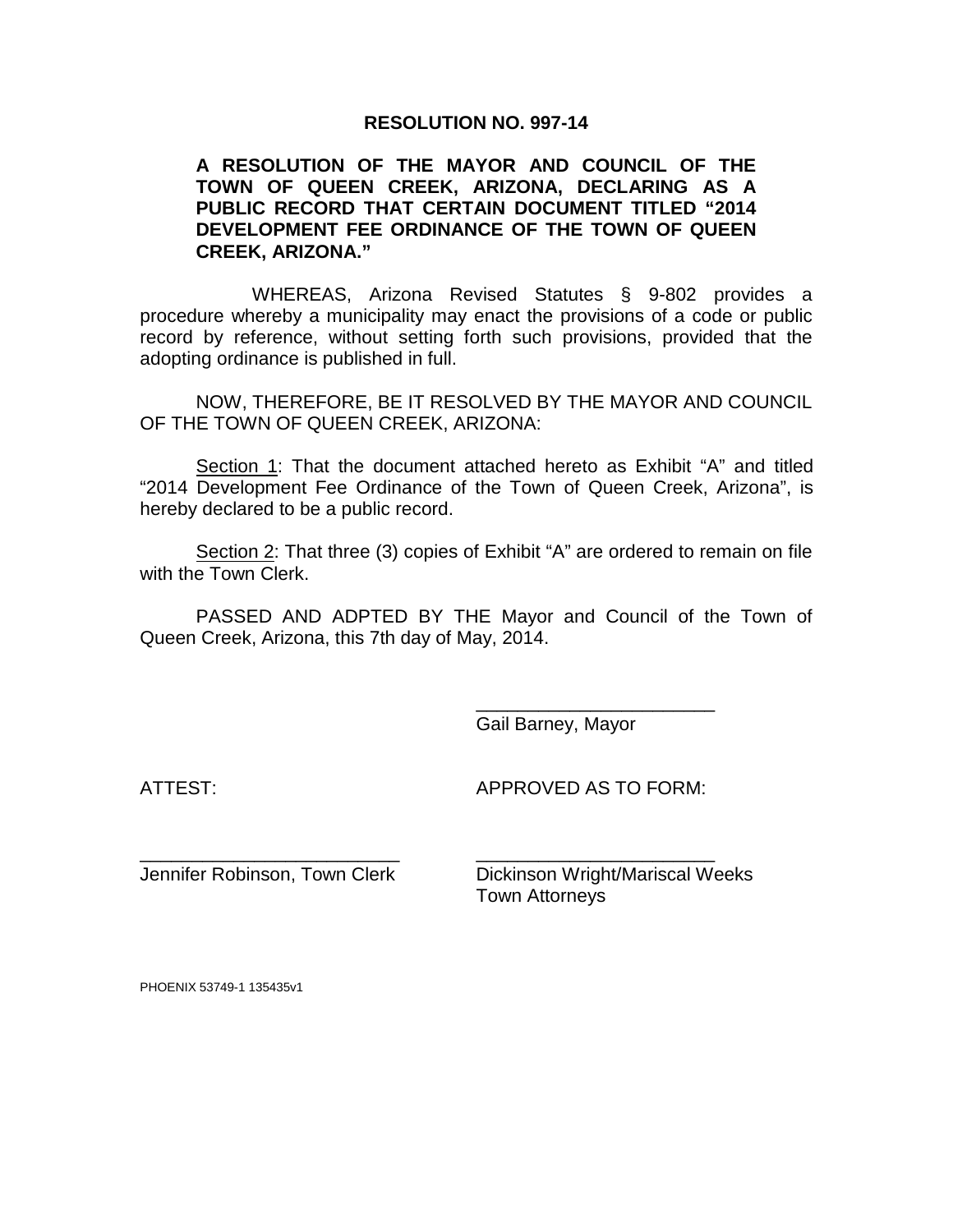## RESOLUTION NO. 997-14

**A RESOLUTION OF THE MAYOR AND COUNCIL OF THE TOWN OF QUEEN CREEK, ARIZONA, DECLARING AS A PUBLIC RECORD THAT CERTAIN DOCUMENT TITLED "2014 DEVELOPMENT FEE ORDINANCE OF THE TOWN OF QUEEN CREEK, ARIZONA."**

WHEREAS, Arizona Revised Statutes § 9-802 provides a procedure whereby a municipality may enact the provisions of a code or public record by reference, without setting forth such provisions, provided that the adopting ordinance is published in full.

NOW, THEREFORE, BE IT RESOLVED BY THE MAYOR AND COUNCIL OF THE TOWN OF QUEEN CREEK, ARIZONA:

Section 1: That the document attached hereto as Exhibit "A" and titled "2014 Development Fee Ordinance of the Town of Queen Creek, Arizona", is hereby declared to be a public record.

Section 2: That three (3) copies of Exhibit "A" are ordered to remain on file with the Town Clerk.

PASSED AND ADPTED BY THE Mayor and Council of the Town of Queen Creek, Arizona, this 7th day of May, 2014.

_______________________
Gail Barney, Mayor

ATTEST:

_________________________
Jennifer Robinson, Town Clerk

APPROVED AS TO FORM:

_______________________
Dickinson Wright/Mariscal Weeks
Town Attorneys

PHOENIX 53749-1 135435v1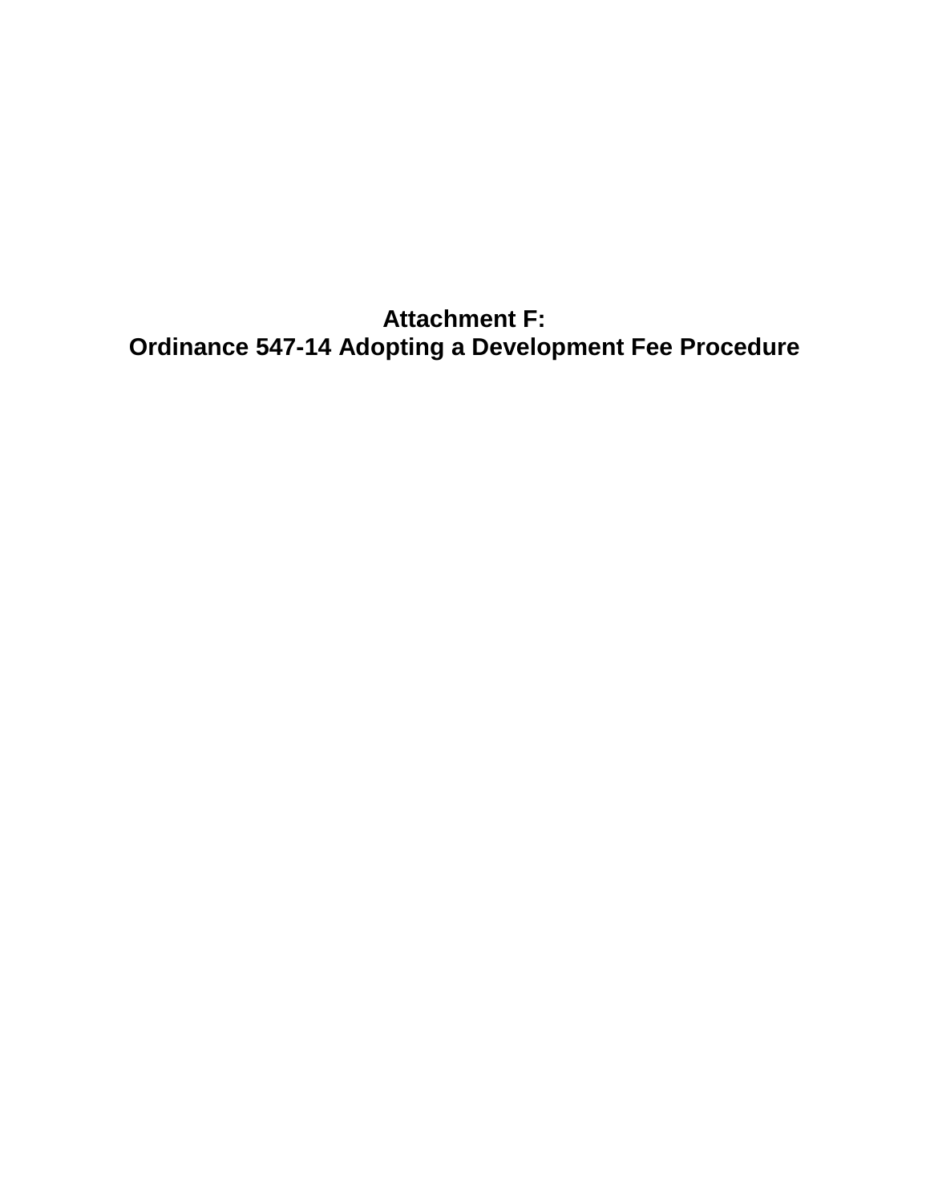# Attachment F:
# Ordinance 547-14 Adopting a Development Fee Procedure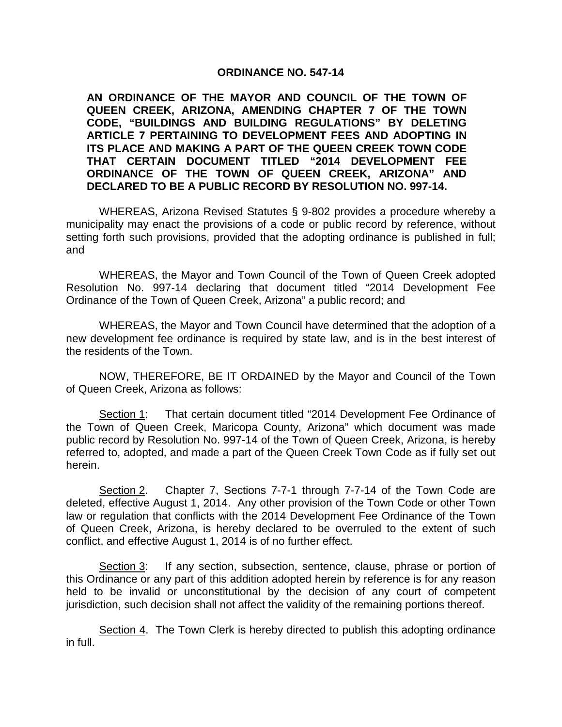# ORDINANCE NO. 547-14

**AN ORDINANCE OF THE MAYOR AND COUNCIL OF THE TOWN OF QUEEN CREEK, ARIZONA, AMENDING CHAPTER 7 OF THE TOWN CODE, "BUILDINGS AND BUILDING REGULATIONS" BY DELETING ARTICLE 7 PERTAINING TO DEVELOPMENT FEES AND ADOPTING IN ITS PLACE AND MAKING A PART OF THE QUEEN CREEK TOWN CODE THAT CERTAIN DOCUMENT TITLED "2014 DEVELOPMENT FEE ORDINANCE OF THE TOWN OF QUEEN CREEK, ARIZONA" AND DECLARED TO BE A PUBLIC RECORD BY RESOLUTION NO. 997-14.**

WHEREAS, Arizona Revised Statutes § 9-802 provides a procedure whereby a municipality may enact the provisions of a code or public record by reference, without setting forth such provisions, provided that the adopting ordinance is published in full; and

WHEREAS, the Mayor and Town Council of the Town of Queen Creek adopted Resolution No. 997-14 declaring that document titled "2014 Development Fee Ordinance of the Town of Queen Creek, Arizona" a public record; and

WHEREAS, the Mayor and Town Council have determined that the adoption of a new development fee ordinance is required by state law, and is in the best interest of the residents of the Town.

NOW, THEREFORE, BE IT ORDAINED by the Mayor and Council of the Town of Queen Creek, Arizona as follows:

<u>Section 1</u>: That certain document titled "2014 Development Fee Ordinance of the Town of Queen Creek, Maricopa County, Arizona" which document was made public record by Resolution No. 997-14 of the Town of Queen Creek, Arizona, is hereby referred to, adopted, and made a part of the Queen Creek Town Code as if fully set out herein.

<u>Section 2</u>. Chapter 7, Sections 7-7-1 through 7-7-14 of the Town Code are deleted, effective August 1, 2014. Any other provision of the Town Code or other Town law or regulation that conflicts with the 2014 Development Fee Ordinance of the Town of Queen Creek, Arizona, is hereby declared to be overruled to the extent of such conflict, and effective August 1, 2014 is of no further effect.

<u>Section 3</u>: If any section, subsection, sentence, clause, phrase or portion of this Ordinance or any part of this addition adopted herein by reference is for any reason held to be invalid or unconstitutional by the decision of any court of competent jurisdiction, such decision shall not affect the validity of the remaining portions thereof.

<u>Section 4</u>. The Town Clerk is hereby directed to publish this adopting ordinance in full.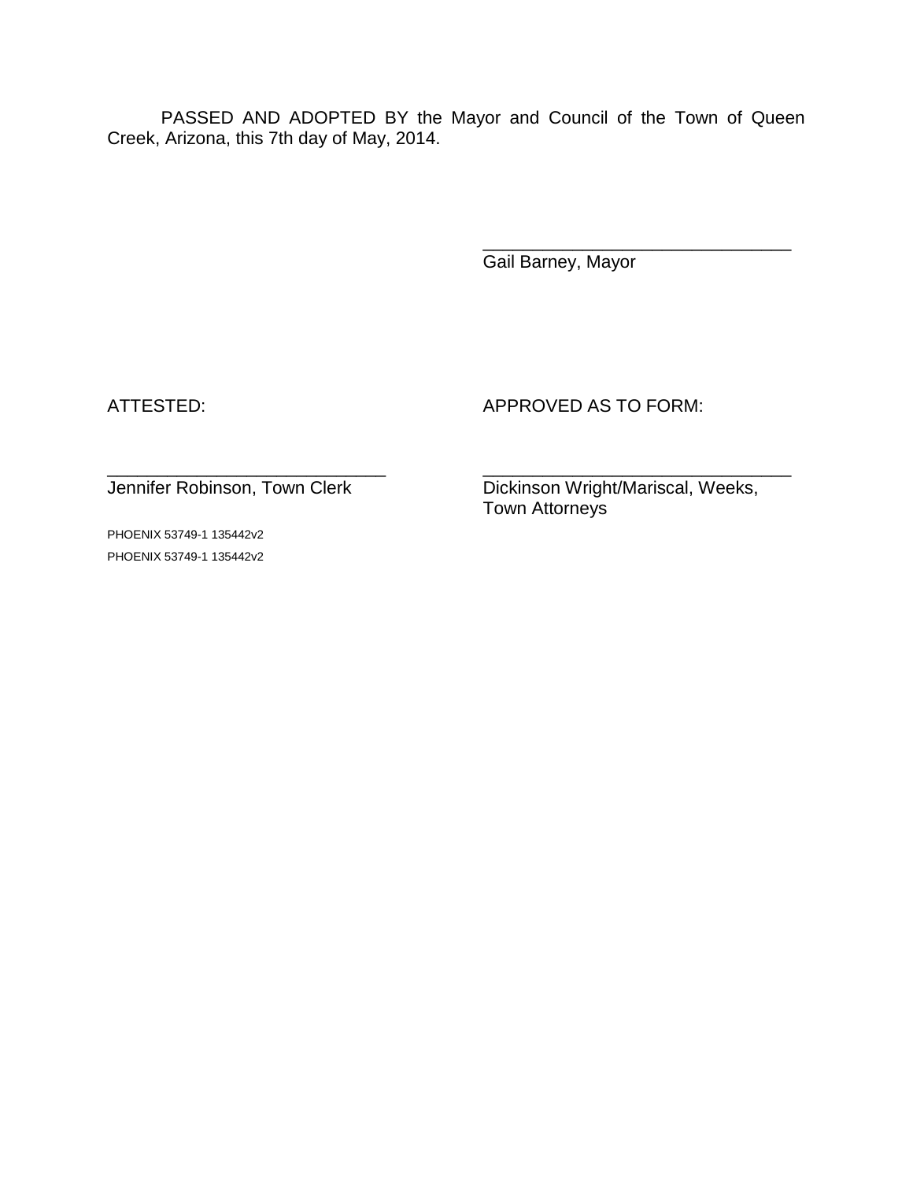PASSED AND ADOPTED BY the Mayor and Council of the Town of Queen Creek, Arizona, this 7th day of May, 2014.

_______________________________
Gail Barney, Mayor

ATTESTED:

_______________________________
Jennifer Robinson, Town Clerk

APPROVED AS TO FORM:

_______________________________
Dickinson Wright/Mariscal, Weeks, Town Attorneys

PHOENIX 53749-1 135442v2

PHOENIX 53749-1 135442v2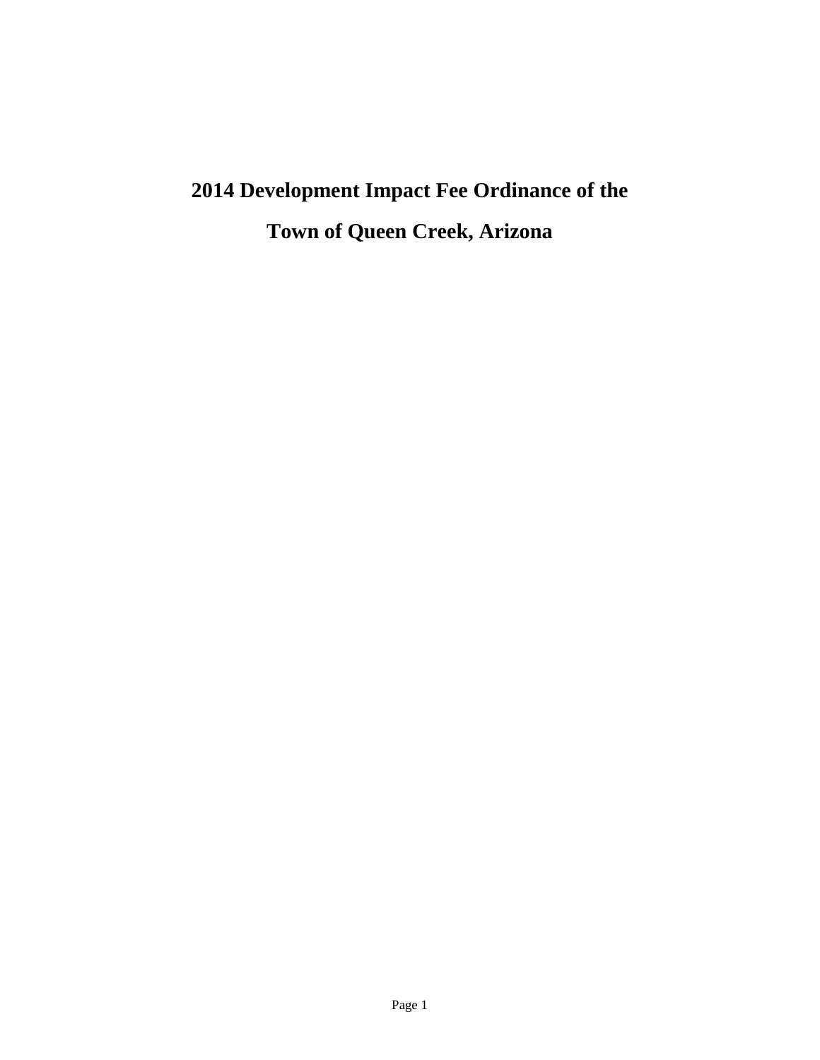# 2014 Development Impact Fee Ordinance of the Town of Queen Creek, Arizona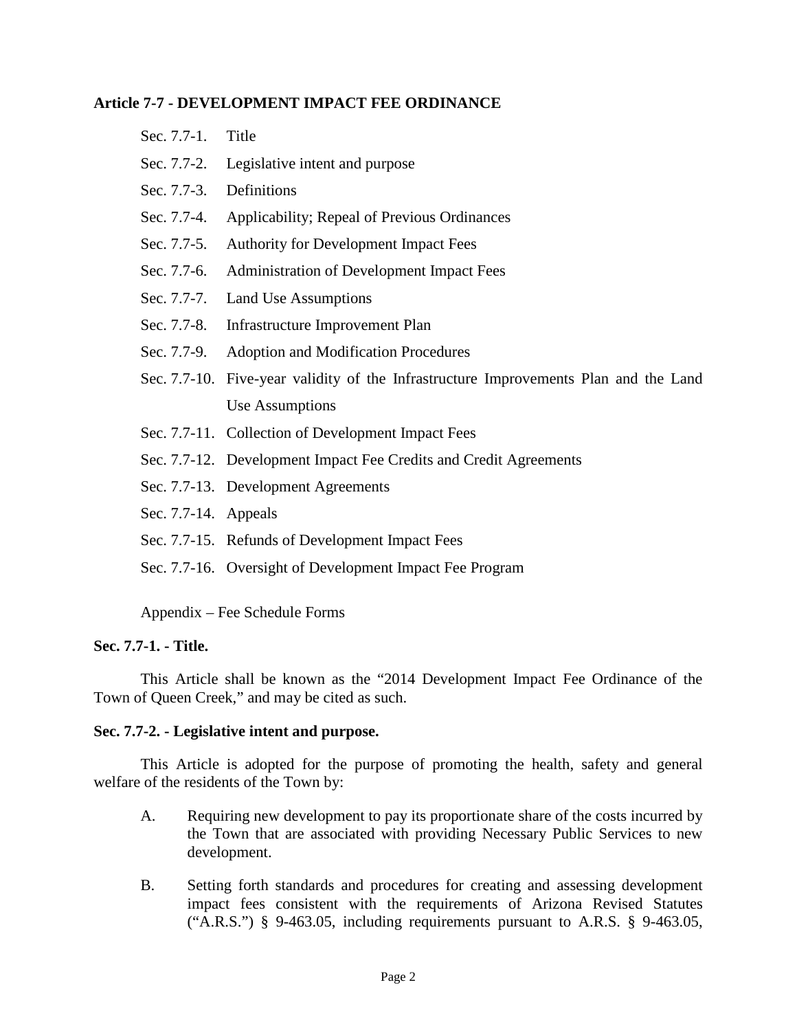**Article 7-7 - DEVELOPMENT IMPACT FEE ORDINANCE**

Sec. 7.7-1. Title

Sec. 7.7-2. Legislative intent and purpose

Sec. 7.7-3. Definitions

Sec. 7.7-4. Applicability; Repeal of Previous Ordinances

Sec. 7.7-5. Authority for Development Impact Fees

Sec. 7.7-6. Administration of Development Impact Fees

Sec. 7.7-7. Land Use Assumptions

Sec. 7.7-8. Infrastructure Improvement Plan

Sec. 7.7-9. Adoption and Modification Procedures

Sec. 7.7-10. Five-year validity of the Infrastructure Improvements Plan and the Land Use Assumptions

Sec. 7.7-11. Collection of Development Impact Fees

Sec. 7.7-12. Development Impact Fee Credits and Credit Agreements

Sec. 7.7-13. Development Agreements

Sec. 7.7-14. Appeals

Sec. 7.7-15. Refunds of Development Impact Fees

Sec. 7.7-16. Oversight of Development Impact Fee Program

Appendix – Fee Schedule Forms

**Sec. 7.7-1. - Title.**

This Article shall be known as the "2014 Development Impact Fee Ordinance of the Town of Queen Creek," and may be cited as such.

**Sec. 7.7-2. - Legislative intent and purpose.**

This Article is adopted for the purpose of promoting the health, safety and general welfare of the residents of the Town by:

A. Requiring new development to pay its proportionate share of the costs incurred by the Town that are associated with providing Necessary Public Services to new development.

B. Setting forth standards and procedures for creating and assessing development impact fees consistent with the requirements of Arizona Revised Statutes ("A.R.S.") § 9-463.05, including requirements pursuant to A.R.S. § 9-463.05,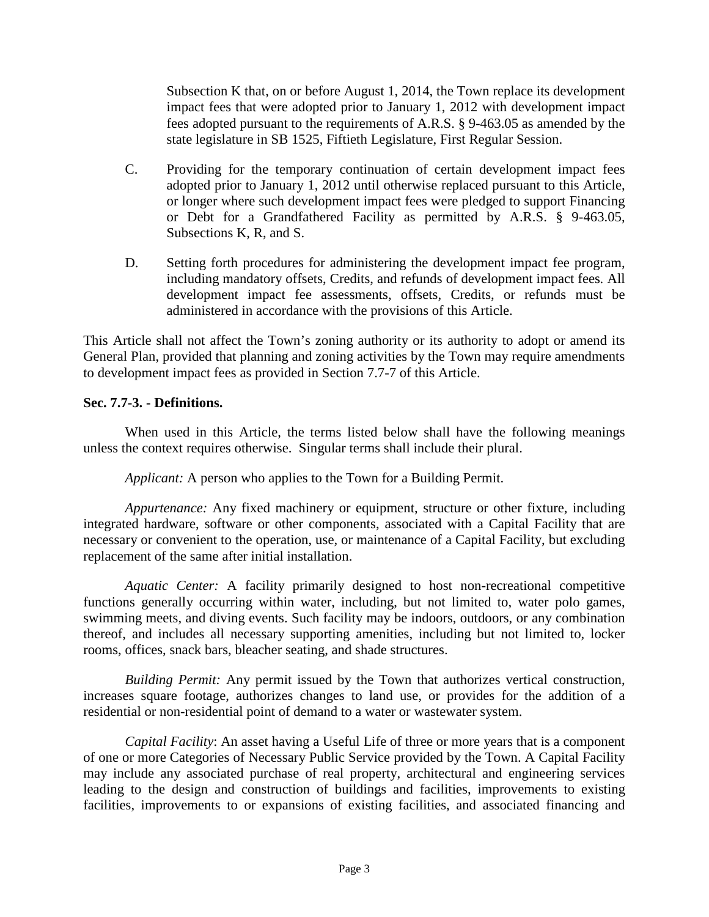Subsection K that, on or before August 1, 2014, the Town replace its development impact fees that were adopted prior to January 1, 2012 with development impact fees adopted pursuant to the requirements of A.R.S. § 9-463.05 as amended by the state legislature in SB 1525, Fiftieth Legislature, First Regular Session.

C. Providing for the temporary continuation of certain development impact fees adopted prior to January 1, 2012 until otherwise replaced pursuant to this Article, or longer where such development impact fees were pledged to support Financing or Debt for a Grandfathered Facility as permitted by A.R.S. § 9-463.05, Subsections K, R, and S.

D. Setting forth procedures for administering the development impact fee program, including mandatory offsets, Credits, and refunds of development impact fees. All development impact fee assessments, offsets, Credits, or refunds must be administered in accordance with the provisions of this Article.

This Article shall not affect the Town's zoning authority or its authority to adopt or amend its General Plan, provided that planning and zoning activities by the Town may require amendments to development impact fees as provided in Section 7.7-7 of this Article.

**Sec. 7.7-3. - Definitions.**

When used in this Article, the terms listed below shall have the following meanings unless the context requires otherwise. Singular terms shall include their plural.

*Applicant:* A person who applies to the Town for a Building Permit.

*Appurtenance:* Any fixed machinery or equipment, structure or other fixture, including integrated hardware, software or other components, associated with a Capital Facility that are necessary or convenient to the operation, use, or maintenance of a Capital Facility, but excluding replacement of the same after initial installation.

*Aquatic Center:* A facility primarily designed to host non-recreational competitive functions generally occurring within water, including, but not limited to, water polo games, swimming meets, and diving events. Such facility may be indoors, outdoors, or any combination thereof, and includes all necessary supporting amenities, including but not limited to, locker rooms, offices, snack bars, bleacher seating, and shade structures.

*Building Permit:* Any permit issued by the Town that authorizes vertical construction, increases square footage, authorizes changes to land use, or provides for the addition of a residential or non-residential point of demand to a water or wastewater system.

*Capital Facility*: An asset having a Useful Life of three or more years that is a component of one or more Categories of Necessary Public Service provided by the Town. A Capital Facility may include any associated purchase of real property, architectural and engineering services leading to the design and construction of buildings and facilities, improvements to existing facilities, improvements to or expansions of existing facilities, and associated financing and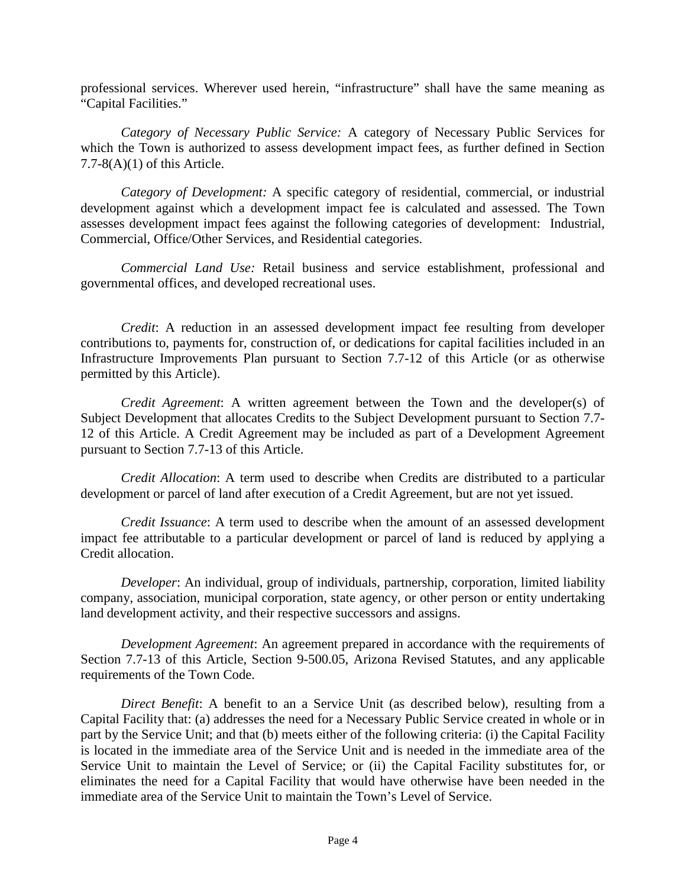professional services. Wherever used herein, "infrastructure" shall have the same meaning as "Capital Facilities."

*Category of Necessary Public Service:* A category of Necessary Public Services for which the Town is authorized to assess development impact fees, as further defined in Section 7.7-8(A)(1) of this Article.

*Category of Development:* A specific category of residential, commercial, or industrial development against which a development impact fee is calculated and assessed. The Town assesses development impact fees against the following categories of development: Industrial, Commercial, Office/Other Services, and Residential categories.

*Commercial Land Use:* Retail business and service establishment, professional and governmental offices, and developed recreational uses.

*Credit*: A reduction in an assessed development impact fee resulting from developer contributions to, payments for, construction of, or dedications for capital facilities included in an Infrastructure Improvements Plan pursuant to Section 7.7-12 of this Article (or as otherwise permitted by this Article).

*Credit Agreement*: A written agreement between the Town and the developer(s) of Subject Development that allocates Credits to the Subject Development pursuant to Section 7.7-12 of this Article. A Credit Agreement may be included as part of a Development Agreement pursuant to Section 7.7-13 of this Article.

*Credit Allocation*: A term used to describe when Credits are distributed to a particular development or parcel of land after execution of a Credit Agreement, but are not yet issued.

*Credit Issuance*: A term used to describe when the amount of an assessed development impact fee attributable to a particular development or parcel of land is reduced by applying a Credit allocation.

*Developer*: An individual, group of individuals, partnership, corporation, limited liability company, association, municipal corporation, state agency, or other person or entity undertaking land development activity, and their respective successors and assigns.

*Development Agreement*: An agreement prepared in accordance with the requirements of Section 7.7-13 of this Article, Section 9-500.05, Arizona Revised Statutes, and any applicable requirements of the Town Code.

*Direct Benefit*: A benefit to an a Service Unit (as described below), resulting from a Capital Facility that: (a) addresses the need for a Necessary Public Service created in whole or in part by the Service Unit; and that (b) meets either of the following criteria: (i) the Capital Facility is located in the immediate area of the Service Unit and is needed in the immediate area of the Service Unit to maintain the Level of Service; or (ii) the Capital Facility substitutes for, or eliminates the need for a Capital Facility that would have otherwise have been needed in the immediate area of the Service Unit to maintain the Town's Level of Service.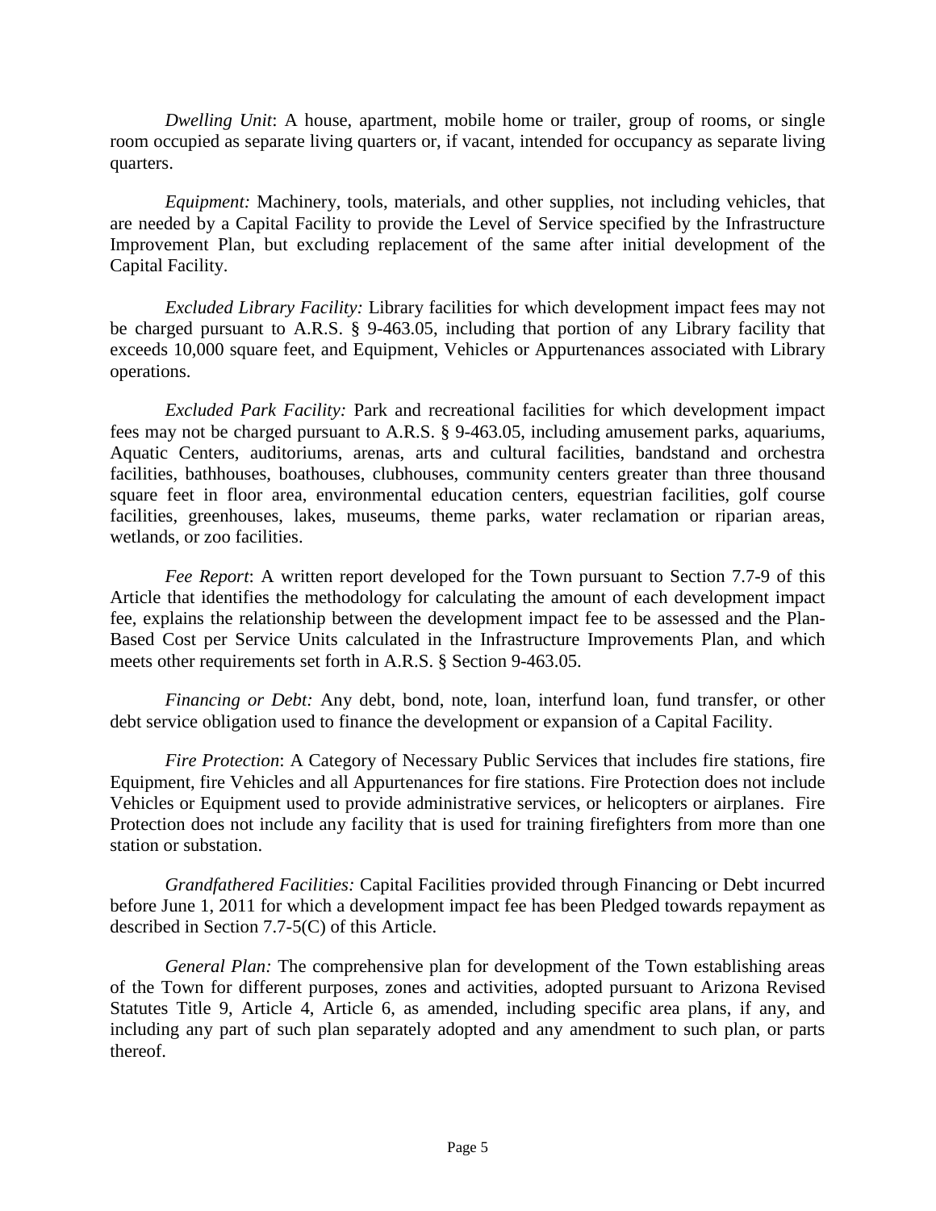*Dwelling Unit*: A house, apartment, mobile home or trailer, group of rooms, or single room occupied as separate living quarters or, if vacant, intended for occupancy as separate living quarters.

*Equipment:* Machinery, tools, materials, and other supplies, not including vehicles, that are needed by a Capital Facility to provide the Level of Service specified by the Infrastructure Improvement Plan, but excluding replacement of the same after initial development of the Capital Facility.

*Excluded Library Facility:* Library facilities for which development impact fees may not be charged pursuant to A.R.S. § 9-463.05, including that portion of any Library facility that exceeds 10,000 square feet, and Equipment, Vehicles or Appurtenances associated with Library operations.

*Excluded Park Facility:* Park and recreational facilities for which development impact fees may not be charged pursuant to A.R.S. § 9-463.05, including amusement parks, aquariums, Aquatic Centers, auditoriums, arenas, arts and cultural facilities, bandstand and orchestra facilities, bathhouses, boathouses, clubhouses, community centers greater than three thousand square feet in floor area, environmental education centers, equestrian facilities, golf course facilities, greenhouses, lakes, museums, theme parks, water reclamation or riparian areas, wetlands, or zoo facilities.

*Fee Report*: A written report developed for the Town pursuant to Section 7.7-9 of this Article that identifies the methodology for calculating the amount of each development impact fee, explains the relationship between the development impact fee to be assessed and the Plan-Based Cost per Service Units calculated in the Infrastructure Improvements Plan, and which meets other requirements set forth in A.R.S. § Section 9-463.05.

*Financing or Debt:* Any debt, bond, note, loan, interfund loan, fund transfer, or other debt service obligation used to finance the development or expansion of a Capital Facility.

*Fire Protection*: A Category of Necessary Public Services that includes fire stations, fire Equipment, fire Vehicles and all Appurtenances for fire stations. Fire Protection does not include Vehicles or Equipment used to provide administrative services, or helicopters or airplanes. Fire Protection does not include any facility that is used for training firefighters from more than one station or substation.

*Grandfathered Facilities:* Capital Facilities provided through Financing or Debt incurred before June 1, 2011 for which a development impact fee has been Pledged towards repayment as described in Section 7.7-5(C) of this Article.

*General Plan:* The comprehensive plan for development of the Town establishing areas of the Town for different purposes, zones and activities, adopted pursuant to Arizona Revised Statutes Title 9, Article 4, Article 6, as amended, including specific area plans, if any, and including any part of such plan separately adopted and any amendment to such plan, or parts thereof.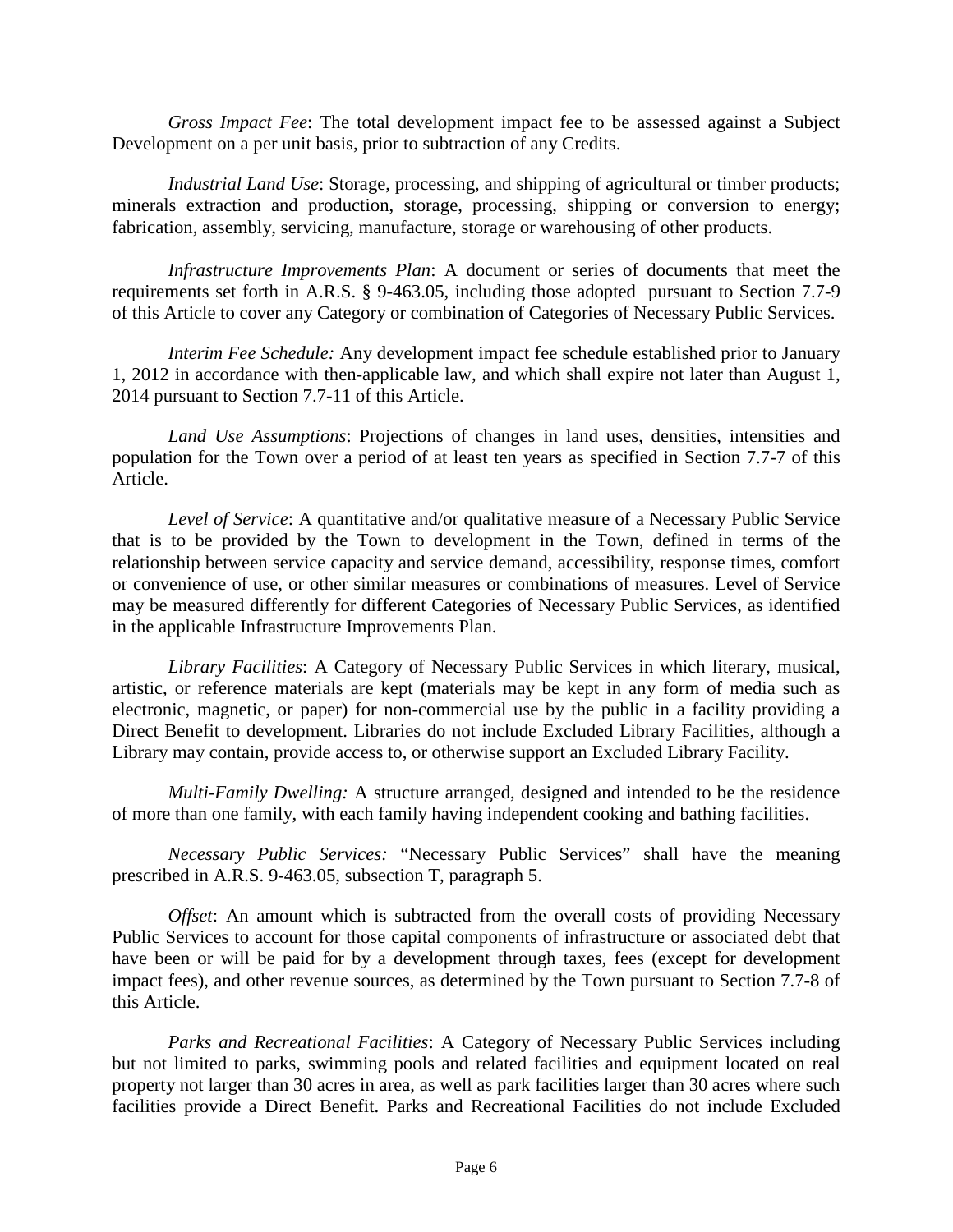*Gross Impact Fee*: The total development impact fee to be assessed against a Subject Development on a per unit basis, prior to subtraction of any Credits.

*Industrial Land Use*: Storage, processing, and shipping of agricultural or timber products; minerals extraction and production, storage, processing, shipping or conversion to energy; fabrication, assembly, servicing, manufacture, storage or warehousing of other products.

*Infrastructure Improvements Plan*: A document or series of documents that meet the requirements set forth in A.R.S. § 9-463.05, including those adopted pursuant to Section 7.7-9 of this Article to cover any Category or combination of Categories of Necessary Public Services.

*Interim Fee Schedule:* Any development impact fee schedule established prior to January 1, 2012 in accordance with then-applicable law, and which shall expire not later than August 1, 2014 pursuant to Section 7.7-11 of this Article.

*Land Use Assumptions*: Projections of changes in land uses, densities, intensities and population for the Town over a period of at least ten years as specified in Section 7.7-7 of this Article.

*Level of Service*: A quantitative and/or qualitative measure of a Necessary Public Service that is to be provided by the Town to development in the Town, defined in terms of the relationship between service capacity and service demand, accessibility, response times, comfort or convenience of use, or other similar measures or combinations of measures. Level of Service may be measured differently for different Categories of Necessary Public Services, as identified in the applicable Infrastructure Improvements Plan.

*Library Facilities*: A Category of Necessary Public Services in which literary, musical, artistic, or reference materials are kept (materials may be kept in any form of media such as electronic, magnetic, or paper) for non-commercial use by the public in a facility providing a Direct Benefit to development. Libraries do not include Excluded Library Facilities, although a Library may contain, provide access to, or otherwise support an Excluded Library Facility.

*Multi-Family Dwelling:* A structure arranged, designed and intended to be the residence of more than one family, with each family having independent cooking and bathing facilities.

*Necessary Public Services:* "Necessary Public Services" shall have the meaning prescribed in A.R.S. 9-463.05, subsection T, paragraph 5.

*Offset*: An amount which is subtracted from the overall costs of providing Necessary Public Services to account for those capital components of infrastructure or associated debt that have been or will be paid for by a development through taxes, fees (except for development impact fees), and other revenue sources, as determined by the Town pursuant to Section 7.7-8 of this Article.

*Parks and Recreational Facilities*: A Category of Necessary Public Services including but not limited to parks, swimming pools and related facilities and equipment located on real property not larger than 30 acres in area, as well as park facilities larger than 30 acres where such facilities provide a Direct Benefit. Parks and Recreational Facilities do not include Excluded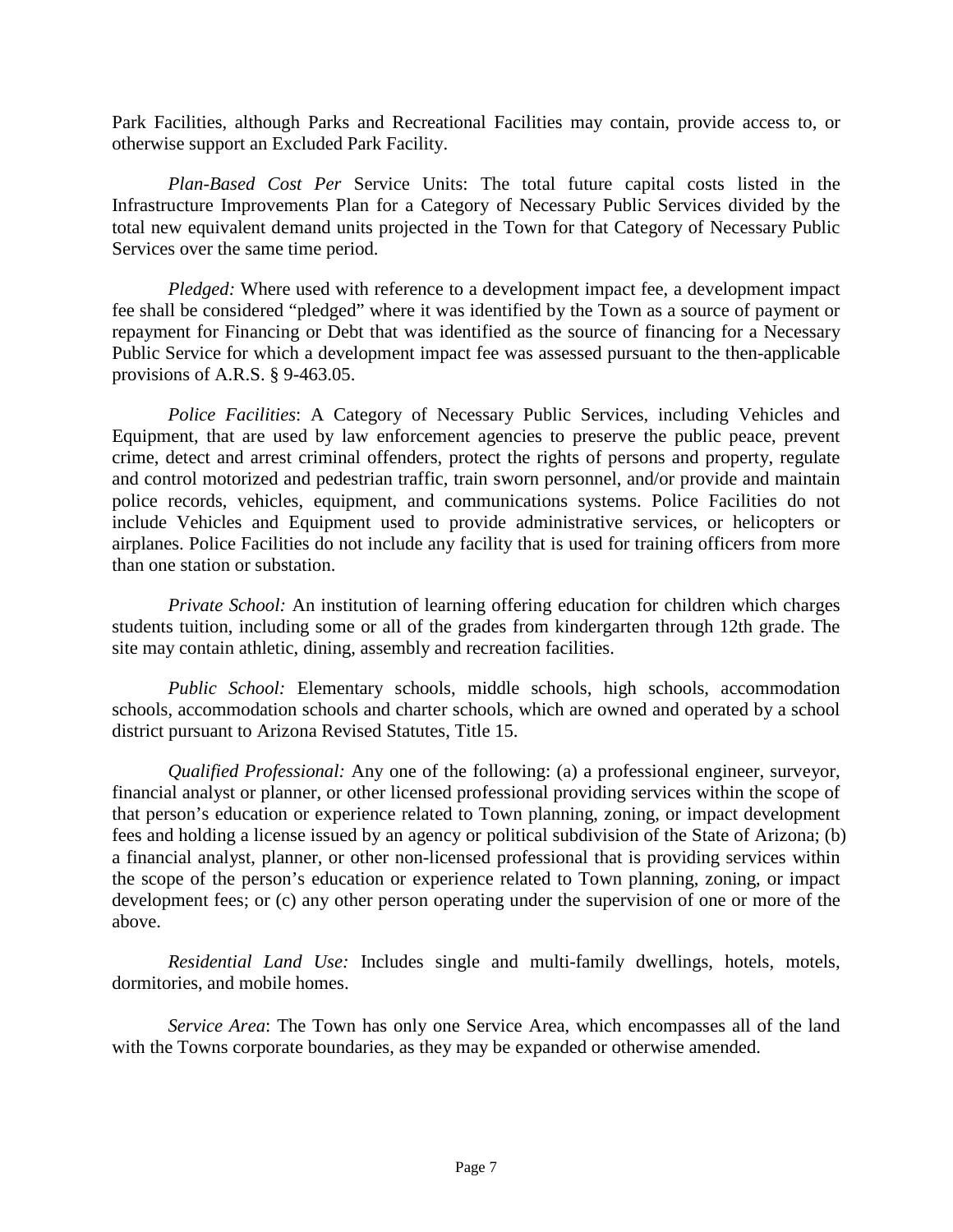Park Facilities, although Parks and Recreational Facilities may contain, provide access to, or otherwise support an Excluded Park Facility.

*Plan-Based Cost Per* Service Units: The total future capital costs listed in the Infrastructure Improvements Plan for a Category of Necessary Public Services divided by the total new equivalent demand units projected in the Town for that Category of Necessary Public Services over the same time period.

*Pledged:* Where used with reference to a development impact fee, a development impact fee shall be considered "pledged" where it was identified by the Town as a source of payment or repayment for Financing or Debt that was identified as the source of financing for a Necessary Public Service for which a development impact fee was assessed pursuant to the then-applicable provisions of A.R.S. § 9-463.05.

*Police Facilities*: A Category of Necessary Public Services, including Vehicles and Equipment, that are used by law enforcement agencies to preserve the public peace, prevent crime, detect and arrest criminal offenders, protect the rights of persons and property, regulate and control motorized and pedestrian traffic, train sworn personnel, and/or provide and maintain police records, vehicles, equipment, and communications systems. Police Facilities do not include Vehicles and Equipment used to provide administrative services, or helicopters or airplanes. Police Facilities do not include any facility that is used for training officers from more than one station or substation.

*Private School:* An institution of learning offering education for children which charges students tuition, including some or all of the grades from kindergarten through 12th grade. The site may contain athletic, dining, assembly and recreation facilities.

*Public School:* Elementary schools, middle schools, high schools, accommodation schools, accommodation schools and charter schools, which are owned and operated by a school district pursuant to Arizona Revised Statutes, Title 15.

*Qualified Professional:* Any one of the following: (a) a professional engineer, surveyor, financial analyst or planner, or other licensed professional providing services within the scope of that person's education or experience related to Town planning, zoning, or impact development fees and holding a license issued by an agency or political subdivision of the State of Arizona; (b) a financial analyst, planner, or other non-licensed professional that is providing services within the scope of the person's education or experience related to Town planning, zoning, or impact development fees; or (c) any other person operating under the supervision of one or more of the above.

*Residential Land Use:* Includes single and multi-family dwellings, hotels, motels, dormitories, and mobile homes.

*Service Area*: The Town has only one Service Area, which encompasses all of the land with the Towns corporate boundaries, as they may be expanded or otherwise amended.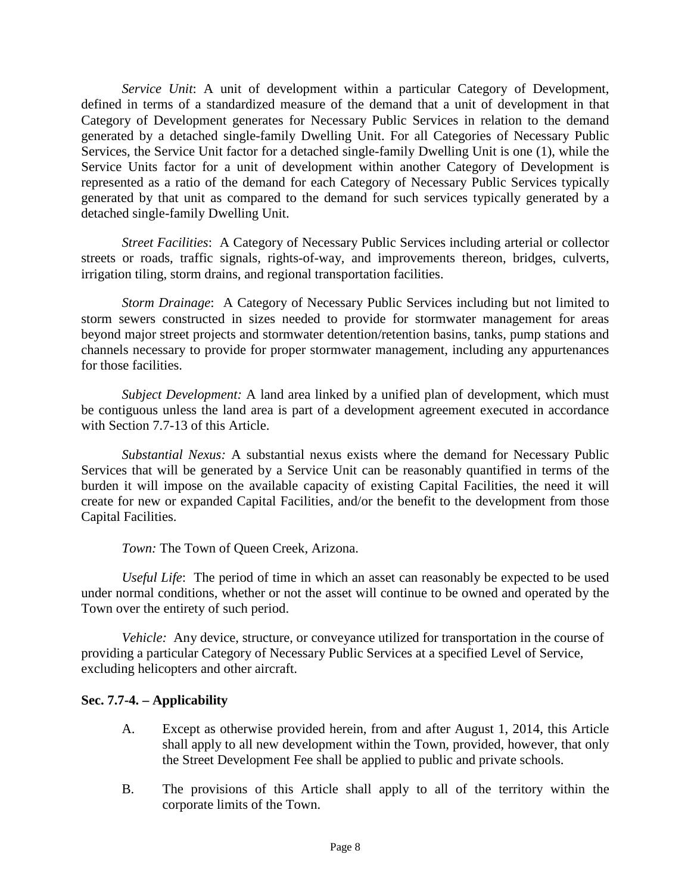*Service Unit*: A unit of development within a particular Category of Development, defined in terms of a standardized measure of the demand that a unit of development in that Category of Development generates for Necessary Public Services in relation to the demand generated by a detached single-family Dwelling Unit. For all Categories of Necessary Public Services, the Service Unit factor for a detached single-family Dwelling Unit is one (1), while the Service Units factor for a unit of development within another Category of Development is represented as a ratio of the demand for each Category of Necessary Public Services typically generated by that unit as compared to the demand for such services typically generated by a detached single-family Dwelling Unit.

*Street Facilities*: A Category of Necessary Public Services including arterial or collector streets or roads, traffic signals, rights-of-way, and improvements thereon, bridges, culverts, irrigation tiling, storm drains, and regional transportation facilities.

*Storm Drainage*: A Category of Necessary Public Services including but not limited to storm sewers constructed in sizes needed to provide for stormwater management for areas beyond major street projects and stormwater detention/retention basins, tanks, pump stations and channels necessary to provide for proper stormwater management, including any appurtenances for those facilities.

*Subject Development:* A land area linked by a unified plan of development, which must be contiguous unless the land area is part of a development agreement executed in accordance with Section 7.7-13 of this Article.

*Substantial Nexus:* A substantial nexus exists where the demand for Necessary Public Services that will be generated by a Service Unit can be reasonably quantified in terms of the burden it will impose on the available capacity of existing Capital Facilities, the need it will create for new or expanded Capital Facilities, and/or the benefit to the development from those Capital Facilities.

*Town:* The Town of Queen Creek, Arizona.

*Useful Life*: The period of time in which an asset can reasonably be expected to be used under normal conditions, whether or not the asset will continue to be owned and operated by the Town over the entirety of such period.

*Vehicle:* Any device, structure, or conveyance utilized for transportation in the course of providing a particular Category of Necessary Public Services at a specified Level of Service, excluding helicopters and other aircraft.

**Sec. 7.7-4. – Applicability**

A. Except as otherwise provided herein, from and after August 1, 2014, this Article shall apply to all new development within the Town, provided, however, that only the Street Development Fee shall be applied to public and private schools.

B. The provisions of this Article shall apply to all of the territory within the corporate limits of the Town.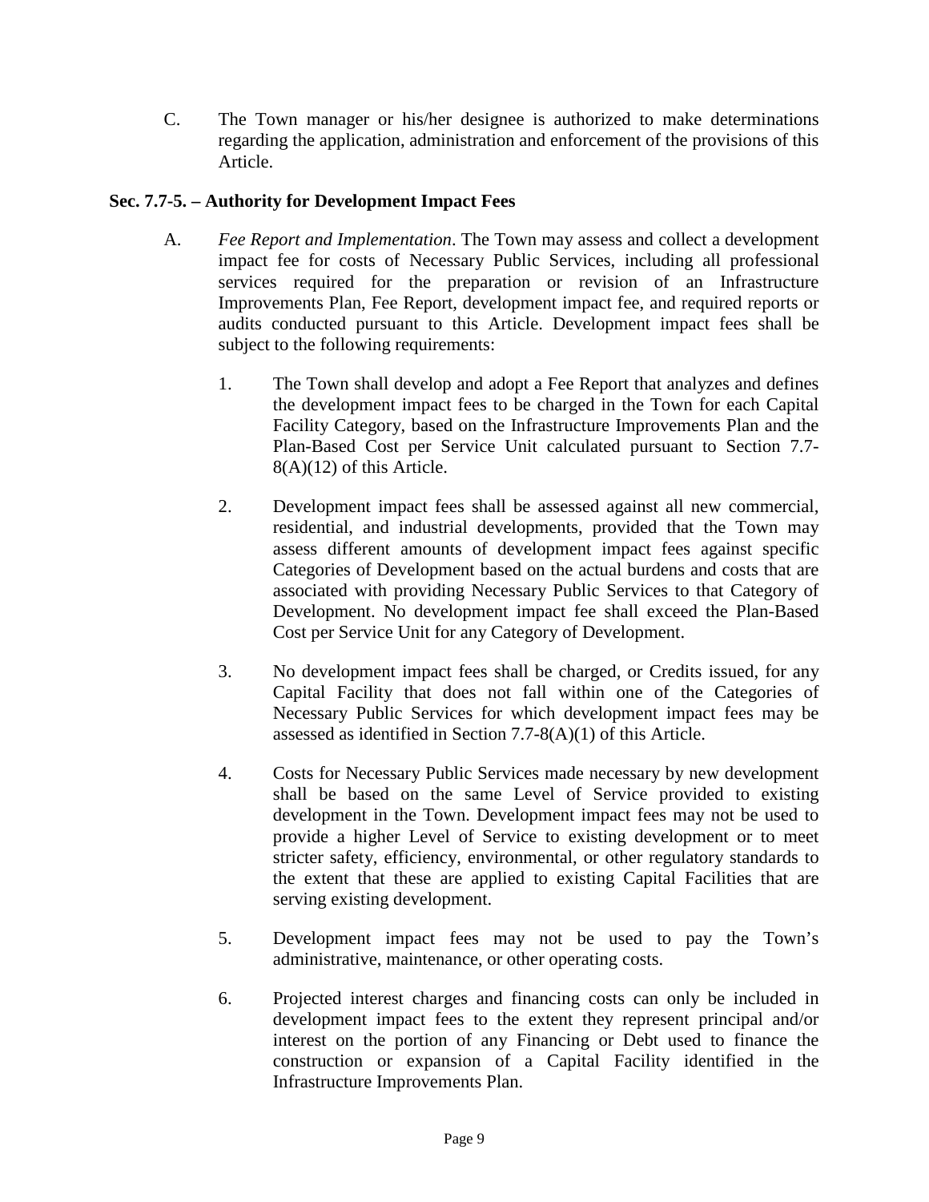C. The Town manager or his/her designee is authorized to make determinations regarding the application, administration and enforcement of the provisions of this Article.

### Sec. 7.7-5. – Authority for Development Impact Fees

A. *Fee Report and Implementation*. The Town may assess and collect a development impact fee for costs of Necessary Public Services, including all professional services required for the preparation or revision of an Infrastructure Improvements Plan, Fee Report, development impact fee, and required reports or audits conducted pursuant to this Article. Development impact fees shall be subject to the following requirements:

1. The Town shall develop and adopt a Fee Report that analyzes and defines the development impact fees to be charged in the Town for each Capital Facility Category, based on the Infrastructure Improvements Plan and the Plan-Based Cost per Service Unit calculated pursuant to Section 7.7-8(A)(12) of this Article.

2. Development impact fees shall be assessed against all new commercial, residential, and industrial developments, provided that the Town may assess different amounts of development impact fees against specific Categories of Development based on the actual burdens and costs that are associated with providing Necessary Public Services to that Category of Development. No development impact fee shall exceed the Plan-Based Cost per Service Unit for any Category of Development.

3. No development impact fees shall be charged, or Credits issued, for any Capital Facility that does not fall within one of the Categories of Necessary Public Services for which development impact fees may be assessed as identified in Section 7.7-8(A)(1) of this Article.

4. Costs for Necessary Public Services made necessary by new development shall be based on the same Level of Service provided to existing development in the Town. Development impact fees may not be used to provide a higher Level of Service to existing development or to meet stricter safety, efficiency, environmental, or other regulatory standards to the extent that these are applied to existing Capital Facilities that are serving existing development.

5. Development impact fees may not be used to pay the Town's administrative, maintenance, or other operating costs.

6. Projected interest charges and financing costs can only be included in development impact fees to the extent they represent principal and/or interest on the portion of any Financing or Debt used to finance the construction or expansion of a Capital Facility identified in the Infrastructure Improvements Plan.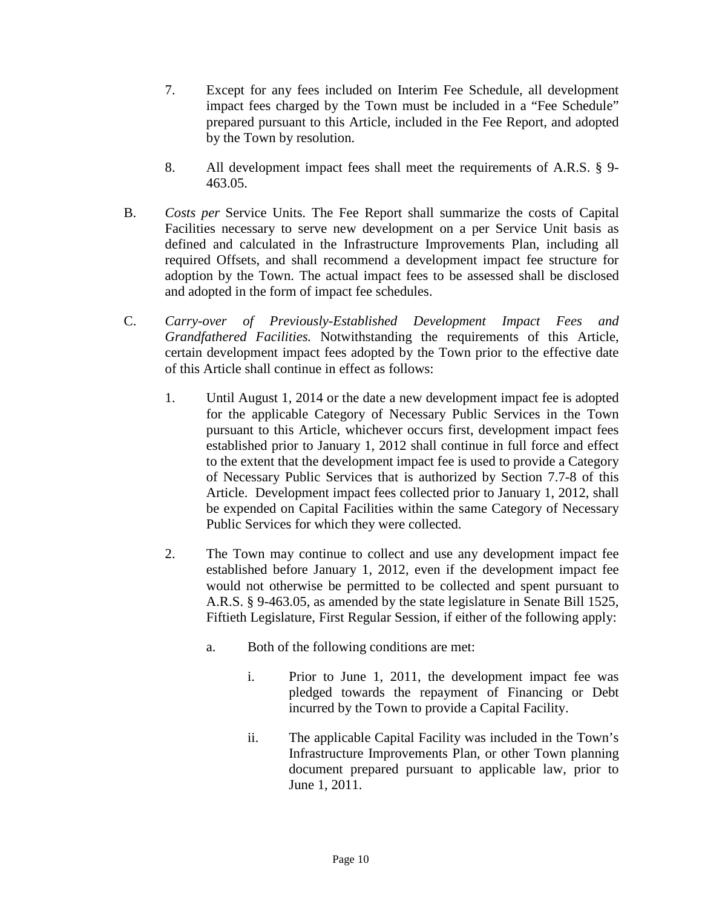7. Except for any fees included on Interim Fee Schedule, all development impact fees charged by the Town must be included in a "Fee Schedule" prepared pursuant to this Article, included in the Fee Report, and adopted by the Town by resolution.

8. All development impact fees shall meet the requirements of A.R.S. § 9-463.05.

B. *Costs per* Service Units. The Fee Report shall summarize the costs of Capital Facilities necessary to serve new development on a per Service Unit basis as defined and calculated in the Infrastructure Improvements Plan, including all required Offsets, and shall recommend a development impact fee structure for adoption by the Town. The actual impact fees to be assessed shall be disclosed and adopted in the form of impact fee schedules.

C. *Carry-over of Previously-Established Development Impact Fees and Grandfathered Facilities.* Notwithstanding the requirements of this Article, certain development impact fees adopted by the Town prior to the effective date of this Article shall continue in effect as follows:

   1. Until August 1, 2014 or the date a new development impact fee is adopted for the applicable Category of Necessary Public Services in the Town pursuant to this Article, whichever occurs first, development impact fees established prior to January 1, 2012 shall continue in full force and effect to the extent that the development impact fee is used to provide a Category of Necessary Public Services that is authorized by Section 7.7-8 of this Article. Development impact fees collected prior to January 1, 2012, shall be expended on Capital Facilities within the same Category of Necessary Public Services for which they were collected.

   2. The Town may continue to collect and use any development impact fee established before January 1, 2012, even if the development impact fee would not otherwise be permitted to be collected and spent pursuant to A.R.S. § 9-463.05, as amended by the state legislature in Senate Bill 1525, Fiftieth Legislature, First Regular Session, if either of the following apply:

      a. Both of the following conditions are met:

         i. Prior to June 1, 2011, the development impact fee was pledged towards the repayment of Financing or Debt incurred by the Town to provide a Capital Facility.

         ii. The applicable Capital Facility was included in the Town's Infrastructure Improvements Plan, or other Town planning document prepared pursuant to applicable law, prior to June 1, 2011.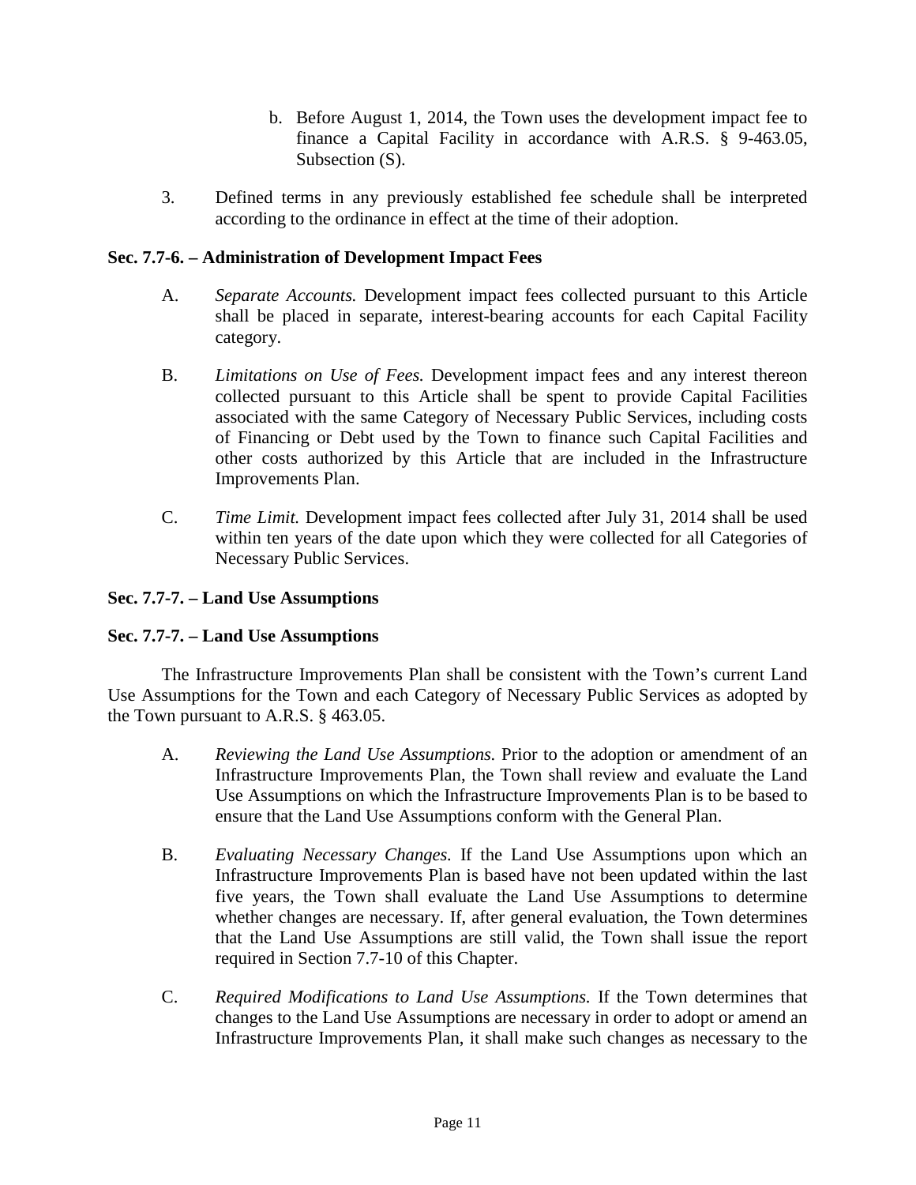b. Before August 1, 2014, the Town uses the development impact fee to finance a Capital Facility in accordance with A.R.S. § 9-463.05, Subsection (S).

3. Defined terms in any previously established fee schedule shall be interpreted according to the ordinance in effect at the time of their adoption.

**Sec. 7.7-6. – Administration of Development Impact Fees**

A. *Separate Accounts.* Development impact fees collected pursuant to this Article shall be placed in separate, interest-bearing accounts for each Capital Facility category.

B. *Limitations on Use of Fees.* Development impact fees and any interest thereon collected pursuant to this Article shall be spent to provide Capital Facilities associated with the same Category of Necessary Public Services, including costs of Financing or Debt used by the Town to finance such Capital Facilities and other costs authorized by this Article that are included in the Infrastructure Improvements Plan.

C. *Time Limit.* Development impact fees collected after July 31, 2014 shall be used within ten years of the date upon which they were collected for all Categories of Necessary Public Services.

**Sec. 7.7-7. – Land Use Assumptions**

**Sec. 7.7-7. – Land Use Assumptions**

The Infrastructure Improvements Plan shall be consistent with the Town's current Land Use Assumptions for the Town and each Category of Necessary Public Services as adopted by the Town pursuant to A.R.S. § 463.05.

A. *Reviewing the Land Use Assumptions.* Prior to the adoption or amendment of an Infrastructure Improvements Plan, the Town shall review and evaluate the Land Use Assumptions on which the Infrastructure Improvements Plan is to be based to ensure that the Land Use Assumptions conform with the General Plan.

B. *Evaluating Necessary Changes.* If the Land Use Assumptions upon which an Infrastructure Improvements Plan is based have not been updated within the last five years, the Town shall evaluate the Land Use Assumptions to determine whether changes are necessary. If, after general evaluation, the Town determines that the Land Use Assumptions are still valid, the Town shall issue the report required in Section 7.7-10 of this Chapter.

C. *Required Modifications to Land Use Assumptions.* If the Town determines that changes to the Land Use Assumptions are necessary in order to adopt or amend an Infrastructure Improvements Plan, it shall make such changes as necessary to the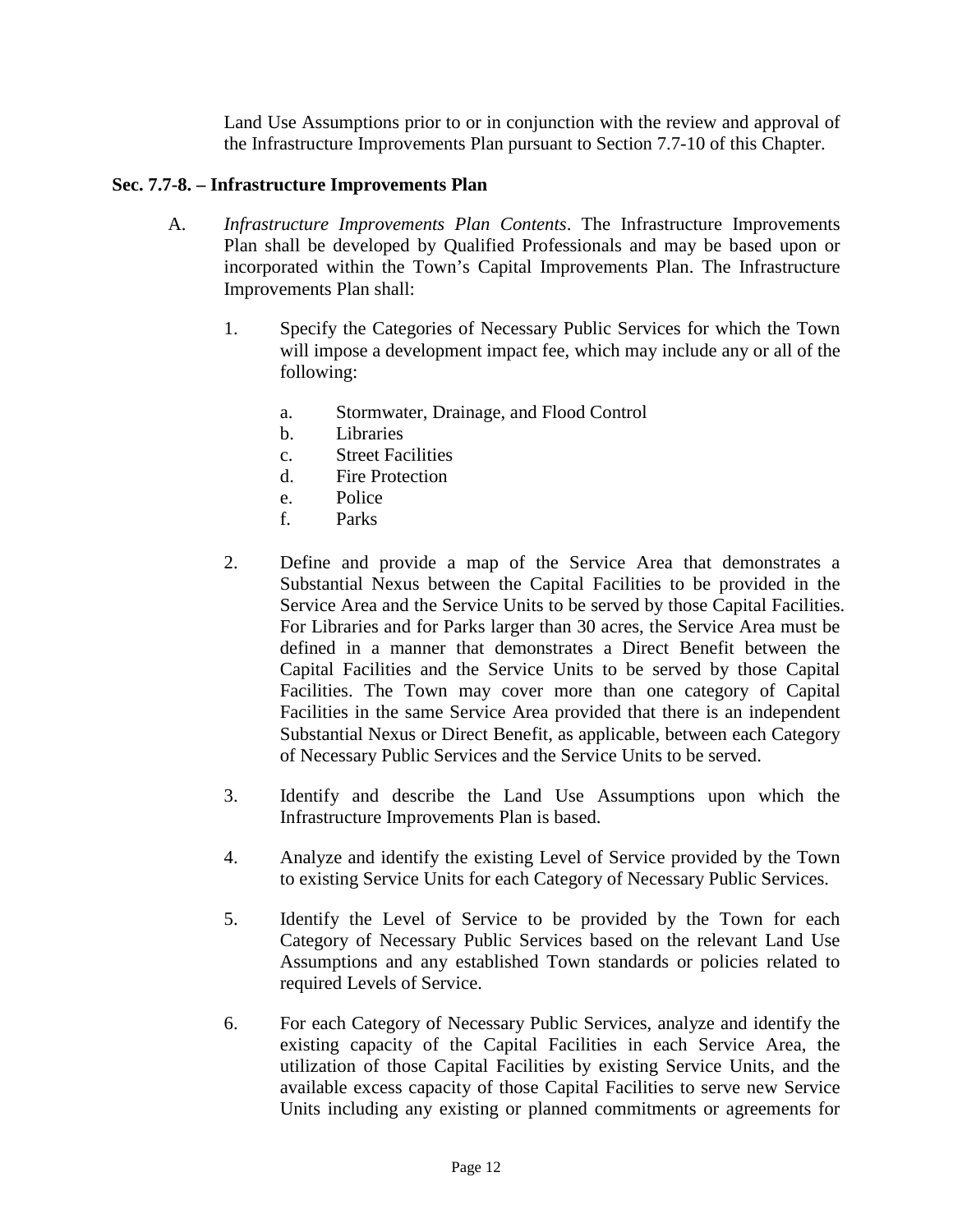Land Use Assumptions prior to or in conjunction with the review and approval of the Infrastructure Improvements Plan pursuant to Section 7.7-10 of this Chapter.

**Sec. 7.7-8. – Infrastructure Improvements Plan**

A. *Infrastructure Improvements Plan Contents*. The Infrastructure Improvements Plan shall be developed by Qualified Professionals and may be based upon or incorporated within the Town's Capital Improvements Plan. The Infrastructure Improvements Plan shall:

1. Specify the Categories of Necessary Public Services for which the Town will impose a development impact fee, which may include any or all of the following:

   a. Stormwater, Drainage, and Flood Control
   b. Libraries
   c. Street Facilities
   d. Fire Protection
   e. Police
   f. Parks

2. Define and provide a map of the Service Area that demonstrates a Substantial Nexus between the Capital Facilities to be provided in the Service Area and the Service Units to be served by those Capital Facilities. For Libraries and for Parks larger than 30 acres, the Service Area must be defined in a manner that demonstrates a Direct Benefit between the Capital Facilities and the Service Units to be served by those Capital Facilities. The Town may cover more than one category of Capital Facilities in the same Service Area provided that there is an independent Substantial Nexus or Direct Benefit, as applicable, between each Category of Necessary Public Services and the Service Units to be served.

3. Identify and describe the Land Use Assumptions upon which the Infrastructure Improvements Plan is based.

4. Analyze and identify the existing Level of Service provided by the Town to existing Service Units for each Category of Necessary Public Services.

5. Identify the Level of Service to be provided by the Town for each Category of Necessary Public Services based on the relevant Land Use Assumptions and any established Town standards or policies related to required Levels of Service.

6. For each Category of Necessary Public Services, analyze and identify the existing capacity of the Capital Facilities in each Service Area, the utilization of those Capital Facilities by existing Service Units, and the available excess capacity of those Capital Facilities to serve new Service Units including any existing or planned commitments or agreements for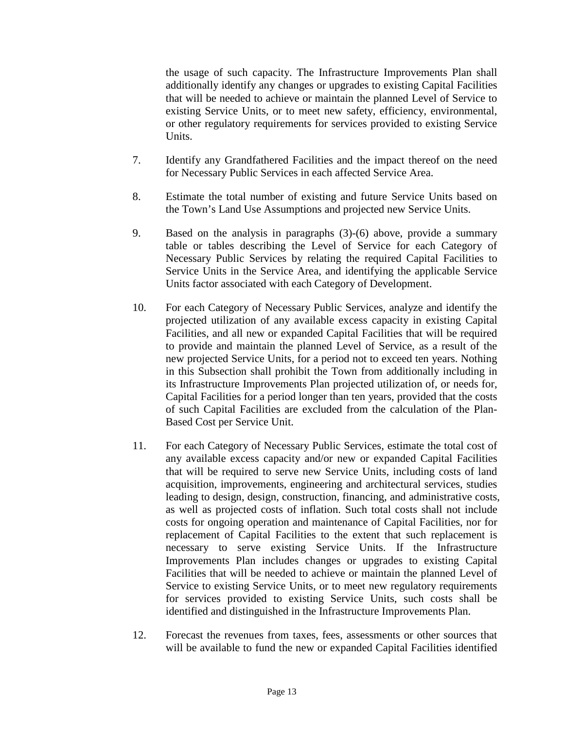the usage of such capacity. The Infrastructure Improvements Plan shall additionally identify any changes or upgrades to existing Capital Facilities that will be needed to achieve or maintain the planned Level of Service to existing Service Units, or to meet new safety, efficiency, environmental, or other regulatory requirements for services provided to existing Service Units.

7. Identify any Grandfathered Facilities and the impact thereof on the need for Necessary Public Services in each affected Service Area.

8. Estimate the total number of existing and future Service Units based on the Town's Land Use Assumptions and projected new Service Units.

9. Based on the analysis in paragraphs (3)-(6) above, provide a summary table or tables describing the Level of Service for each Category of Necessary Public Services by relating the required Capital Facilities to Service Units in the Service Area, and identifying the applicable Service Units factor associated with each Category of Development.

10. For each Category of Necessary Public Services, analyze and identify the projected utilization of any available excess capacity in existing Capital Facilities, and all new or expanded Capital Facilities that will be required to provide and maintain the planned Level of Service, as a result of the new projected Service Units, for a period not to exceed ten years. Nothing in this Subsection shall prohibit the Town from additionally including in its Infrastructure Improvements Plan projected utilization of, or needs for, Capital Facilities for a period longer than ten years, provided that the costs of such Capital Facilities are excluded from the calculation of the Plan-Based Cost per Service Unit.

11. For each Category of Necessary Public Services, estimate the total cost of any available excess capacity and/or new or expanded Capital Facilities that will be required to serve new Service Units, including costs of land acquisition, improvements, engineering and architectural services, studies leading to design, design, construction, financing, and administrative costs, as well as projected costs of inflation. Such total costs shall not include costs for ongoing operation and maintenance of Capital Facilities, nor for replacement of Capital Facilities to the extent that such replacement is necessary to serve existing Service Units. If the Infrastructure Improvements Plan includes changes or upgrades to existing Capital Facilities that will be needed to achieve or maintain the planned Level of Service to existing Service Units, or to meet new regulatory requirements for services provided to existing Service Units, such costs shall be identified and distinguished in the Infrastructure Improvements Plan.

12. Forecast the revenues from taxes, fees, assessments or other sources that will be available to fund the new or expanded Capital Facilities identified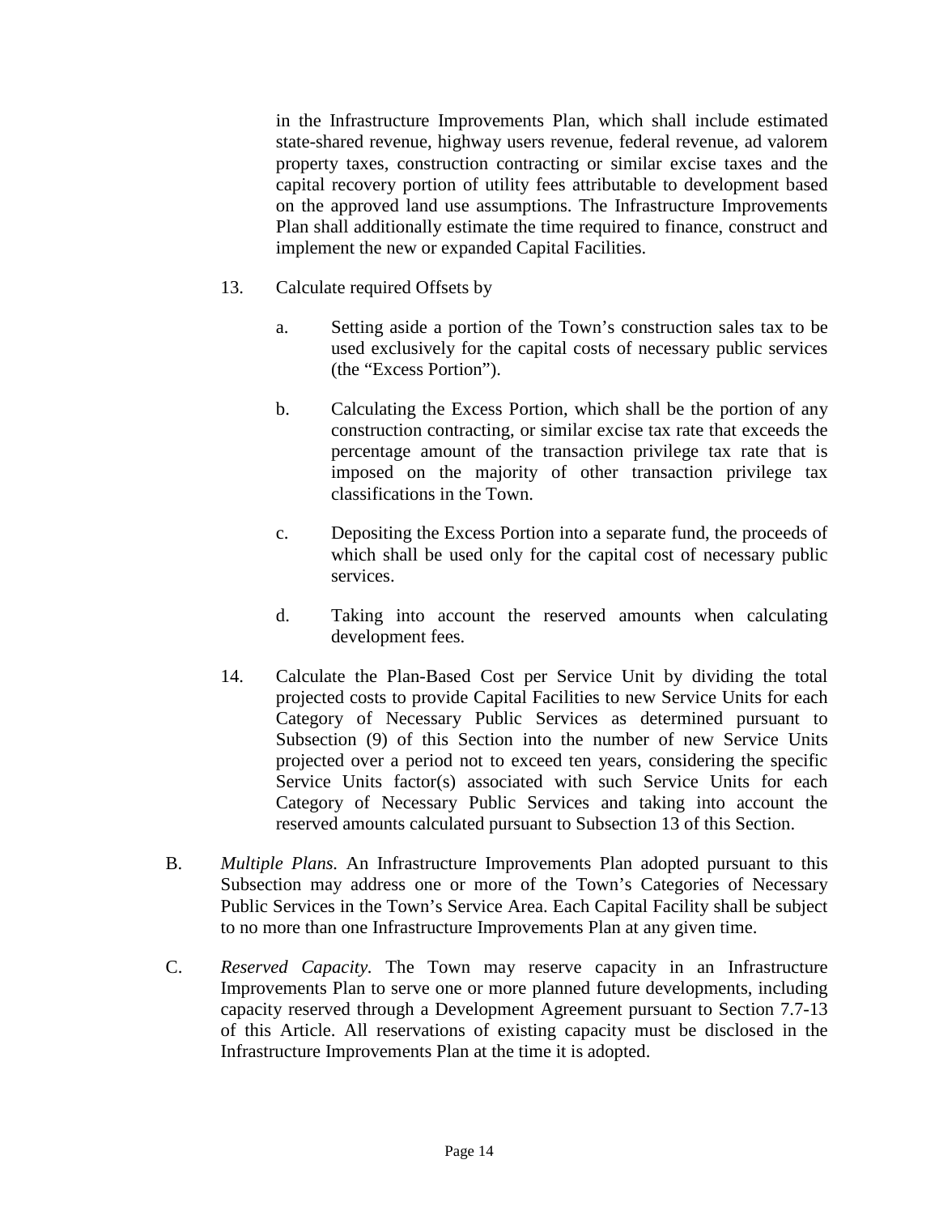in the Infrastructure Improvements Plan, which shall include estimated state-shared revenue, highway users revenue, federal revenue, ad valorem property taxes, construction contracting or similar excise taxes and the capital recovery portion of utility fees attributable to development based on the approved land use assumptions. The Infrastructure Improvements Plan shall additionally estimate the time required to finance, construct and implement the new or expanded Capital Facilities.

13. Calculate required Offsets by

    a. Setting aside a portion of the Town's construction sales tax to be used exclusively for the capital costs of necessary public services (the "Excess Portion").

    b. Calculating the Excess Portion, which shall be the portion of any construction contracting, or similar excise tax rate that exceeds the percentage amount of the transaction privilege tax rate that is imposed on the majority of other transaction privilege tax classifications in the Town.

    c. Depositing the Excess Portion into a separate fund, the proceeds of which shall be used only for the capital cost of necessary public services.

    d. Taking into account the reserved amounts when calculating development fees.

14. Calculate the Plan-Based Cost per Service Unit by dividing the total projected costs to provide Capital Facilities to new Service Units for each Category of Necessary Public Services as determined pursuant to Subsection (9) of this Section into the number of new Service Units projected over a period not to exceed ten years, considering the specific Service Units factor(s) associated with such Service Units for each Category of Necessary Public Services and taking into account the reserved amounts calculated pursuant to Subsection 13 of this Section.

B. *Multiple Plans.* An Infrastructure Improvements Plan adopted pursuant to this Subsection may address one or more of the Town's Categories of Necessary Public Services in the Town's Service Area. Each Capital Facility shall be subject to no more than one Infrastructure Improvements Plan at any given time.

C. *Reserved Capacity.* The Town may reserve capacity in an Infrastructure Improvements Plan to serve one or more planned future developments, including capacity reserved through a Development Agreement pursuant to Section 7.7-13 of this Article. All reservations of existing capacity must be disclosed in the Infrastructure Improvements Plan at the time it is adopted.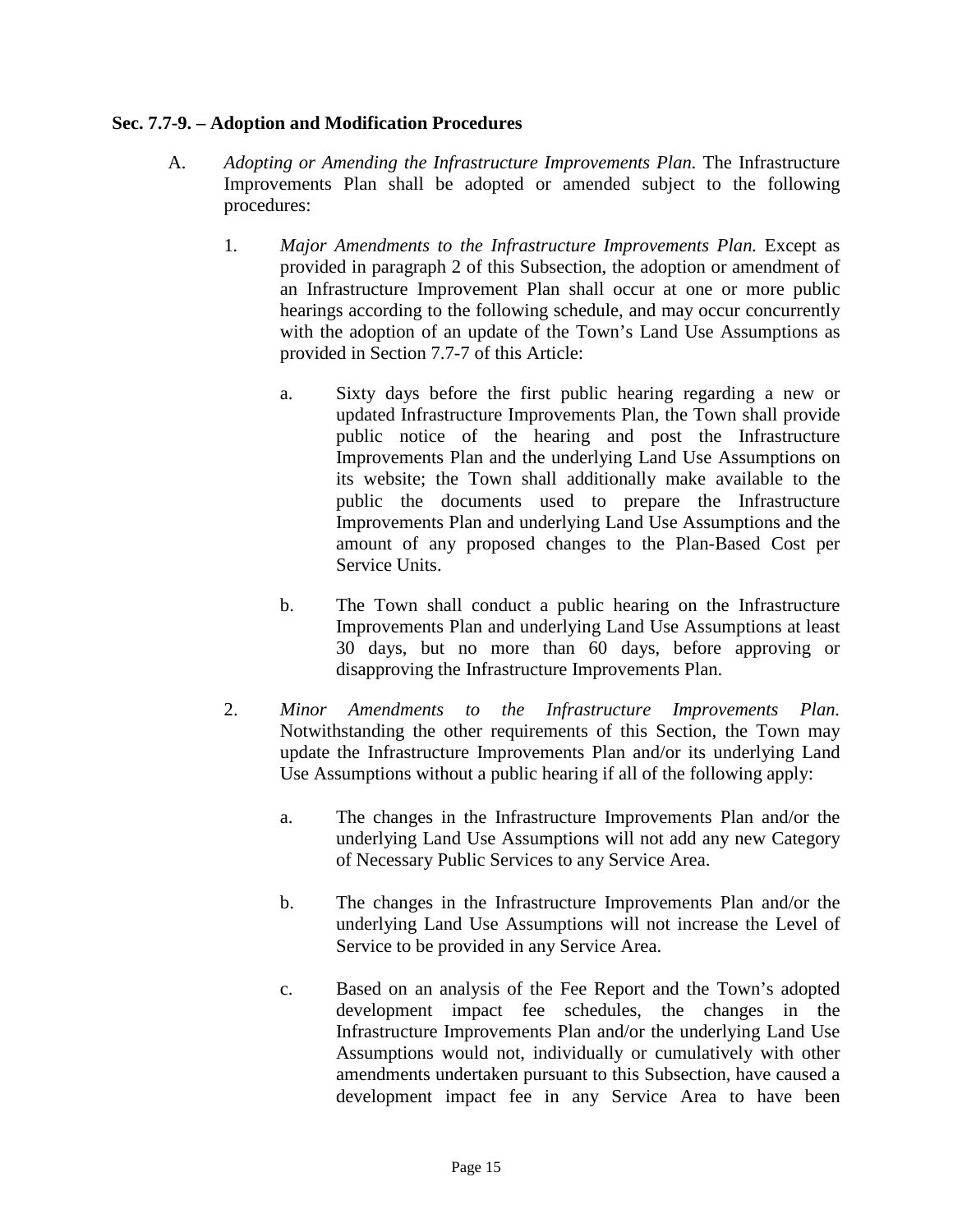**Sec. 7.7-9. – Adoption and Modification Procedures**

A. *Adopting or Amending the Infrastructure Improvements Plan.* The Infrastructure Improvements Plan shall be adopted or amended subject to the following procedures:

1. *Major Amendments to the Infrastructure Improvements Plan.* Except as provided in paragraph 2 of this Subsection, the adoption or amendment of an Infrastructure Improvement Plan shall occur at one or more public hearings according to the following schedule, and may occur concurrently with the adoption of an update of the Town's Land Use Assumptions as provided in Section 7.7-7 of this Article:

   a. Sixty days before the first public hearing regarding a new or updated Infrastructure Improvements Plan, the Town shall provide public notice of the hearing and post the Infrastructure Improvements Plan and the underlying Land Use Assumptions on its website; the Town shall additionally make available to the public the documents used to prepare the Infrastructure Improvements Plan and underlying Land Use Assumptions and the amount of any proposed changes to the Plan-Based Cost per Service Units.

   b. The Town shall conduct a public hearing on the Infrastructure Improvements Plan and underlying Land Use Assumptions at least 30 days, but no more than 60 days, before approving or disapproving the Infrastructure Improvements Plan.

2. *Minor Amendments to the Infrastructure Improvements Plan.* Notwithstanding the other requirements of this Section, the Town may update the Infrastructure Improvements Plan and/or its underlying Land Use Assumptions without a public hearing if all of the following apply:

   a. The changes in the Infrastructure Improvements Plan and/or the underlying Land Use Assumptions will not add any new Category of Necessary Public Services to any Service Area.

   b. The changes in the Infrastructure Improvements Plan and/or the underlying Land Use Assumptions will not increase the Level of Service to be provided in any Service Area.

   c. Based on an analysis of the Fee Report and the Town's adopted development impact fee schedules, the changes in the Infrastructure Improvements Plan and/or the underlying Land Use Assumptions would not, individually or cumulatively with other amendments undertaken pursuant to this Subsection, have caused a development impact fee in any Service Area to have been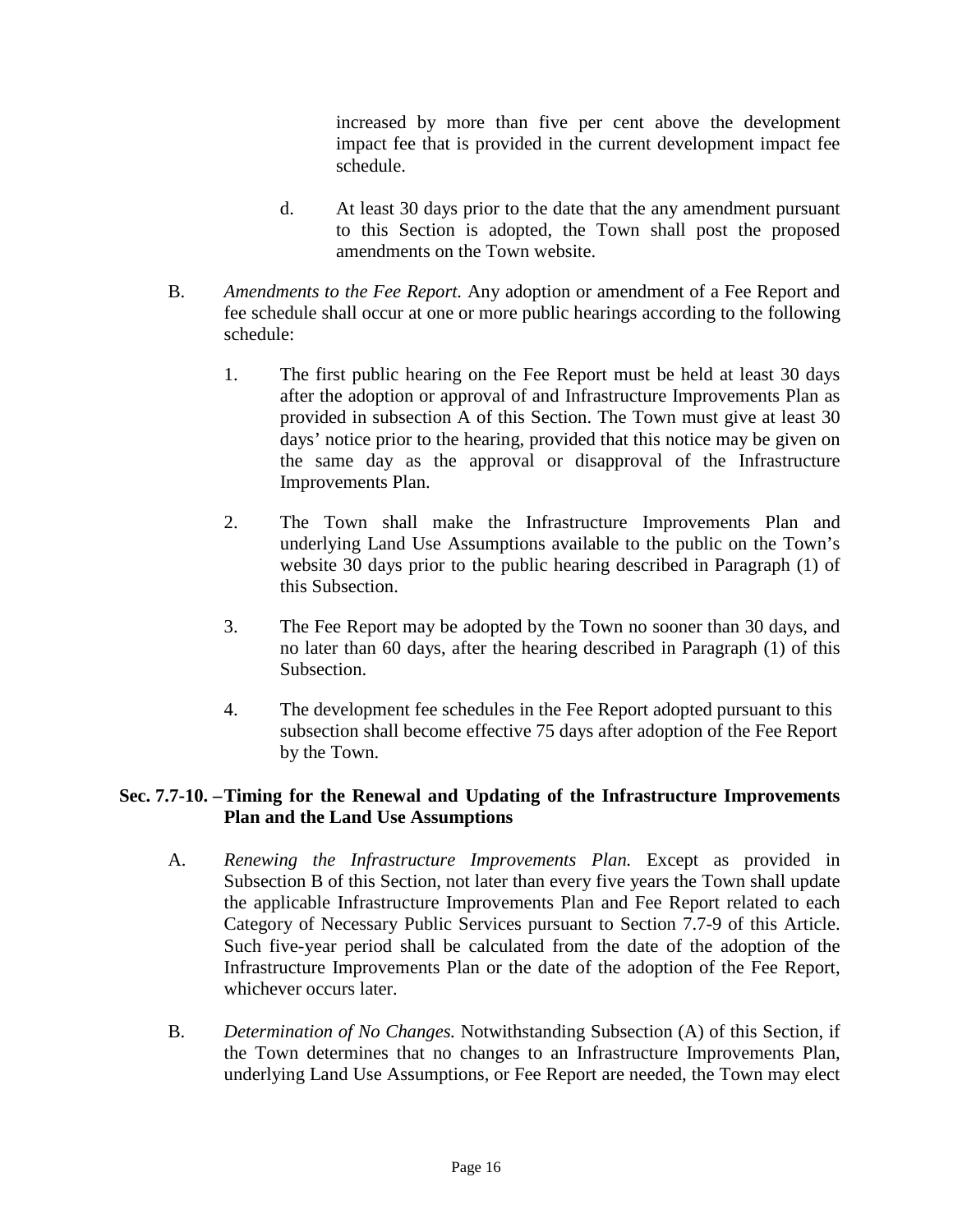increased by more than five per cent above the development impact fee that is provided in the current development impact fee schedule.

d. At least 30 days prior to the date that the any amendment pursuant to this Section is adopted, the Town shall post the proposed amendments on the Town website.

B. *Amendments to the Fee Report.* Any adoption or amendment of a Fee Report and fee schedule shall occur at one or more public hearings according to the following schedule:

1. The first public hearing on the Fee Report must be held at least 30 days after the adoption or approval of and Infrastructure Improvements Plan as provided in subsection A of this Section. The Town must give at least 30 days' notice prior to the hearing, provided that this notice may be given on the same day as the approval or disapproval of the Infrastructure Improvements Plan.

2. The Town shall make the Infrastructure Improvements Plan and underlying Land Use Assumptions available to the public on the Town's website 30 days prior to the public hearing described in Paragraph (1) of this Subsection.

3. The Fee Report may be adopted by the Town no sooner than 30 days, and no later than 60 days, after the hearing described in Paragraph (1) of this Subsection.

4. The development fee schedules in the Fee Report adopted pursuant to this subsection shall become effective 75 days after adoption of the Fee Report by the Town.

**Sec. 7.7-10. – Timing for the Renewal and Updating of the Infrastructure Improvements Plan and the Land Use Assumptions**

A. *Renewing the Infrastructure Improvements Plan.* Except as provided in Subsection B of this Section, not later than every five years the Town shall update the applicable Infrastructure Improvements Plan and Fee Report related to each Category of Necessary Public Services pursuant to Section 7.7-9 of this Article. Such five-year period shall be calculated from the date of the adoption of the Infrastructure Improvements Plan or the date of the adoption of the Fee Report, whichever occurs later.

B. *Determination of No Changes.* Notwithstanding Subsection (A) of this Section, if the Town determines that no changes to an Infrastructure Improvements Plan, underlying Land Use Assumptions, or Fee Report are needed, the Town may elect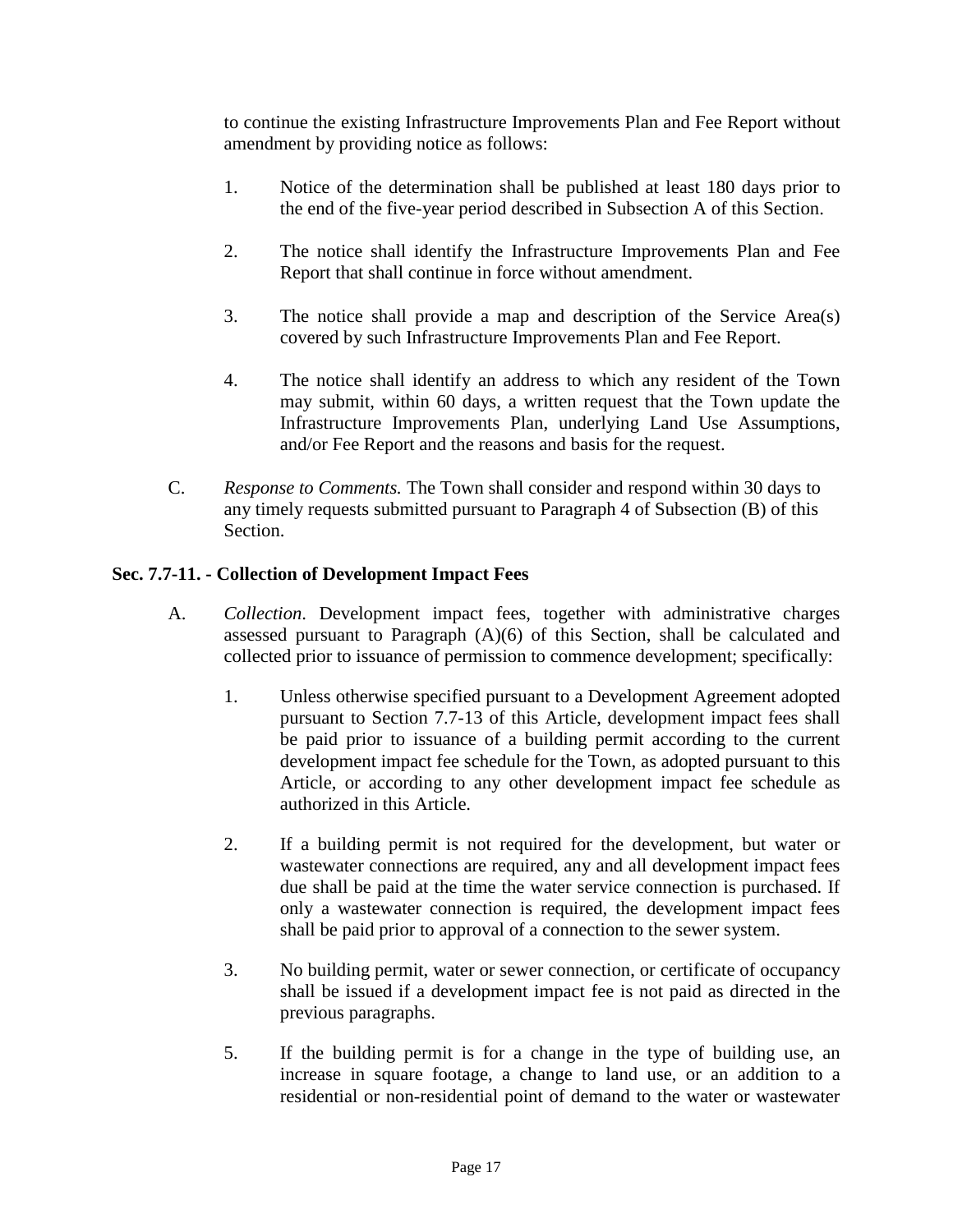to continue the existing Infrastructure Improvements Plan and Fee Report without amendment by providing notice as follows:

1. Notice of the determination shall be published at least 180 days prior to the end of the five-year period described in Subsection A of this Section.

2. The notice shall identify the Infrastructure Improvements Plan and Fee Report that shall continue in force without amendment.

3. The notice shall provide a map and description of the Service Area(s) covered by such Infrastructure Improvements Plan and Fee Report.

4. The notice shall identify an address to which any resident of the Town may submit, within 60 days, a written request that the Town update the Infrastructure Improvements Plan, underlying Land Use Assumptions, and/or Fee Report and the reasons and basis for the request.

C. *Response to Comments.* The Town shall consider and respond within 30 days to any timely requests submitted pursuant to Paragraph 4 of Subsection (B) of this Section.

**Sec. 7.7-11. - Collection of Development Impact Fees**

A. *Collection.* Development impact fees, together with administrative charges assessed pursuant to Paragraph (A)(6) of this Section, shall be calculated and collected prior to issuance of permission to commence development; specifically:

1. Unless otherwise specified pursuant to a Development Agreement adopted pursuant to Section 7.7-13 of this Article, development impact fees shall be paid prior to issuance of a building permit according to the current development impact fee schedule for the Town, as adopted pursuant to this Article, or according to any other development impact fee schedule as authorized in this Article.

2. If a building permit is not required for the development, but water or wastewater connections are required, any and all development impact fees due shall be paid at the time the water service connection is purchased. If only a wastewater connection is required, the development impact fees shall be paid prior to approval of a connection to the sewer system.

3. No building permit, water or sewer connection, or certificate of occupancy shall be issued if a development impact fee is not paid as directed in the previous paragraphs.

5. If the building permit is for a change in the type of building use, an increase in square footage, a change to land use, or an addition to a residential or non-residential point of demand to the water or wastewater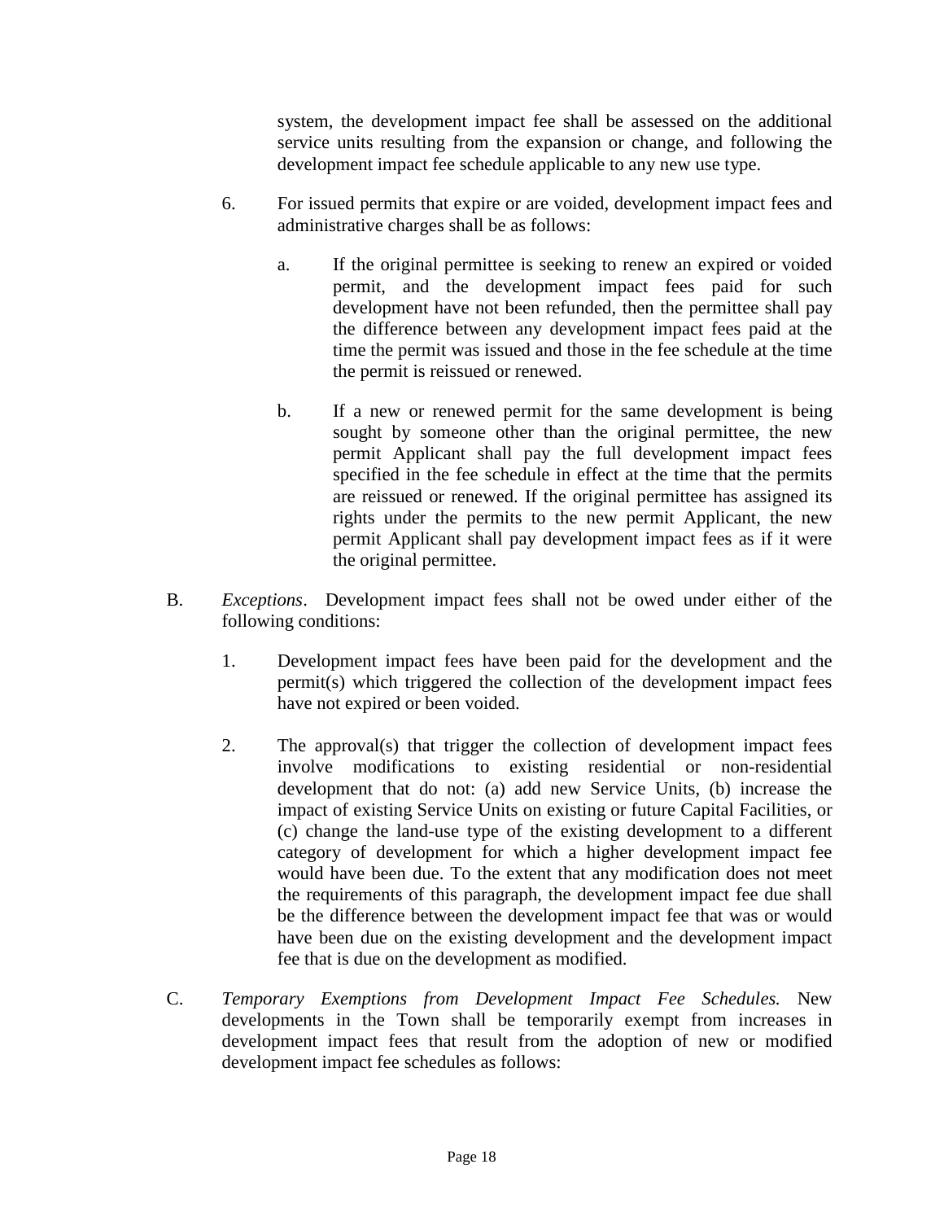system, the development impact fee shall be assessed on the additional service units resulting from the expansion or change, and following the development impact fee schedule applicable to any new use type.

6. For issued permits that expire or are voided, development impact fees and administrative charges shall be as follows:

   a. If the original permittee is seeking to renew an expired or voided permit, and the development impact fees paid for such development have not been refunded, then the permittee shall pay the difference between any development impact fees paid at the time the permit was issued and those in the fee schedule at the time the permit is reissued or renewed.

   b. If a new or renewed permit for the same development is being sought by someone other than the original permittee, the new permit Applicant shall pay the full development impact fees specified in the fee schedule in effect at the time that the permits are reissued or renewed. If the original permittee has assigned its rights under the permits to the new permit Applicant, the new permit Applicant shall pay development impact fees as if it were the original permittee.

B. *Exceptions*. Development impact fees shall not be owed under either of the following conditions:

   1. Development impact fees have been paid for the development and the permit(s) which triggered the collection of the development impact fees have not expired or been voided.

   2. The approval(s) that trigger the collection of development impact fees involve modifications to existing residential or non-residential development that do not: (a) add new Service Units, (b) increase the impact of existing Service Units on existing or future Capital Facilities, or (c) change the land-use type of the existing development to a different category of development for which a higher development impact fee would have been due. To the extent that any modification does not meet the requirements of this paragraph, the development impact fee due shall be the difference between the development impact fee that was or would have been due on the existing development and the development impact fee that is due on the development as modified.

C. *Temporary Exemptions from Development Impact Fee Schedules.* New developments in the Town shall be temporarily exempt from increases in development impact fees that result from the adoption of new or modified development impact fee schedules as follows: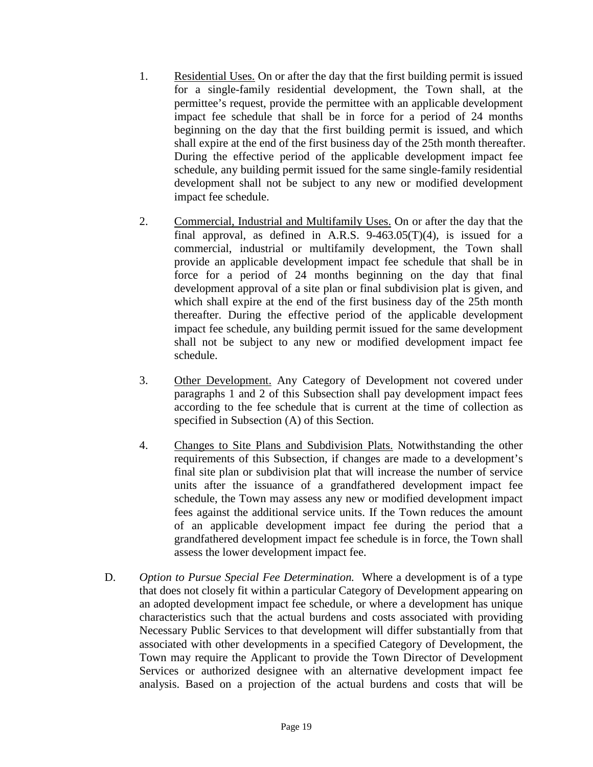1. Residential Uses. On or after the day that the first building permit is issued for a single-family residential development, the Town shall, at the permittee's request, provide the permittee with an applicable development impact fee schedule that shall be in force for a period of 24 months beginning on the day that the first building permit is issued, and which shall expire at the end of the first business day of the 25th month thereafter. During the effective period of the applicable development impact fee schedule, any building permit issued for the same single-family residential development shall not be subject to any new or modified development impact fee schedule.

2. Commercial, Industrial and Multifamily Uses. On or after the day that the final approval, as defined in A.R.S. 9-463.05(T)(4), is issued for a commercial, industrial or multifamily development, the Town shall provide an applicable development impact fee schedule that shall be in force for a period of 24 months beginning on the day that final development approval of a site plan or final subdivision plat is given, and which shall expire at the end of the first business day of the 25th month thereafter. During the effective period of the applicable development impact fee schedule, any building permit issued for the same development shall not be subject to any new or modified development impact fee schedule.

3. Other Development. Any Category of Development not covered under paragraphs 1 and 2 of this Subsection shall pay development impact fees according to the fee schedule that is current at the time of collection as specified in Subsection (A) of this Section.

4. Changes to Site Plans and Subdivision Plats. Notwithstanding the other requirements of this Subsection, if changes are made to a development's final site plan or subdivision plat that will increase the number of service units after the issuance of a grandfathered development impact fee schedule, the Town may assess any new or modified development impact fees against the additional service units. If the Town reduces the amount of an applicable development impact fee during the period that a grandfathered development impact fee schedule is in force, the Town shall assess the lower development impact fee.

D. *Option to Pursue Special Fee Determination.* Where a development is of a type that does not closely fit within a particular Category of Development appearing on an adopted development impact fee schedule, or where a development has unique characteristics such that the actual burdens and costs associated with providing Necessary Public Services to that development will differ substantially from that associated with other developments in a specified Category of Development, the Town may require the Applicant to provide the Town Director of Development Services or authorized designee with an alternative development impact fee analysis. Based on a projection of the actual burdens and costs that will be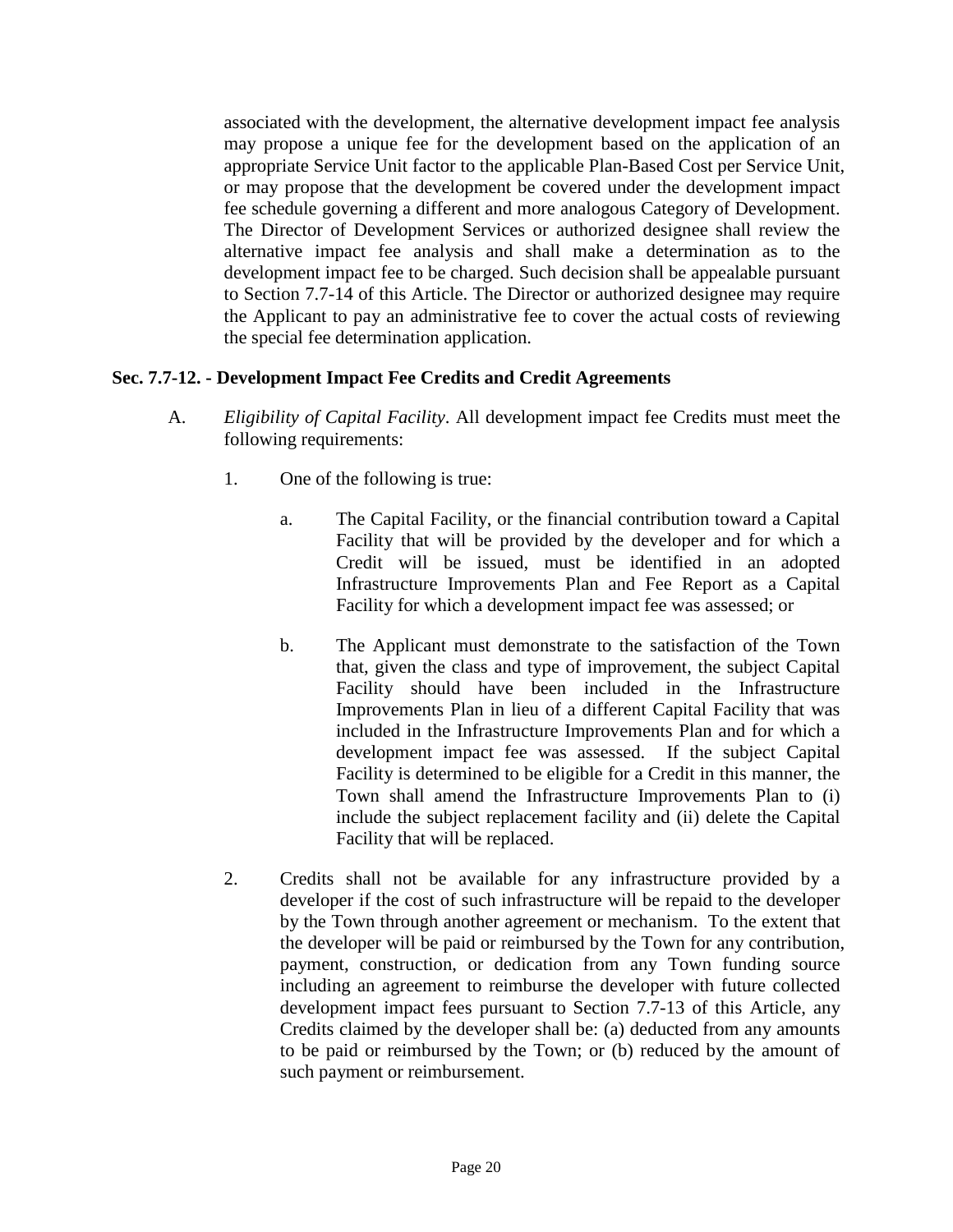associated with the development, the alternative development impact fee analysis may propose a unique fee for the development based on the application of an appropriate Service Unit factor to the applicable Plan-Based Cost per Service Unit, or may propose that the development be covered under the development impact fee schedule governing a different and more analogous Category of Development. The Director of Development Services or authorized designee shall review the alternative impact fee analysis and shall make a determination as to the development impact fee to be charged. Such decision shall be appealable pursuant to Section 7.7-14 of this Article. The Director or authorized designee may require the Applicant to pay an administrative fee to cover the actual costs of reviewing the special fee determination application.

### Sec. 7.7-12. - Development Impact Fee Credits and Credit Agreements

A. *Eligibility of Capital Facility*. All development impact fee Credits must meet the following requirements:

   1. One of the following is true:

      a. The Capital Facility, or the financial contribution toward a Capital Facility that will be provided by the developer and for which a Credit will be issued, must be identified in an adopted Infrastructure Improvements Plan and Fee Report as a Capital Facility for which a development impact fee was assessed; or

      b. The Applicant must demonstrate to the satisfaction of the Town that, given the class and type of improvement, the subject Capital Facility should have been included in the Infrastructure Improvements Plan in lieu of a different Capital Facility that was included in the Infrastructure Improvements Plan and for which a development impact fee was assessed. If the subject Capital Facility is determined to be eligible for a Credit in this manner, the Town shall amend the Infrastructure Improvements Plan to (i) include the subject replacement facility and (ii) delete the Capital Facility that will be replaced.

   2. Credits shall not be available for any infrastructure provided by a developer if the cost of such infrastructure will be repaid to the developer by the Town through another agreement or mechanism. To the extent that the developer will be paid or reimbursed by the Town for any contribution, payment, construction, or dedication from any Town funding source including an agreement to reimburse the developer with future collected development impact fees pursuant to Section 7.7-13 of this Article, any Credits claimed by the developer shall be: (a) deducted from any amounts to be paid or reimbursed by the Town; or (b) reduced by the amount of such payment or reimbursement.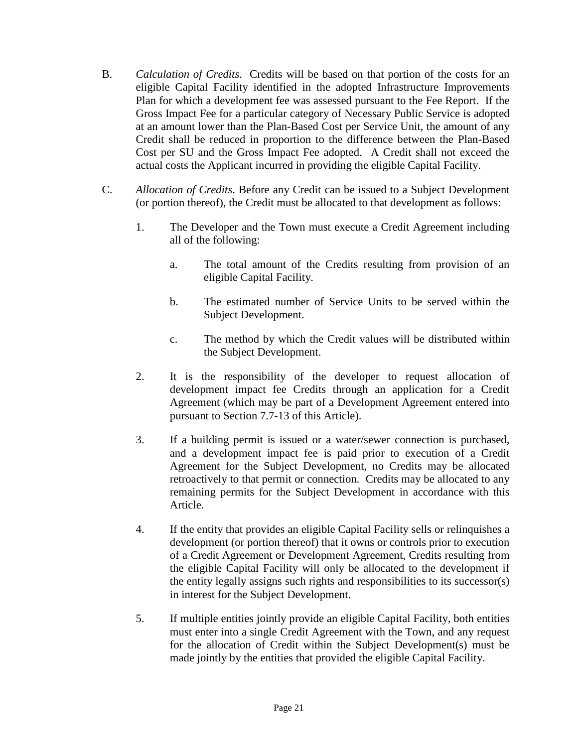B. *Calculation of Credits*. Credits will be based on that portion of the costs for an eligible Capital Facility identified in the adopted Infrastructure Improvements Plan for which a development fee was assessed pursuant to the Fee Report. If the Gross Impact Fee for a particular category of Necessary Public Service is adopted at an amount lower than the Plan-Based Cost per Service Unit, the amount of any Credit shall be reduced in proportion to the difference between the Plan-Based Cost per SU and the Gross Impact Fee adopted. A Credit shall not exceed the actual costs the Applicant incurred in providing the eligible Capital Facility.

C. *Allocation of Credits*. Before any Credit can be issued to a Subject Development (or portion thereof), the Credit must be allocated to that development as follows:

1. The Developer and the Town must execute a Credit Agreement including all of the following:

    a. The total amount of the Credits resulting from provision of an eligible Capital Facility.

    b. The estimated number of Service Units to be served within the Subject Development.

    c. The method by which the Credit values will be distributed within the Subject Development.

2. It is the responsibility of the developer to request allocation of development impact fee Credits through an application for a Credit Agreement (which may be part of a Development Agreement entered into pursuant to Section 7.7-13 of this Article).

3. If a building permit is issued or a water/sewer connection is purchased, and a development impact fee is paid prior to execution of a Credit Agreement for the Subject Development, no Credits may be allocated retroactively to that permit or connection. Credits may be allocated to any remaining permits for the Subject Development in accordance with this Article.

4. If the entity that provides an eligible Capital Facility sells or relinquishes a development (or portion thereof) that it owns or controls prior to execution of a Credit Agreement or Development Agreement, Credits resulting from the eligible Capital Facility will only be allocated to the development if the entity legally assigns such rights and responsibilities to its successor(s) in interest for the Subject Development.

5. If multiple entities jointly provide an eligible Capital Facility, both entities must enter into a single Credit Agreement with the Town, and any request for the allocation of Credit within the Subject Development(s) must be made jointly by the entities that provided the eligible Capital Facility.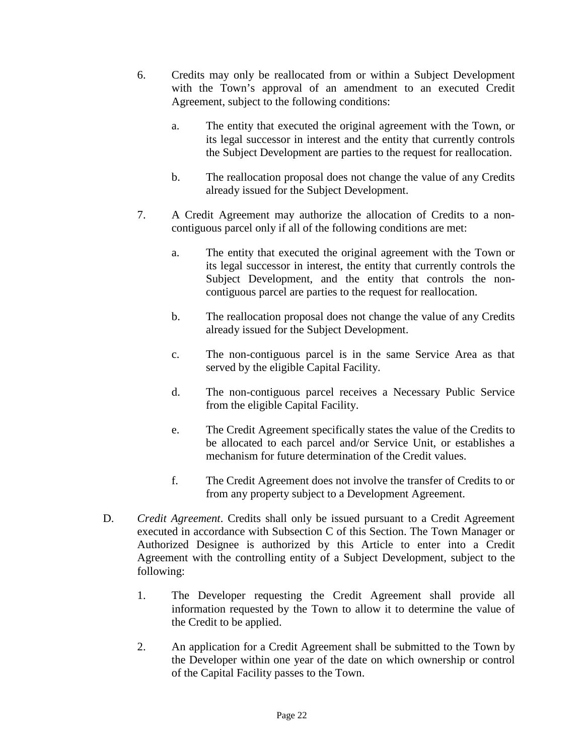6. Credits may only be reallocated from or within a Subject Development with the Town's approval of an amendment to an executed Credit Agreement, subject to the following conditions:

   a. The entity that executed the original agreement with the Town, or its legal successor in interest and the entity that currently controls the Subject Development are parties to the request for reallocation.

   b. The reallocation proposal does not change the value of any Credits already issued for the Subject Development.

7. A Credit Agreement may authorize the allocation of Credits to a non-contiguous parcel only if all of the following conditions are met:

   a. The entity that executed the original agreement with the Town or its legal successor in interest, the entity that currently controls the Subject Development, and the entity that controls the non-contiguous parcel are parties to the request for reallocation.

   b. The reallocation proposal does not change the value of any Credits already issued for the Subject Development.

   c. The non-contiguous parcel is in the same Service Area as that served by the eligible Capital Facility.

   d. The non-contiguous parcel receives a Necessary Public Service from the eligible Capital Facility.

   e. The Credit Agreement specifically states the value of the Credits to be allocated to each parcel and/or Service Unit, or establishes a mechanism for future determination of the Credit values.

   f. The Credit Agreement does not involve the transfer of Credits to or from any property subject to a Development Agreement.

D. *Credit Agreement*. Credits shall only be issued pursuant to a Credit Agreement executed in accordance with Subsection C of this Section. The Town Manager or Authorized Designee is authorized by this Article to enter into a Credit Agreement with the controlling entity of a Subject Development, subject to the following:

   1. The Developer requesting the Credit Agreement shall provide all information requested by the Town to allow it to determine the value of the Credit to be applied.

   2. An application for a Credit Agreement shall be submitted to the Town by the Developer within one year of the date on which ownership or control of the Capital Facility passes to the Town.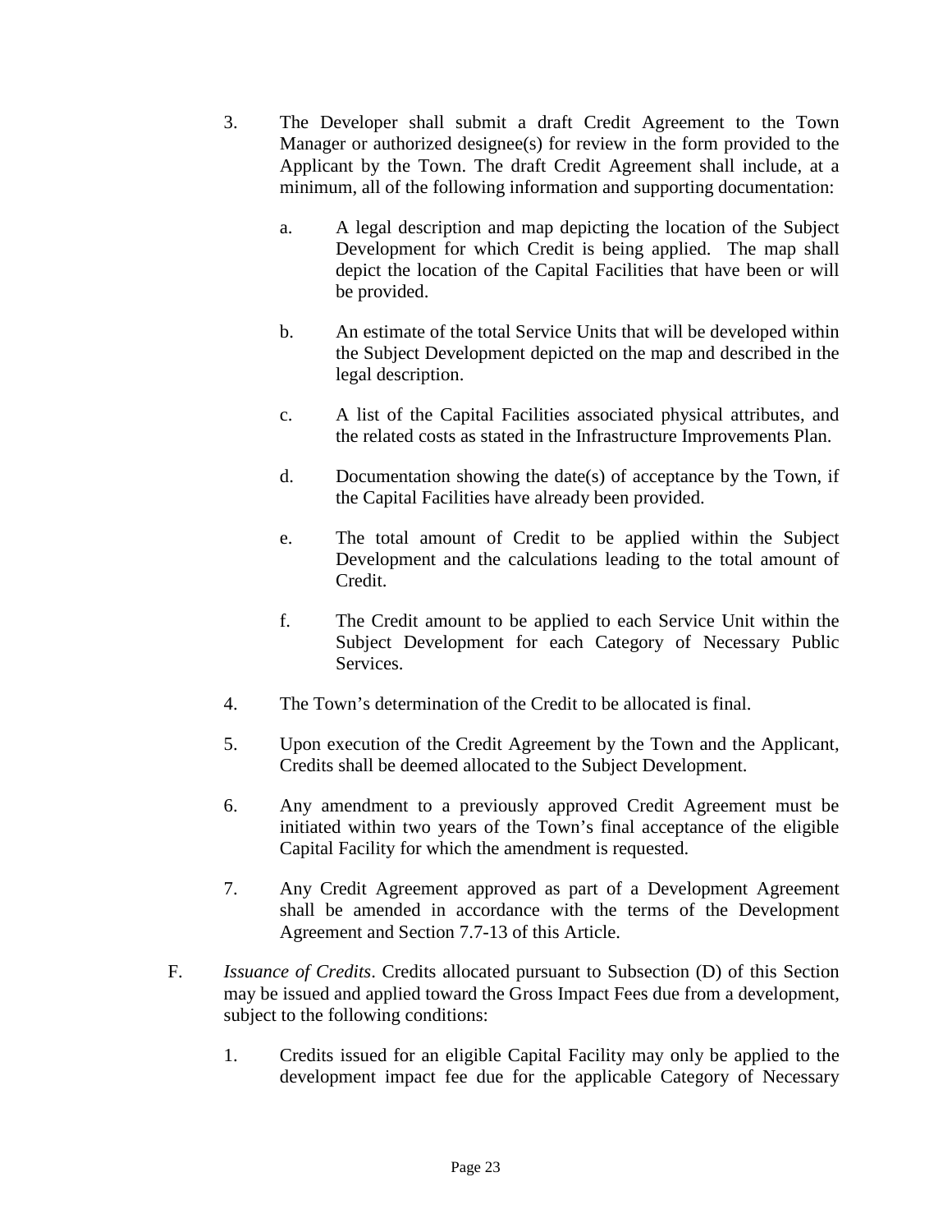3. The Developer shall submit a draft Credit Agreement to the Town Manager or authorized designee(s) for review in the form provided to the Applicant by the Town. The draft Credit Agreement shall include, at a minimum, all of the following information and supporting documentation:

   a. A legal description and map depicting the location of the Subject Development for which Credit is being applied. The map shall depict the location of the Capital Facilities that have been or will be provided.

   b. An estimate of the total Service Units that will be developed within the Subject Development depicted on the map and described in the legal description.

   c. A list of the Capital Facilities associated physical attributes, and the related costs as stated in the Infrastructure Improvements Plan.

   d. Documentation showing the date(s) of acceptance by the Town, if the Capital Facilities have already been provided.

   e. The total amount of Credit to be applied within the Subject Development and the calculations leading to the total amount of Credit.

   f. The Credit amount to be applied to each Service Unit within the Subject Development for each Category of Necessary Public Services.

4. The Town's determination of the Credit to be allocated is final.

5. Upon execution of the Credit Agreement by the Town and the Applicant, Credits shall be deemed allocated to the Subject Development.

6. Any amendment to a previously approved Credit Agreement must be initiated within two years of the Town's final acceptance of the eligible Capital Facility for which the amendment is requested.

7. Any Credit Agreement approved as part of a Development Agreement shall be amended in accordance with the terms of the Development Agreement and Section 7.7-13 of this Article.

F. *Issuance of Credits*. Credits allocated pursuant to Subsection (D) of this Section may be issued and applied toward the Gross Impact Fees due from a development, subject to the following conditions:

   1. Credits issued for an eligible Capital Facility may only be applied to the development impact fee due for the applicable Category of Necessary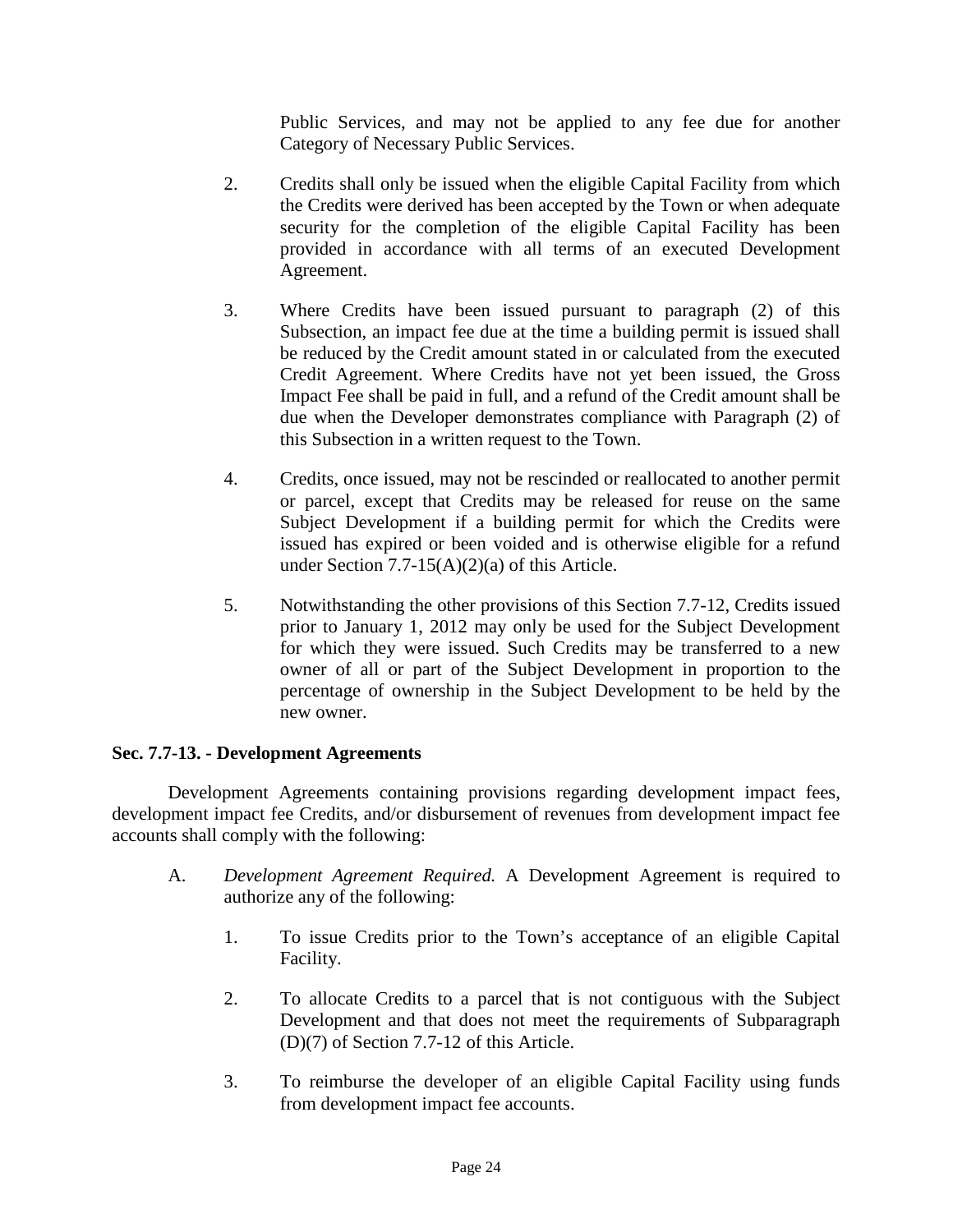Public Services, and may not be applied to any fee due for another Category of Necessary Public Services.

2. Credits shall only be issued when the eligible Capital Facility from which the Credits were derived has been accepted by the Town or when adequate security for the completion of the eligible Capital Facility has been provided in accordance with all terms of an executed Development Agreement.

3. Where Credits have been issued pursuant to paragraph (2) of this Subsection, an impact fee due at the time a building permit is issued shall be reduced by the Credit amount stated in or calculated from the executed Credit Agreement. Where Credits have not yet been issued, the Gross Impact Fee shall be paid in full, and a refund of the Credit amount shall be due when the Developer demonstrates compliance with Paragraph (2) of this Subsection in a written request to the Town.

4. Credits, once issued, may not be rescinded or reallocated to another permit or parcel, except that Credits may be released for reuse on the same Subject Development if a building permit for which the Credits were issued has expired or been voided and is otherwise eligible for a refund under Section 7.7-15(A)(2)(a) of this Article.

5. Notwithstanding the other provisions of this Section 7.7-12, Credits issued prior to January 1, 2012 may only be used for the Subject Development for which they were issued. Such Credits may be transferred to a new owner of all or part of the Subject Development in proportion to the percentage of ownership in the Subject Development to be held by the new owner.

**Sec. 7.7-13. - Development Agreements**

Development Agreements containing provisions regarding development impact fees, development impact fee Credits, and/or disbursement of revenues from development impact fee accounts shall comply with the following:

A. *Development Agreement Required.* A Development Agreement is required to authorize any of the following:

1. To issue Credits prior to the Town's acceptance of an eligible Capital Facility.

2. To allocate Credits to a parcel that is not contiguous with the Subject Development and that does not meet the requirements of Subparagraph (D)(7) of Section 7.7-12 of this Article.

3. To reimburse the developer of an eligible Capital Facility using funds from development impact fee accounts.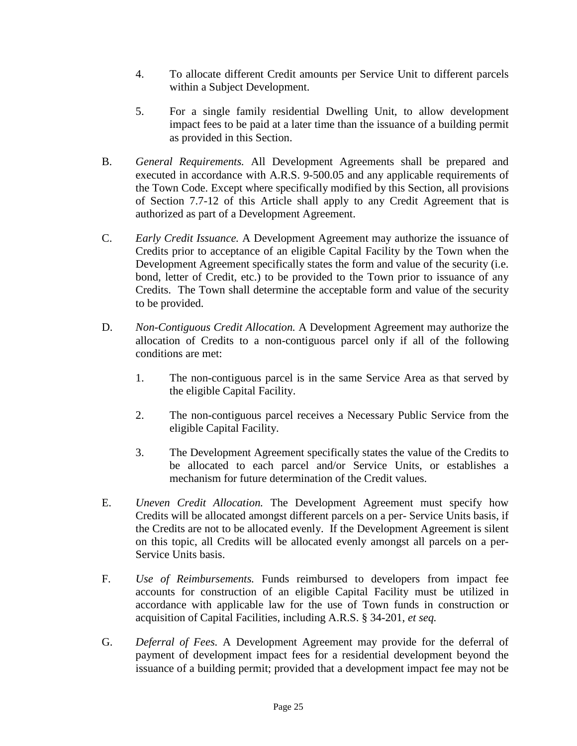4. To allocate different Credit amounts per Service Unit to different parcels within a Subject Development.

5. For a single family residential Dwelling Unit, to allow development impact fees to be paid at a later time than the issuance of a building permit as provided in this Section.

B. *General Requirements.* All Development Agreements shall be prepared and executed in accordance with A.R.S. 9-500.05 and any applicable requirements of the Town Code. Except where specifically modified by this Section, all provisions of Section 7.7-12 of this Article shall apply to any Credit Agreement that is authorized as part of a Development Agreement.

C. *Early Credit Issuance.* A Development Agreement may authorize the issuance of Credits prior to acceptance of an eligible Capital Facility by the Town when the Development Agreement specifically states the form and value of the security (i.e. bond, letter of Credit, etc.) to be provided to the Town prior to issuance of any Credits. The Town shall determine the acceptable form and value of the security to be provided.

D. *Non-Contiguous Credit Allocation.* A Development Agreement may authorize the allocation of Credits to a non-contiguous parcel only if all of the following conditions are met:

   1. The non-contiguous parcel is in the same Service Area as that served by the eligible Capital Facility.

   2. The non-contiguous parcel receives a Necessary Public Service from the eligible Capital Facility.

   3. The Development Agreement specifically states the value of the Credits to be allocated to each parcel and/or Service Units, or establishes a mechanism for future determination of the Credit values.

E. *Uneven Credit Allocation.* The Development Agreement must specify how Credits will be allocated amongst different parcels on a per- Service Units basis, if the Credits are not to be allocated evenly. If the Development Agreement is silent on this topic, all Credits will be allocated evenly amongst all parcels on a per-Service Units basis.

F. *Use of Reimbursements.* Funds reimbursed to developers from impact fee accounts for construction of an eligible Capital Facility must be utilized in accordance with applicable law for the use of Town funds in construction or acquisition of Capital Facilities, including A.R.S. § 34-201, *et seq.*

G. *Deferral of Fees.* A Development Agreement may provide for the deferral of payment of development impact fees for a residential development beyond the issuance of a building permit; provided that a development impact fee may not be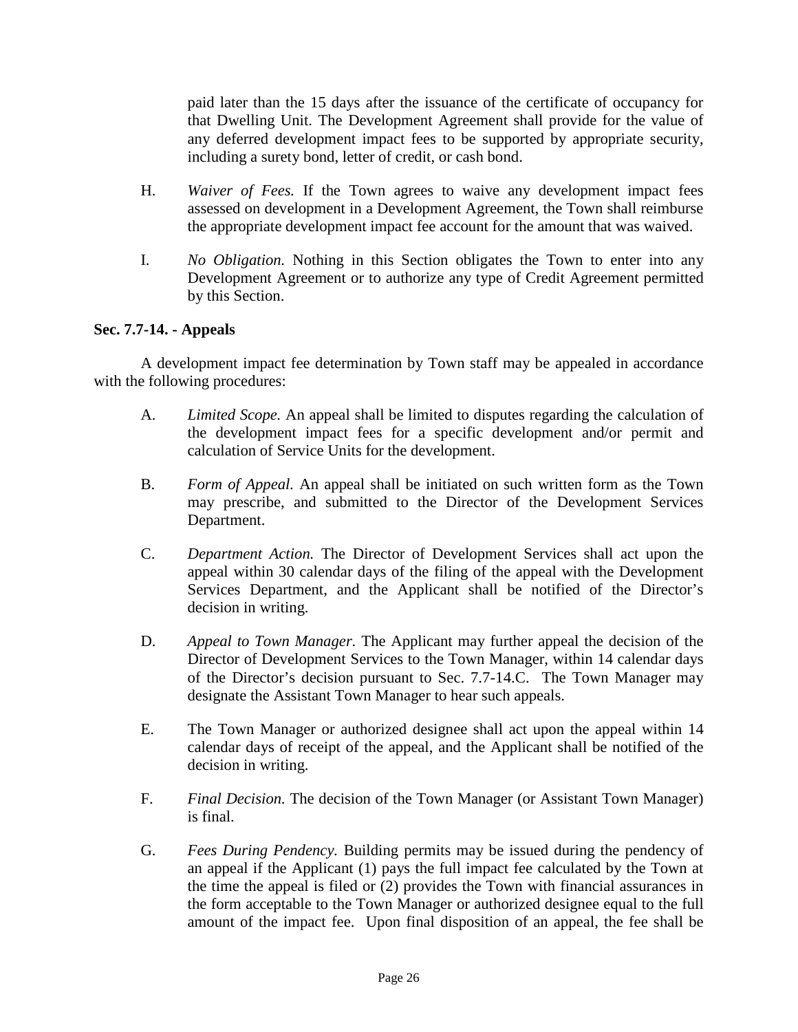paid later than the 15 days after the issuance of the certificate of occupancy for that Dwelling Unit. The Development Agreement shall provide for the value of any deferred development impact fees to be supported by appropriate security, including a surety bond, letter of credit, or cash bond.

H. *Waiver of Fees.* If the Town agrees to waive any development impact fees assessed on development in a Development Agreement, the Town shall reimburse the appropriate development impact fee account for the amount that was waived.

I. *No Obligation.* Nothing in this Section obligates the Town to enter into any Development Agreement or to authorize any type of Credit Agreement permitted by this Section.

**Sec. 7.7-14. - Appeals**

A development impact fee determination by Town staff may be appealed in accordance with the following procedures:

A. *Limited Scope.* An appeal shall be limited to disputes regarding the calculation of the development impact fees for a specific development and/or permit and calculation of Service Units for the development.

B. *Form of Appeal.* An appeal shall be initiated on such written form as the Town may prescribe, and submitted to the Director of the Development Services Department.

C. *Department Action.* The Director of Development Services shall act upon the appeal within 30 calendar days of the filing of the appeal with the Development Services Department, and the Applicant shall be notified of the Director's decision in writing.

D. *Appeal to Town Manager*. The Applicant may further appeal the decision of the Director of Development Services to the Town Manager, within 14 calendar days of the Director's decision pursuant to Sec. 7.7-14.C. The Town Manager may designate the Assistant Town Manager to hear such appeals.

E. The Town Manager or authorized designee shall act upon the appeal within 14 calendar days of receipt of the appeal, and the Applicant shall be notified of the decision in writing.

F. *Final Decision.* The decision of the Town Manager (or Assistant Town Manager) is final.

G. *Fees During Pendency.* Building permits may be issued during the pendency of an appeal if the Applicant (1) pays the full impact fee calculated by the Town at the time the appeal is filed or (2) provides the Town with financial assurances in the form acceptable to the Town Manager or authorized designee equal to the full amount of the impact fee. Upon final disposition of an appeal, the fee shall be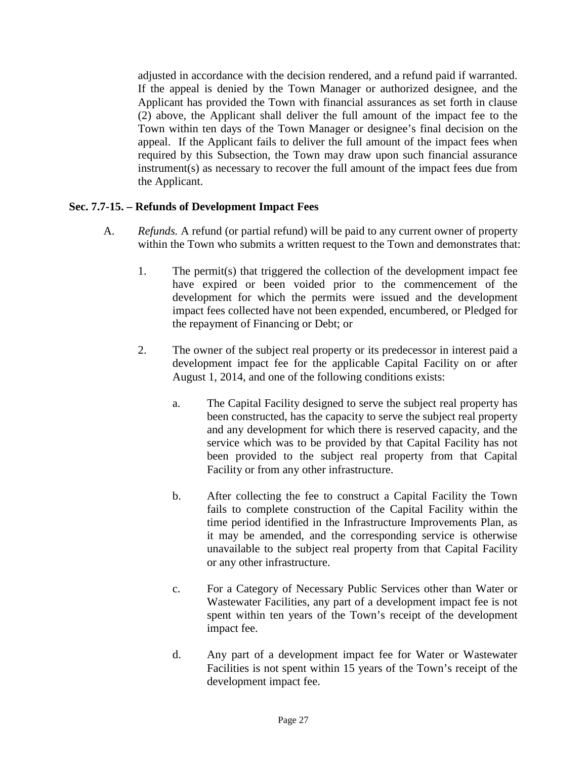adjusted in accordance with the decision rendered, and a refund paid if warranted. If the appeal is denied by the Town Manager or authorized designee, and the Applicant has provided the Town with financial assurances as set forth in clause (2) above, the Applicant shall deliver the full amount of the impact fee to the Town within ten days of the Town Manager or designee's final decision on the appeal. If the Applicant fails to deliver the full amount of the impact fees when required by this Subsection, the Town may draw upon such financial assurance instrument(s) as necessary to recover the full amount of the impact fees due from the Applicant.

**Sec. 7.7-15. – Refunds of Development Impact Fees**

A. *Refunds.* A refund (or partial refund) will be paid to any current owner of property within the Town who submits a written request to the Town and demonstrates that:

1. The permit(s) that triggered the collection of the development impact fee have expired or been voided prior to the commencement of the development for which the permits were issued and the development impact fees collected have not been expended, encumbered, or Pledged for the repayment of Financing or Debt; or

2. The owner of the subject real property or its predecessor in interest paid a development impact fee for the applicable Capital Facility on or after August 1, 2014, and one of the following conditions exists:

   a. The Capital Facility designed to serve the subject real property has been constructed, has the capacity to serve the subject real property and any development for which there is reserved capacity, and the service which was to be provided by that Capital Facility has not been provided to the subject real property from that Capital Facility or from any other infrastructure.

   b. After collecting the fee to construct a Capital Facility the Town fails to complete construction of the Capital Facility within the time period identified in the Infrastructure Improvements Plan, as it may be amended, and the corresponding service is otherwise unavailable to the subject real property from that Capital Facility or any other infrastructure.

   c. For a Category of Necessary Public Services other than Water or Wastewater Facilities, any part of a development impact fee is not spent within ten years of the Town's receipt of the development impact fee.

   d. Any part of a development impact fee for Water or Wastewater Facilities is not spent within 15 years of the Town's receipt of the development impact fee.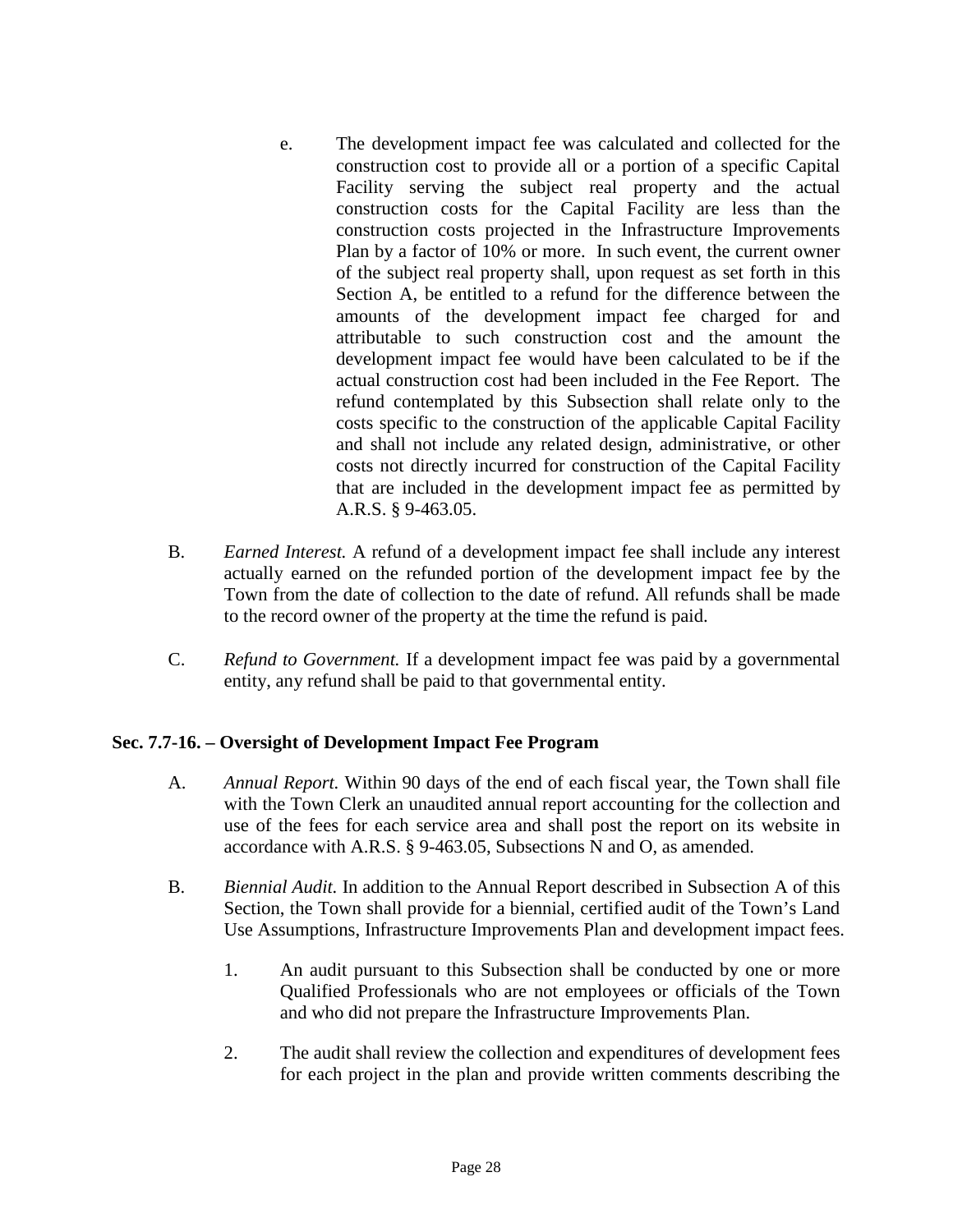e. The development impact fee was calculated and collected for the construction cost to provide all or a portion of a specific Capital Facility serving the subject real property and the actual construction costs for the Capital Facility are less than the construction costs projected in the Infrastructure Improvements Plan by a factor of 10% or more. In such event, the current owner of the subject real property shall, upon request as set forth in this Section A, be entitled to a refund for the difference between the amounts of the development impact fee charged for and attributable to such construction cost and the amount the development impact fee would have been calculated to be if the actual construction cost had been included in the Fee Report. The refund contemplated by this Subsection shall relate only to the costs specific to the construction of the applicable Capital Facility and shall not include any related design, administrative, or other costs not directly incurred for construction of the Capital Facility that are included in the development impact fee as permitted by A.R.S. § 9-463.05.

B. *Earned Interest.* A refund of a development impact fee shall include any interest actually earned on the refunded portion of the development impact fee by the Town from the date of collection to the date of refund. All refunds shall be made to the record owner of the property at the time the refund is paid.

C. *Refund to Government.* If a development impact fee was paid by a governmental entity, any refund shall be paid to that governmental entity.

**Sec. 7.7-16. – Oversight of Development Impact Fee Program**

A. *Annual Report.* Within 90 days of the end of each fiscal year, the Town shall file with the Town Clerk an unaudited annual report accounting for the collection and use of the fees for each service area and shall post the report on its website in accordance with A.R.S. § 9-463.05, Subsections N and O, as amended.

B. *Biennial Audit.* In addition to the Annual Report described in Subsection A of this Section, the Town shall provide for a biennial, certified audit of the Town's Land Use Assumptions, Infrastructure Improvements Plan and development impact fees.

1. An audit pursuant to this Subsection shall be conducted by one or more Qualified Professionals who are not employees or officials of the Town and who did not prepare the Infrastructure Improvements Plan.

2. The audit shall review the collection and expenditures of development fees for each project in the plan and provide written comments describing the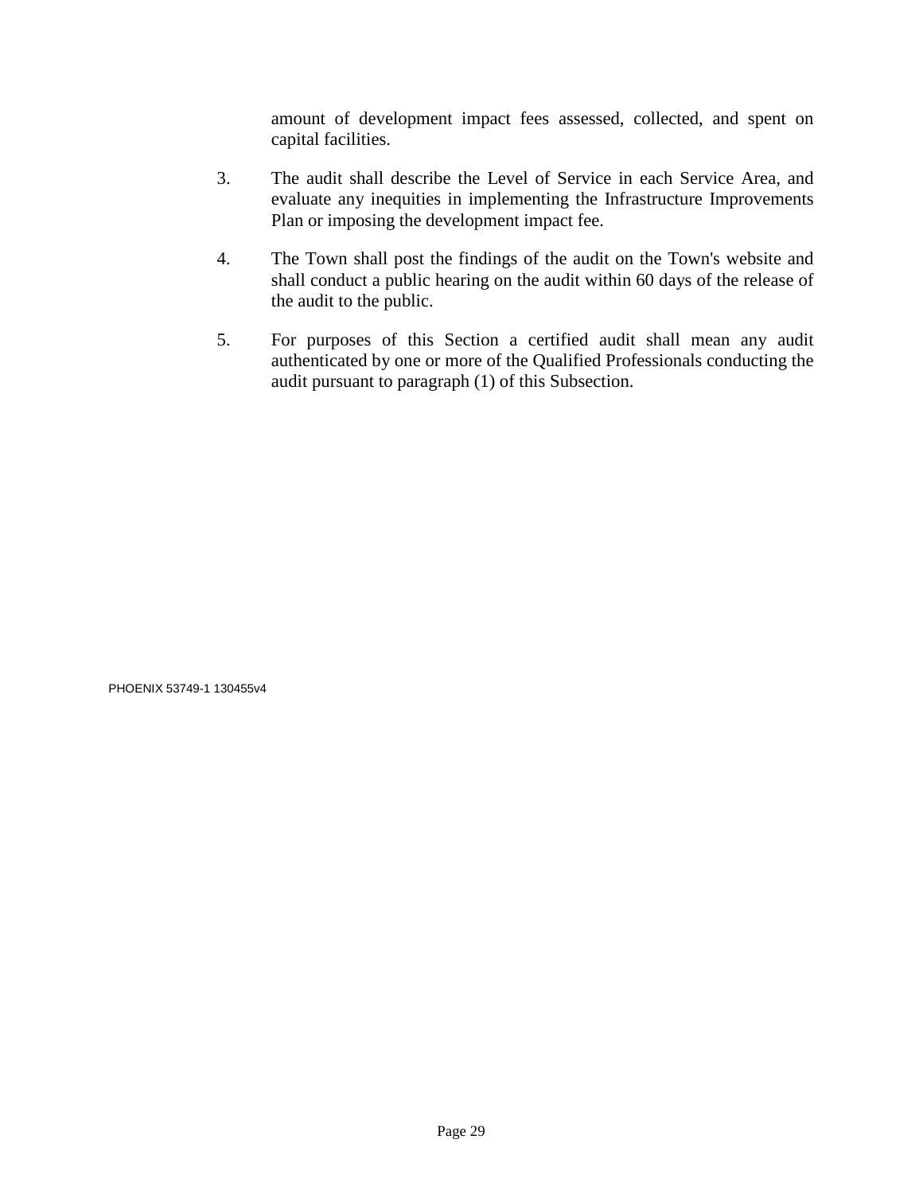amount of development impact fees assessed, collected, and spent on capital facilities.

3. The audit shall describe the Level of Service in each Service Area, and evaluate any inequities in implementing the Infrastructure Improvements Plan or imposing the development impact fee.

4. The Town shall post the findings of the audit on the Town's website and shall conduct a public hearing on the audit within 60 days of the release of the audit to the public.

5. For purposes of this Section a certified audit shall mean any audit authenticated by one or more of the Qualified Professionals conducting the audit pursuant to paragraph (1) of this Subsection.

PHOENIX 53749-1 130455v4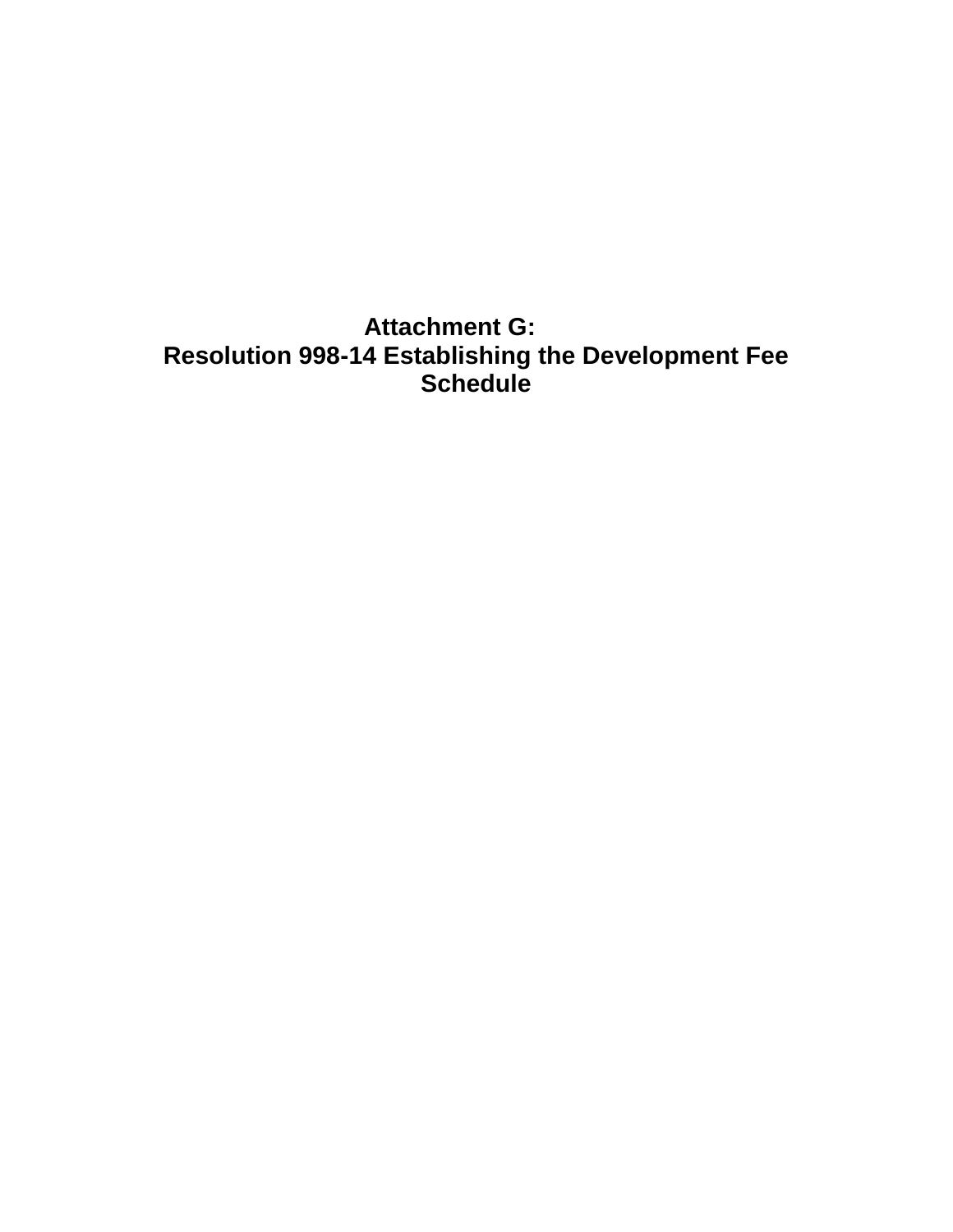# Attachment G:
# Resolution 998-14 Establishing the Development Fee Schedule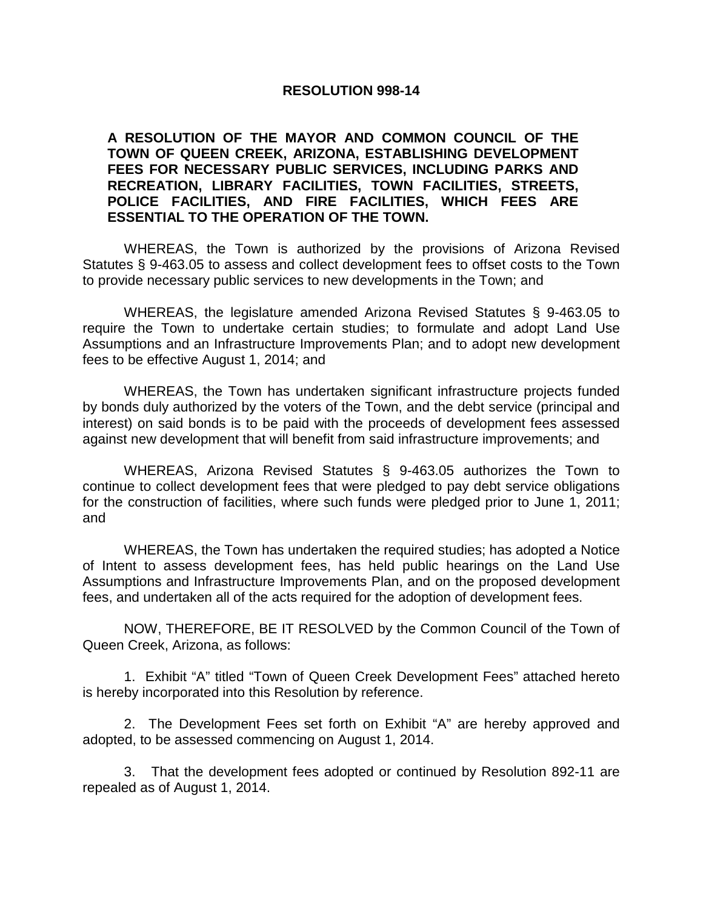# RESOLUTION 998-14

**A RESOLUTION OF THE MAYOR AND COMMON COUNCIL OF THE TOWN OF QUEEN CREEK, ARIZONA, ESTABLISHING DEVELOPMENT FEES FOR NECESSARY PUBLIC SERVICES, INCLUDING PARKS AND RECREATION, LIBRARY FACILITIES, TOWN FACILITIES, STREETS, POLICE FACILITIES, AND FIRE FACILITIES, WHICH FEES ARE ESSENTIAL TO THE OPERATION OF THE TOWN.**

WHEREAS, the Town is authorized by the provisions of Arizona Revised Statutes § 9-463.05 to assess and collect development fees to offset costs to the Town to provide necessary public services to new developments in the Town; and

WHEREAS, the legislature amended Arizona Revised Statutes § 9-463.05 to require the Town to undertake certain studies; to formulate and adopt Land Use Assumptions and an Infrastructure Improvements Plan; and to adopt new development fees to be effective August 1, 2014; and

WHEREAS, the Town has undertaken significant infrastructure projects funded by bonds duly authorized by the voters of the Town, and the debt service (principal and interest) on said bonds is to be paid with the proceeds of development fees assessed against new development that will benefit from said infrastructure improvements; and

WHEREAS, Arizona Revised Statutes § 9-463.05 authorizes the Town to continue to collect development fees that were pledged to pay debt service obligations for the construction of facilities, where such funds were pledged prior to June 1, 2011; and

WHEREAS, the Town has undertaken the required studies; has adopted a Notice of Intent to assess development fees, has held public hearings on the Land Use Assumptions and Infrastructure Improvements Plan, and on the proposed development fees, and undertaken all of the acts required for the adoption of development fees.

NOW, THEREFORE, BE IT RESOLVED by the Common Council of the Town of Queen Creek, Arizona, as follows:

1. Exhibit "A" titled "Town of Queen Creek Development Fees" attached hereto is hereby incorporated into this Resolution by reference.

2. The Development Fees set forth on Exhibit "A" are hereby approved and adopted, to be assessed commencing on August 1, 2014.

3. That the development fees adopted or continued by Resolution 892-11 are repealed as of August 1, 2014.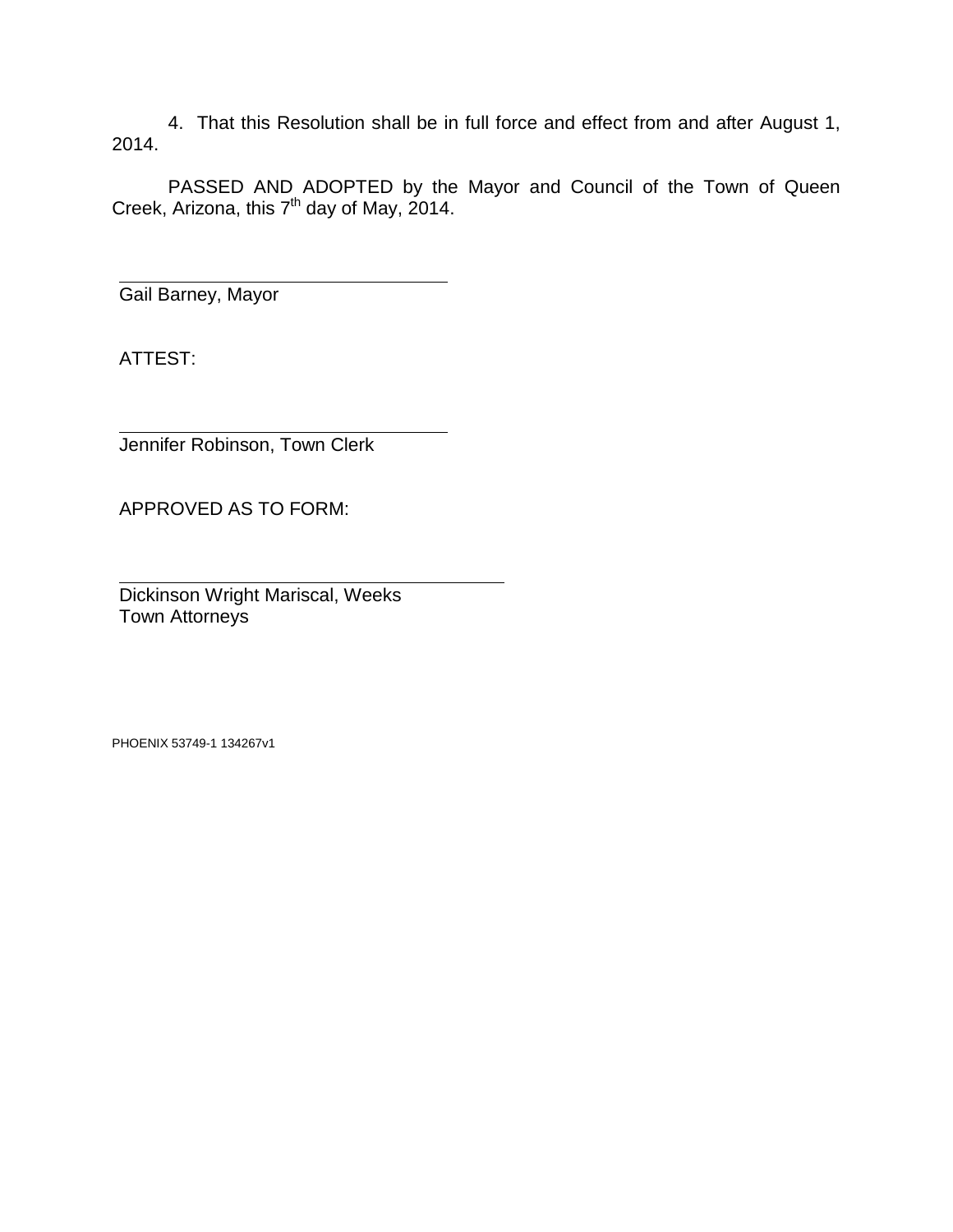4. That this Resolution shall be in full force and effect from and after August 1, 2014.

PASSED AND ADOPTED by the Mayor and Council of the Town of Queen Creek, Arizona, this 7th day of May, 2014.

\_\_\_\_\_\_\_\_\_\_\_\_\_\_\_\_\_\_\_\_\_\_\_\_\_\_\_\_\_\_\_\_\_\_
Gail Barney, Mayor

ATTEST:

\_\_\_\_\_\_\_\_\_\_\_\_\_\_\_\_\_\_\_\_\_\_\_\_\_\_\_\_\_\_\_\_\_\_
Jennifer Robinson, Town Clerk

APPROVED AS TO FORM:

\_\_\_\_\_\_\_\_\_\_\_\_\_\_\_\_\_\_\_\_\_\_\_\_\_\_\_\_\_\_\_\_\_\_\_\_\_\_\_\_
Dickinson Wright Mariscal, Weeks
Town Attorneys

PHOENIX 53749-1 134267v1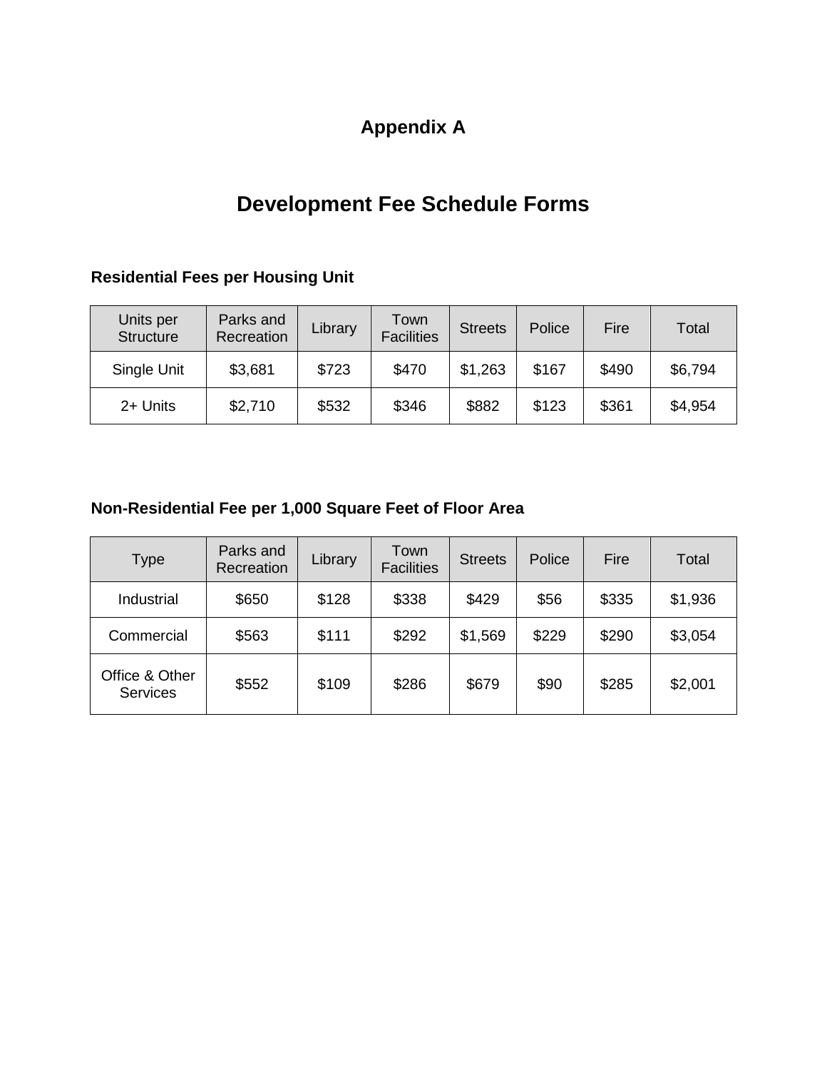# Appendix A

## Development Fee Schedule Forms

**Residential Fees per Housing Unit**

| Units per Structure | Parks and Recreation | Library | Town Facilities | Streets | Police | Fire | Total |
|---|---|---|---|---|---|---|---|
| Single Unit | $3,681 | $723 | $470 | $1,263 | $167 | $490 | $6,794 |
| 2+ Units | $2,710 | $532 | $346 | $882 | $123 | $361 | $4,954 |

**Non-Residential Fee per 1,000 Square Feet of Floor Area**

| Type | Parks and Recreation | Library | Town Facilities | Streets | Police | Fire | Total |
|---|---|---|---|---|---|---|---|
| Industrial | $650 | $128 | $338 | $429 | $56 | $335 | $1,936 |
| Commercial | $563 | $111 | $292 | $1,569 | $229 | $290 | $3,054 |
| Office & Other Services | $552 | $109 | $286 | $679 | $90 | $285 | $2,001 |